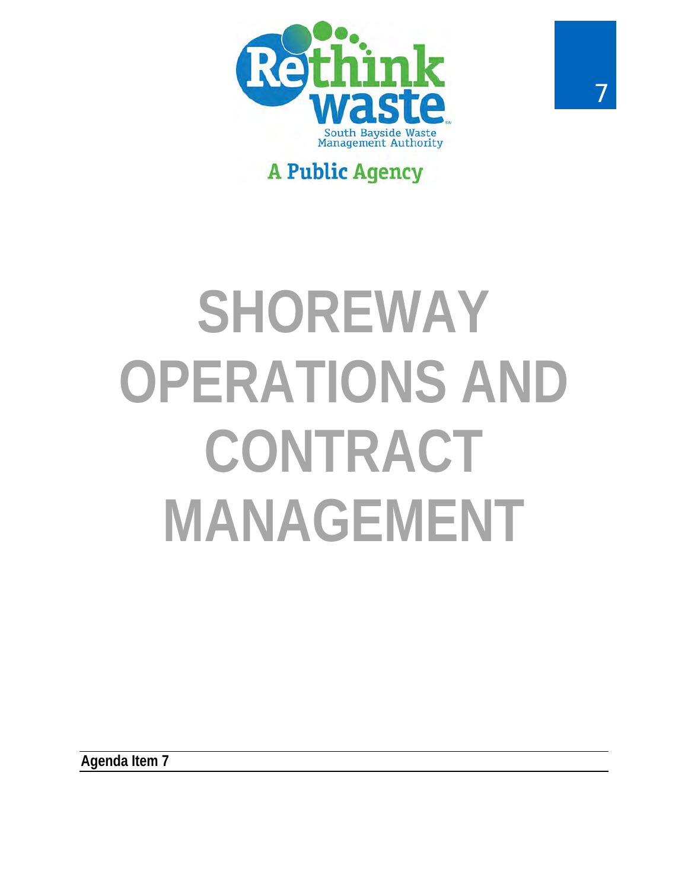Rethink waste

South Bayside Waste Management Authority

A Public Agency

7

# SHOREWAY OPERATIONS AND CONTRACT MANAGEMENT

**Agenda Item 7**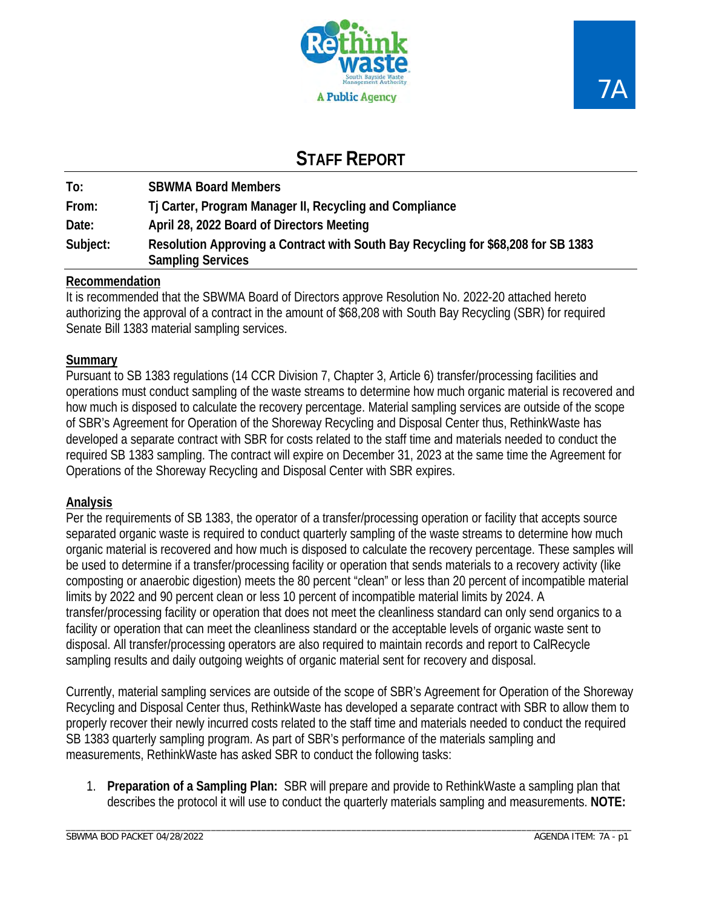# STAFF REPORT

| | |
|---|---|
| **To:** | **SBWMA Board Members** |
| **From:** | **Tj Carter, Program Manager II, Recycling and Compliance** |
| **Date:** | **April 28, 2022 Board of Directors Meeting** |
| **Subject:** | **Resolution Approving a Contract with South Bay Recycling for $68,208 for SB 1383 Sampling Services** |

## Recommendation

It is recommended that the SBWMA Board of Directors approve Resolution No. 2022-20 attached hereto authorizing the approval of a contract in the amount of $68,208 with South Bay Recycling (SBR) for required Senate Bill 1383 material sampling services.

## Summary

Pursuant to SB 1383 regulations (14 CCR Division 7, Chapter 3, Article 6) transfer/processing facilities and operations must conduct sampling of the waste streams to determine how much organic material is recovered and how much is disposed to calculate the recovery percentage. Material sampling services are outside of the scope of SBR's Agreement for Operation of the Shoreway Recycling and Disposal Center thus, RethinkWaste has developed a separate contract with SBR for costs related to the staff time and materials needed to conduct the required SB 1383 sampling. The contract will expire on December 31, 2023 at the same time the Agreement for Operations of the Shoreway Recycling and Disposal Center with SBR expires.

## Analysis

Per the requirements of SB 1383, the operator of a transfer/processing operation or facility that accepts source separated organic waste is required to conduct quarterly sampling of the waste streams to determine how much organic material is recovered and how much is disposed to calculate the recovery percentage. These samples will be used to determine if a transfer/processing facility or operation that sends materials to a recovery activity (like composting or anaerobic digestion) meets the 80 percent "clean" or less than 20 percent of incompatible material limits by 2022 and 90 percent clean or less 10 percent of incompatible material limits by 2024. A transfer/processing facility or operation that does not meet the cleanliness standard can only send organics to a facility or operation that can meet the cleanliness standard or the acceptable levels of organic waste sent to disposal. All transfer/processing operators are also required to maintain records and report to CalRecycle sampling results and daily outgoing weights of organic material sent for recovery and disposal.

Currently, material sampling services are outside of the scope of SBR's Agreement for Operation of the Shoreway Recycling and Disposal Center thus, RethinkWaste has developed a separate contract with SBR to allow them to properly recover their newly incurred costs related to the staff time and materials needed to conduct the required SB 1383 quarterly sampling program. As part of SBR's performance of the materials sampling and measurements, RethinkWaste has asked SBR to conduct the following tasks:

1. **Preparation of a Sampling Plan:** SBR will prepare and provide to RethinkWaste a sampling plan that describes the protocol it will use to conduct the quarterly materials sampling and measurements. **NOTE:**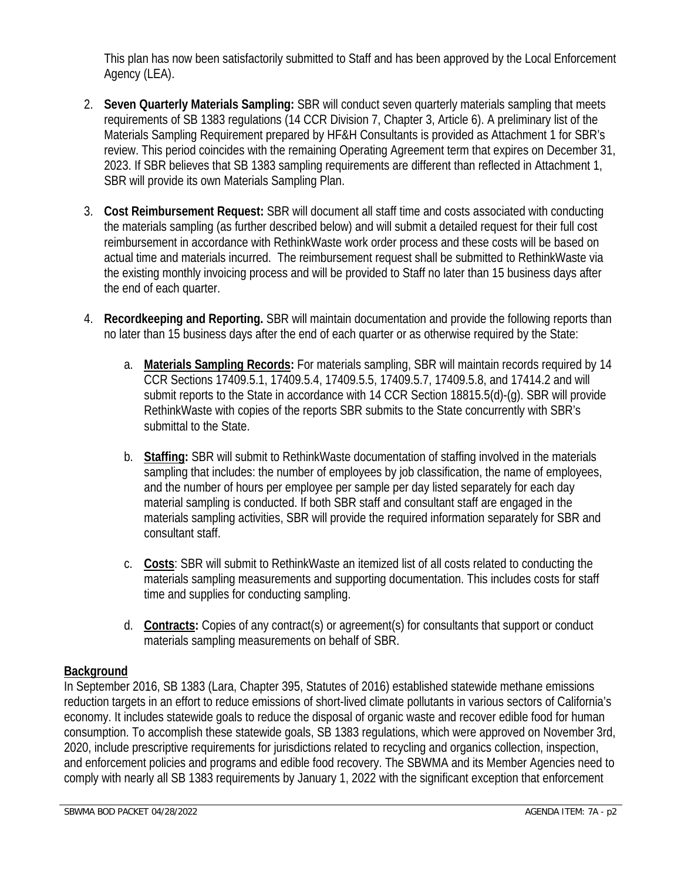This plan has now been satisfactorily submitted to Staff and has been approved by the Local Enforcement Agency (LEA).

2. **Seven Quarterly Materials Sampling:** SBR will conduct seven quarterly materials sampling that meets requirements of SB 1383 regulations (14 CCR Division 7, Chapter 3, Article 6). A preliminary list of the Materials Sampling Requirement prepared by HF&H Consultants is provided as Attachment 1 for SBR's review. This period coincides with the remaining Operating Agreement term that expires on December 31, 2023. If SBR believes that SB 1383 sampling requirements are different than reflected in Attachment 1, SBR will provide its own Materials Sampling Plan.

3. **Cost Reimbursement Request:** SBR will document all staff time and costs associated with conducting the materials sampling (as further described below) and will submit a detailed request for their full cost reimbursement in accordance with RethinkWaste work order process and these costs will be based on actual time and materials incurred. The reimbursement request shall be submitted to RethinkWaste via the existing monthly invoicing process and will be provided to Staff no later than 15 business days after the end of each quarter.

4. **Recordkeeping and Reporting.** SBR will maintain documentation and provide the following reports than no later than 15 business days after the end of each quarter or as otherwise required by the State:

    a. **Materials Sampling Records:** For materials sampling, SBR will maintain records required by 14 CCR Sections 17409.5.1, 17409.5.4, 17409.5.5, 17409.5.7, 17409.5.8, and 17414.2 and will submit reports to the State in accordance with 14 CCR Section 18815.5(d)-(g). SBR will provide RethinkWaste with copies of the reports SBR submits to the State concurrently with SBR's submittal to the State.

    b. **Staffing:** SBR will submit to RethinkWaste documentation of staffing involved in the materials sampling that includes: the number of employees by job classification, the name of employees, and the number of hours per employee per sample per day listed separately for each day material sampling is conducted. If both SBR staff and consultant staff are engaged in the materials sampling activities, SBR will provide the required information separately for SBR and consultant staff.

    c. **Costs**: SBR will submit to RethinkWaste an itemized list of all costs related to conducting the materials sampling measurements and supporting documentation. This includes costs for staff time and supplies for conducting sampling.

    d. **Contracts:** Copies of any contract(s) or agreement(s) for consultants that support or conduct materials sampling measurements on behalf of SBR.

**Background**

In September 2016, SB 1383 (Lara, Chapter 395, Statutes of 2016) established statewide methane emissions reduction targets in an effort to reduce emissions of short-lived climate pollutants in various sectors of California's economy. It includes statewide goals to reduce the disposal of organic waste and recover edible food for human consumption. To accomplish these statewide goals, SB 1383 regulations, which were approved on November 3rd, 2020, include prescriptive requirements for jurisdictions related to recycling and organics collection, inspection, and enforcement policies and programs and edible food recovery. The SBWMA and its Member Agencies need to comply with nearly all SB 1383 requirements by January 1, 2022 with the significant exception that enforcement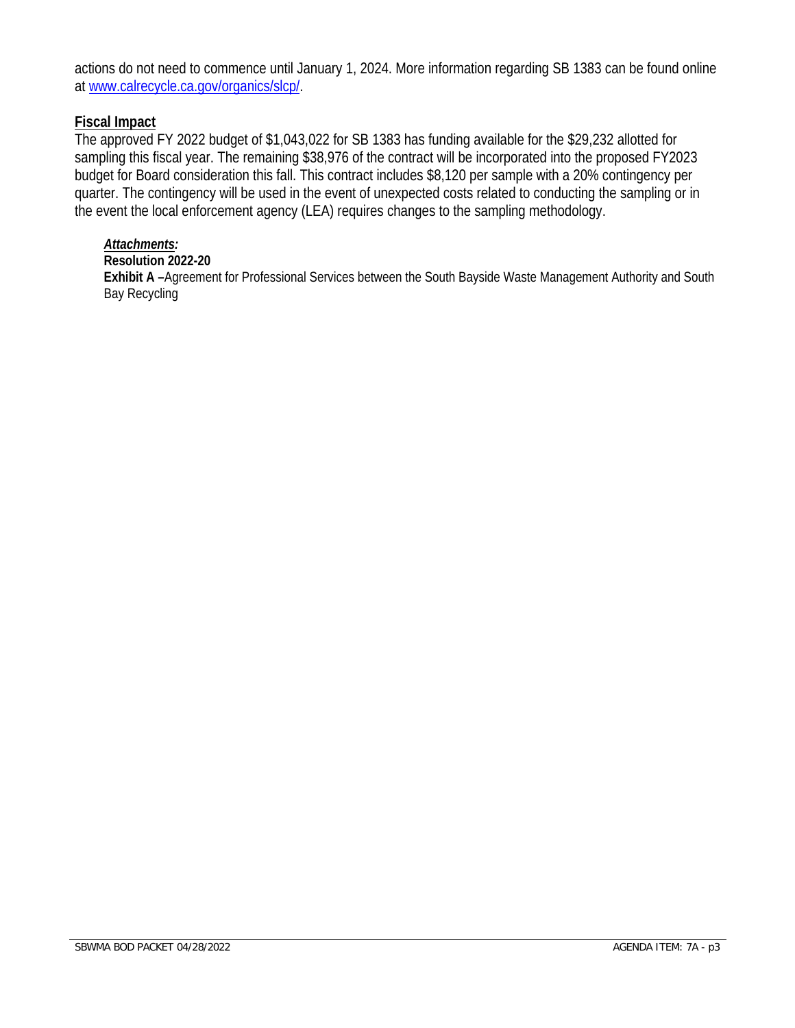actions do not need to commence until January 1, 2024. More information regarding SB 1383 can be found online at [www.calrecycle.ca.gov/organics/slcp/](www.calrecycle.ca.gov/organics/slcp/).

## Fiscal Impact

The approved FY 2022 budget of $1,043,022 for SB 1383 has funding available for the $29,232 allotted for sampling this fiscal year. The remaining $38,976 of the contract will be incorporated into the proposed FY2023 budget for Board consideration this fall. This contract includes $8,120 per sample with a 20% contingency per quarter. The contingency will be used in the event of unexpected costs related to conducting the sampling or in the event the local enforcement agency (LEA) requires changes to the sampling methodology.

***Attachments:***

**Resolution 2022-20**

**Exhibit A –**Agreement for Professional Services between the South Bayside Waste Management Authority and South Bay Recycling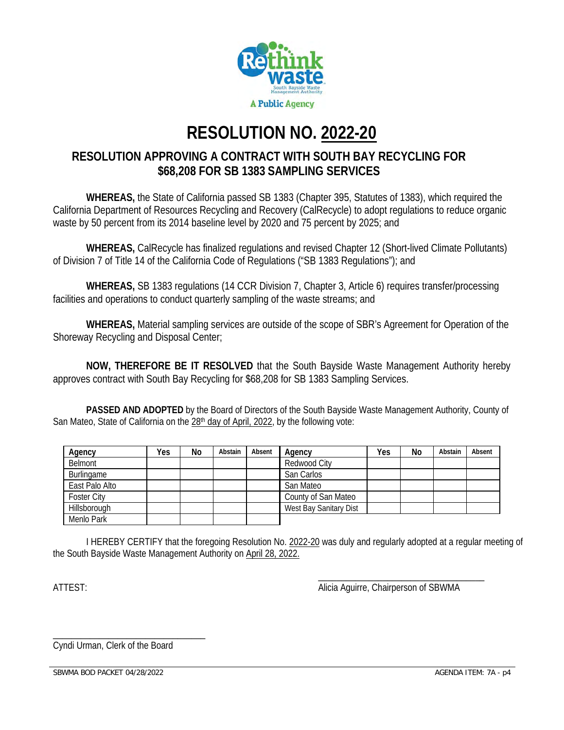# RESOLUTION NO. 2022-20

## RESOLUTION APPROVING A CONTRACT WITH SOUTH BAY RECYCLING FOR $68,208 FOR SB 1383 SAMPLING SERVICES

**WHEREAS,** the State of California passed SB 1383 (Chapter 395, Statutes of 1383), which required the California Department of Resources Recycling and Recovery (CalRecycle) to adopt regulations to reduce organic waste by 50 percent from its 2014 baseline level by 2020 and 75 percent by 2025; and

**WHEREAS,** CalRecycle has finalized regulations and revised Chapter 12 (Short-lived Climate Pollutants) of Division 7 of Title 14 of the California Code of Regulations ("SB 1383 Regulations"); and

**WHEREAS,** SB 1383 regulations (14 CCR Division 7, Chapter 3, Article 6) requires transfer/processing facilities and operations to conduct quarterly sampling of the waste streams; and

**WHEREAS,** Material sampling services are outside of the scope of SBR's Agreement for Operation of the Shoreway Recycling and Disposal Center;

**NOW, THEREFORE BE IT RESOLVED** that the South Bayside Waste Management Authority hereby approves contract with South Bay Recycling for $68,208 for SB 1383 Sampling Services.

**PASSED AND ADOPTED** by the Board of Directors of the South Bayside Waste Management Authority, County of San Mateo, State of California on the 28th day of April, 2022, by the following vote:

| Agency | Yes | No | Abstain | Absent | Agency | Yes | No | Abstain | Absent |
|---|---|---|---|---|---|---|---|---|---|
| Belmont | | | | | Redwood City | | | | |
| Burlingame | | | | | San Carlos | | | | |
| East Palo Alto | | | | | San Mateo | | | | |
| Foster City | | | | | County of San Mateo | | | | |
| Hillsborough | | | | | West Bay Sanitary Dist | | | | |
| Menlo Park | | | | | | | | | |

I HEREBY CERTIFY that the foregoing Resolution No. 2022-20 was duly and regularly adopted at a regular meeting of the South Bayside Waste Management Authority on April 28, 2022.

ATTEST:

______________________________
Alicia Aguirre, Chairperson of SBWMA

______________________________
Cyndi Urman, Clerk of the Board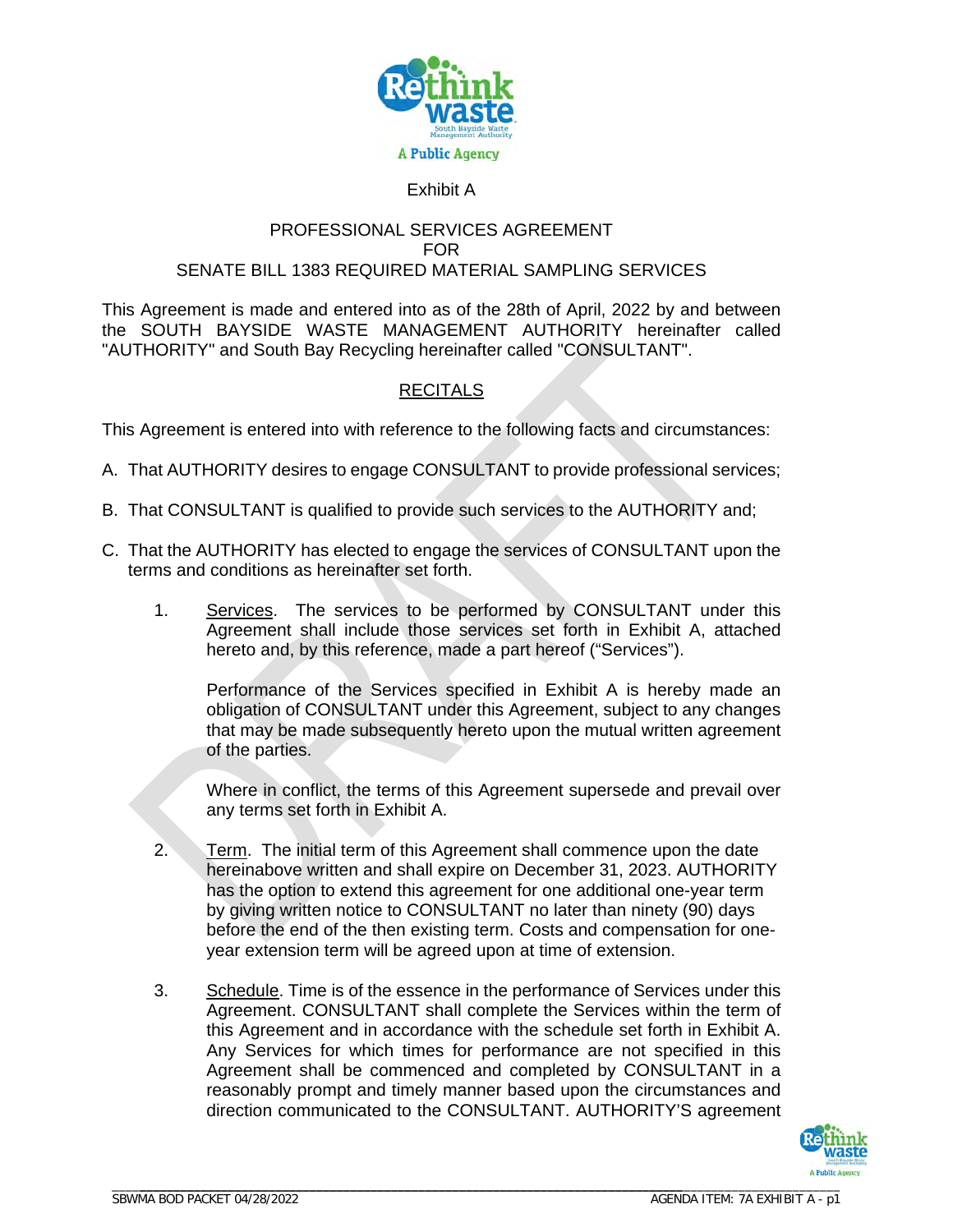Exhibit A

PROFESSIONAL SERVICES AGREEMENT
FOR
SENATE BILL 1383 REQUIRED MATERIAL SAMPLING SERVICES

This Agreement is made and entered into as of the 28th of April, 2022 by and between the SOUTH BAYSIDE WASTE MANAGEMENT AUTHORITY hereinafter called "AUTHORITY" and South Bay Recycling hereinafter called "CONSULTANT".

## RECITALS

This Agreement is entered into with reference to the following facts and circumstances:

A. That AUTHORITY desires to engage CONSULTANT to provide professional services;

B. That CONSULTANT is qualified to provide such services to the AUTHORITY and;

C. That the AUTHORITY has elected to engage the services of CONSULTANT upon the terms and conditions as hereinafter set forth.

1. Services. The services to be performed by CONSULTANT under this Agreement shall include those services set forth in Exhibit A, attached hereto and, by this reference, made a part hereof ("Services").

   Performance of the Services specified in Exhibit A is hereby made an obligation of CONSULTANT under this Agreement, subject to any changes that may be made subsequently hereto upon the mutual written agreement of the parties.

   Where in conflict, the terms of this Agreement supersede and prevail over any terms set forth in Exhibit A.

2. Term. The initial term of this Agreement shall commence upon the date hereinabove written and shall expire on December 31, 2023. AUTHORITY has the option to extend this agreement for one additional one-year term by giving written notice to CONSULTANT no later than ninety (90) days before the end of the then existing term. Costs and compensation for one-year extension term will be agreed upon at time of extension.

3. Schedule. Time is of the essence in the performance of Services under this Agreement. CONSULTANT shall complete the Services within the term of this Agreement and in accordance with the schedule set forth in Exhibit A. Any Services for which times for performance are not specified in this Agreement shall be commenced and completed by CONSULTANT in a reasonably prompt and timely manner based upon the circumstances and direction communicated to the CONSULTANT. AUTHORITY'S agreement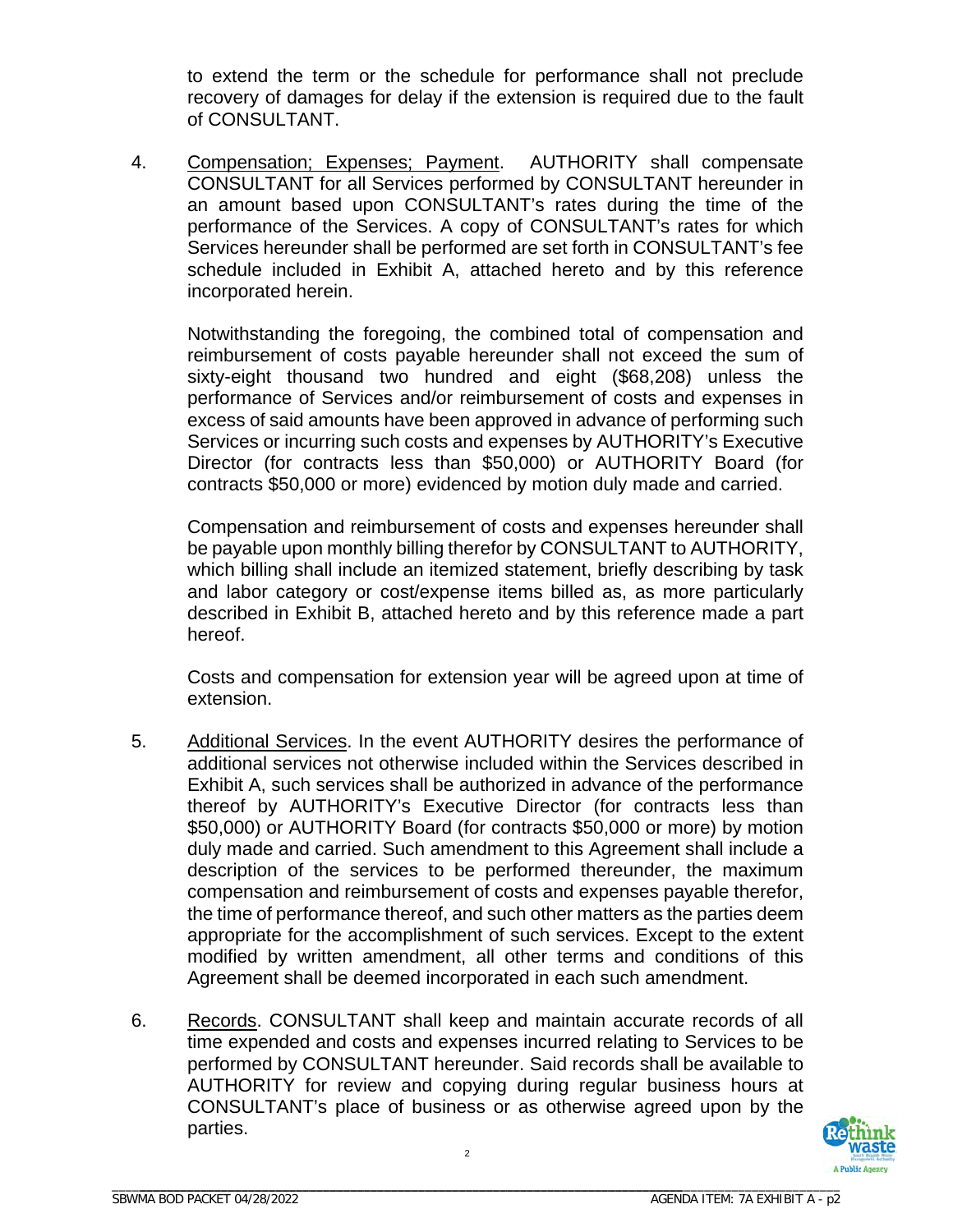to extend the term or the schedule for performance shall not preclude recovery of damages for delay if the extension is required due to the fault of CONSULTANT.

4. Compensation; Expenses; Payment. AUTHORITY shall compensate CONSULTANT for all Services performed by CONSULTANT hereunder in an amount based upon CONSULTANT's rates during the time of the performance of the Services. A copy of CONSULTANT's rates for which Services hereunder shall be performed are set forth in CONSULTANT's fee schedule included in Exhibit A, attached hereto and by this reference incorporated herein.

   Notwithstanding the foregoing, the combined total of compensation and reimbursement of costs payable hereunder shall not exceed the sum of sixty-eight thousand two hundred and eight ($68,208) unless the performance of Services and/or reimbursement of costs and expenses in excess of said amounts have been approved in advance of performing such Services or incurring such costs and expenses by AUTHORITY's Executive Director (for contracts less than $50,000) or AUTHORITY Board (for contracts $50,000 or more) evidenced by motion duly made and carried.

   Compensation and reimbursement of costs and expenses hereunder shall be payable upon monthly billing therefor by CONSULTANT to AUTHORITY, which billing shall include an itemized statement, briefly describing by task and labor category or cost/expense items billed as, as more particularly described in Exhibit B, attached hereto and by this reference made a part hereof.

   Costs and compensation for extension year will be agreed upon at time of extension.

5. Additional Services. In the event AUTHORITY desires the performance of additional services not otherwise included within the Services described in Exhibit A, such services shall be authorized in advance of the performance thereof by AUTHORITY's Executive Director (for contracts less than $50,000) or AUTHORITY Board (for contracts $50,000 or more) by motion duly made and carried. Such amendment to this Agreement shall include a description of the services to be performed thereunder, the maximum compensation and reimbursement of costs and expenses payable therefor, the time of performance thereof, and such other matters as the parties deem appropriate for the accomplishment of such services. Except to the extent modified by written amendment, all other terms and conditions of this Agreement shall be deemed incorporated in each such amendment.

6. Records. CONSULTANT shall keep and maintain accurate records of all time expended and costs and expenses incurred relating to Services to be performed by CONSULTANT hereunder. Said records shall be available to AUTHORITY for review and copying during regular business hours at CONSULTANT's place of business or as otherwise agreed upon by the parties.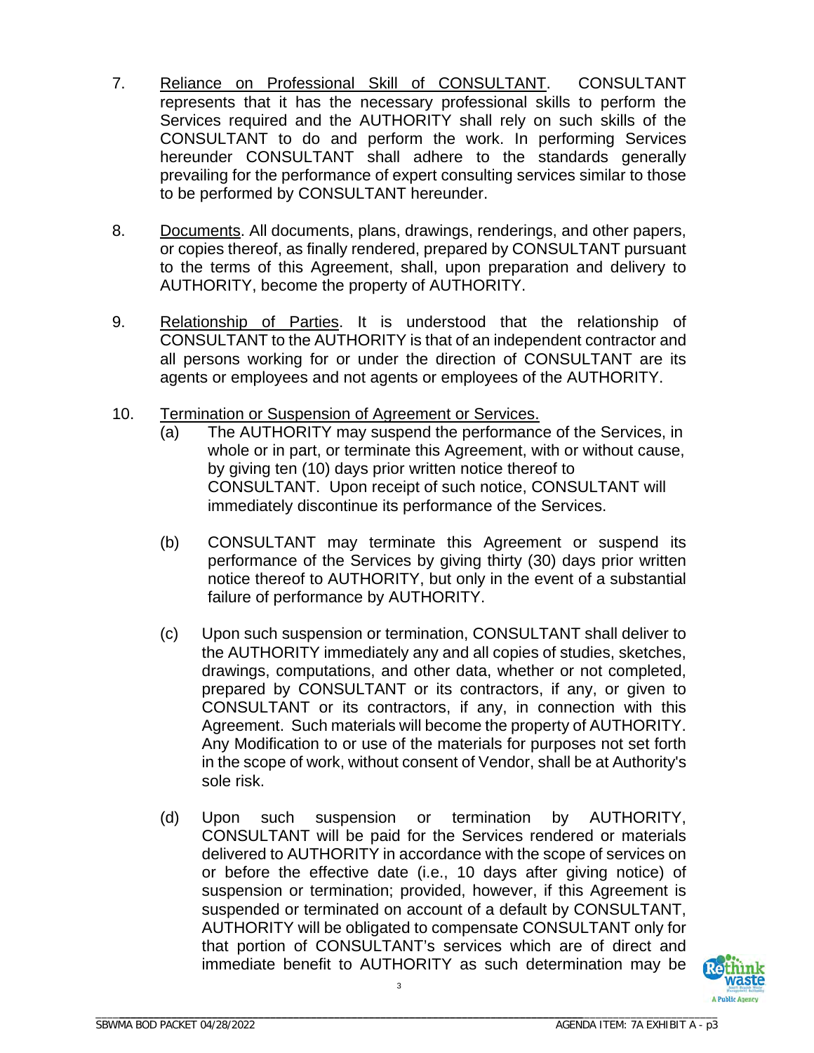7. Reliance on Professional Skill of CONSULTANT. CONSULTANT represents that it has the necessary professional skills to perform the Services required and the AUTHORITY shall rely on such skills of the CONSULTANT to do and perform the work. In performing Services hereunder CONSULTANT shall adhere to the standards generally prevailing for the performance of expert consulting services similar to those to be performed by CONSULTANT hereunder.

8. Documents. All documents, plans, drawings, renderings, and other papers, or copies thereof, as finally rendered, prepared by CONSULTANT pursuant to the terms of this Agreement, shall, upon preparation and delivery to AUTHORITY, become the property of AUTHORITY.

9. Relationship of Parties. It is understood that the relationship of CONSULTANT to the AUTHORITY is that of an independent contractor and all persons working for or under the direction of CONSULTANT are its agents or employees and not agents or employees of the AUTHORITY.

10. Termination or Suspension of Agreement or Services.

    (a) The AUTHORITY may suspend the performance of the Services, in whole or in part, or terminate this Agreement, with or without cause, by giving ten (10) days prior written notice thereof to CONSULTANT. Upon receipt of such notice, CONSULTANT will immediately discontinue its performance of the Services.

    (b) CONSULTANT may terminate this Agreement or suspend its performance of the Services by giving thirty (30) days prior written notice thereof to AUTHORITY, but only in the event of a substantial failure of performance by AUTHORITY.

    (c) Upon such suspension or termination, CONSULTANT shall deliver to the AUTHORITY immediately any and all copies of studies, sketches, drawings, computations, and other data, whether or not completed, prepared by CONSULTANT or its contractors, if any, or given to CONSULTANT or its contractors, if any, in connection with this Agreement. Such materials will become the property of AUTHORITY. Any Modification to or use of the materials for purposes not set forth in the scope of work, without consent of Vendor, shall be at Authority's sole risk.

    (d) Upon such suspension or termination by AUTHORITY, CONSULTANT will be paid for the Services rendered or materials delivered to AUTHORITY in accordance with the scope of services on or before the effective date (i.e., 10 days after giving notice) of suspension or termination; provided, however, if this Agreement is suspended or terminated on account of a default by CONSULTANT, AUTHORITY will be obligated to compensate CONSULTANT only for that portion of CONSULTANT's services which are of direct and immediate benefit to AUTHORITY as such determination may be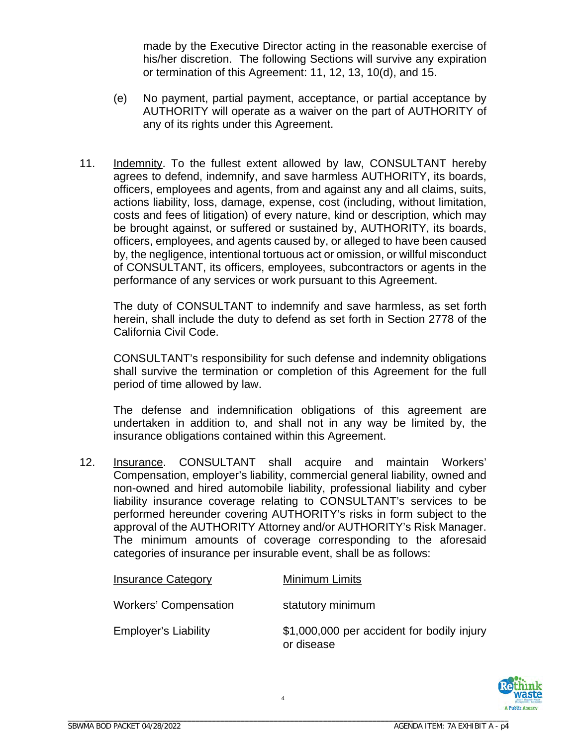made by the Executive Director acting in the reasonable exercise of his/her discretion. The following Sections will survive any expiration or termination of this Agreement: 11, 12, 13, 10(d), and 15.

(e) No payment, partial payment, acceptance, or partial acceptance by AUTHORITY will operate as a waiver on the part of AUTHORITY of any of its rights under this Agreement.

11. Indemnity. To the fullest extent allowed by law, CONSULTANT hereby agrees to defend, indemnify, and save harmless AUTHORITY, its boards, officers, employees and agents, from and against any and all claims, suits, actions liability, loss, damage, expense, cost (including, without limitation, costs and fees of litigation) of every nature, kind or description, which may be brought against, or suffered or sustained by, AUTHORITY, its boards, officers, employees, and agents caused by, or alleged to have been caused by, the negligence, intentional tortuous act or omission, or willful misconduct of CONSULTANT, its officers, employees, subcontractors or agents in the performance of any services or work pursuant to this Agreement.

    The duty of CONSULTANT to indemnify and save harmless, as set forth herein, shall include the duty to defend as set forth in Section 2778 of the California Civil Code.

    CONSULTANT's responsibility for such defense and indemnity obligations shall survive the termination or completion of this Agreement for the full period of time allowed by law.

    The defense and indemnification obligations of this agreement are undertaken in addition to, and shall not in any way be limited by, the insurance obligations contained within this Agreement.

12. Insurance. CONSULTANT shall acquire and maintain Workers' Compensation, employer's liability, commercial general liability, owned and non-owned and hired automobile liability, professional liability and cyber liability insurance coverage relating to CONSULTANT's services to be performed hereunder covering AUTHORITY's risks in form subject to the approval of the AUTHORITY Attorney and/or AUTHORITY's Risk Manager. The minimum amounts of coverage corresponding to the aforesaid categories of insurance per insurable event, shall be as follows:

| Insurance Category | Minimum Limits |
|---|---|
| Workers' Compensation | statutory minimum |
| Employer's Liability | $1,000,000 per accident for bodily injury or disease |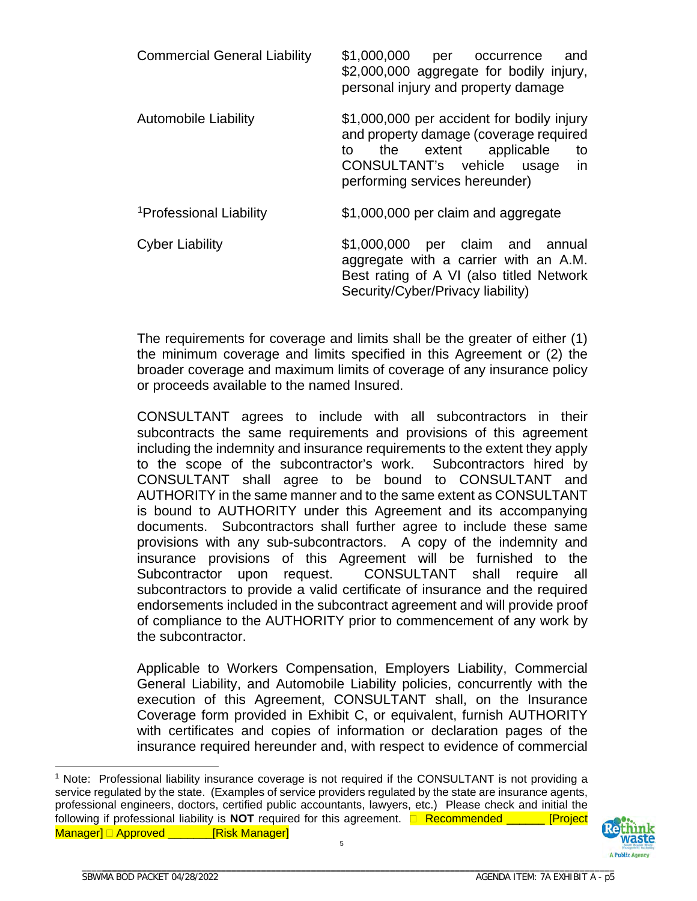| | |
|---|---|
| Commercial General Liability | $1,000,000 per occurrence and $2,000,000 aggregate for bodily injury, personal injury and property damage |
| Automobile Liability | $1,000,000 per accident for bodily injury and property damage (coverage required to the extent applicable to CONSULTANT's vehicle usage in performing services hereunder) |
| [1]Professional Liability | $1,000,000 per claim and aggregate |
| Cyber Liability | $1,000,000 per claim and annual aggregate with a carrier with an A.M. Best rating of A VI (also titled Network Security/Cyber/Privacy liability) |

The requirements for coverage and limits shall be the greater of either (1) the minimum coverage and limits specified in this Agreement or (2) the broader coverage and maximum limits of coverage of any insurance policy or proceeds available to the named Insured.

CONSULTANT agrees to include with all subcontractors in their subcontracts the same requirements and provisions of this agreement including the indemnity and insurance requirements to the extent they apply to the scope of the subcontractor's work. Subcontractors hired by CONSULTANT shall agree to be bound to CONSULTANT and AUTHORITY in the same manner and to the same extent as CONSULTANT is bound to AUTHORITY under this Agreement and its accompanying documents. Subcontractors shall further agree to include these same provisions with any sub-subcontractors. A copy of the indemnity and insurance provisions of this Agreement will be furnished to the Subcontractor upon request. CONSULTANT shall require all subcontractors to provide a valid certificate of insurance and the required endorsements included in the subcontract agreement and will provide proof of compliance to the AUTHORITY prior to commencement of any work by the subcontractor.

Applicable to Workers Compensation, Employers Liability, Commercial General Liability, and Automobile Liability policies, concurrently with the execution of this Agreement, CONSULTANT shall, on the Insurance Coverage form provided in Exhibit C, or equivalent, furnish AUTHORITY with certificates and copies of information or declaration pages of the insurance required hereunder and, with respect to evidence of commercial

[1] Note: Professional liability insurance coverage is not required if the CONSULTANT is not providing a service regulated by the state. (Examples of service providers regulated by the state are insurance agents, professional engineers, doctors, certified public accountants, lawyers, etc.) Please check and initial the following if professional liability is **NOT** required for this agreement. ☐ Recommended ______ [Project Manager] ☐ Approved _______[Risk Manager]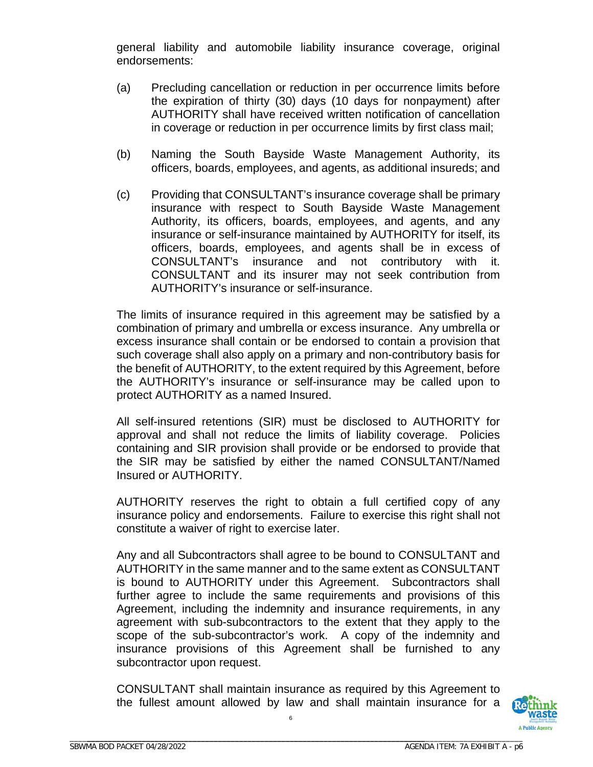general liability and automobile liability insurance coverage, original endorsements:

(a) Precluding cancellation or reduction in per occurrence limits before the expiration of thirty (30) days (10 days for nonpayment) after AUTHORITY shall have received written notification of cancellation in coverage or reduction in per occurrence limits by first class mail;

(b) Naming the South Bayside Waste Management Authority, its officers, boards, employees, and agents, as additional insureds; and

(c) Providing that CONSULTANT's insurance coverage shall be primary insurance with respect to South Bayside Waste Management Authority, its officers, boards, employees, and agents, and any insurance or self-insurance maintained by AUTHORITY for itself, its officers, boards, employees, and agents shall be in excess of CONSULTANT's insurance and not contributory with it. CONSULTANT and its insurer may not seek contribution from AUTHORITY's insurance or self-insurance.

The limits of insurance required in this agreement may be satisfied by a combination of primary and umbrella or excess insurance. Any umbrella or excess insurance shall contain or be endorsed to contain a provision that such coverage shall also apply on a primary and non-contributory basis for the benefit of AUTHORITY, to the extent required by this Agreement, before the AUTHORITY's insurance or self-insurance may be called upon to protect AUTHORITY as a named Insured.

All self-insured retentions (SIR) must be disclosed to AUTHORITY for approval and shall not reduce the limits of liability coverage. Policies containing and SIR provision shall provide or be endorsed to provide that the SIR may be satisfied by either the named CONSULTANT/Named Insured or AUTHORITY.

AUTHORITY reserves the right to obtain a full certified copy of any insurance policy and endorsements. Failure to exercise this right shall not constitute a waiver of right to exercise later.

Any and all Subcontractors shall agree to be bound to CONSULTANT and AUTHORITY in the same manner and to the same extent as CONSULTANT is bound to AUTHORITY under this Agreement. Subcontractors shall further agree to include the same requirements and provisions of this Agreement, including the indemnity and insurance requirements, in any agreement with sub-subcontractors to the extent that they apply to the scope of the sub-subcontractor's work. A copy of the indemnity and insurance provisions of this Agreement shall be furnished to any subcontractor upon request.

CONSULTANT shall maintain insurance as required by this Agreement to the fullest amount allowed by law and shall maintain insurance for a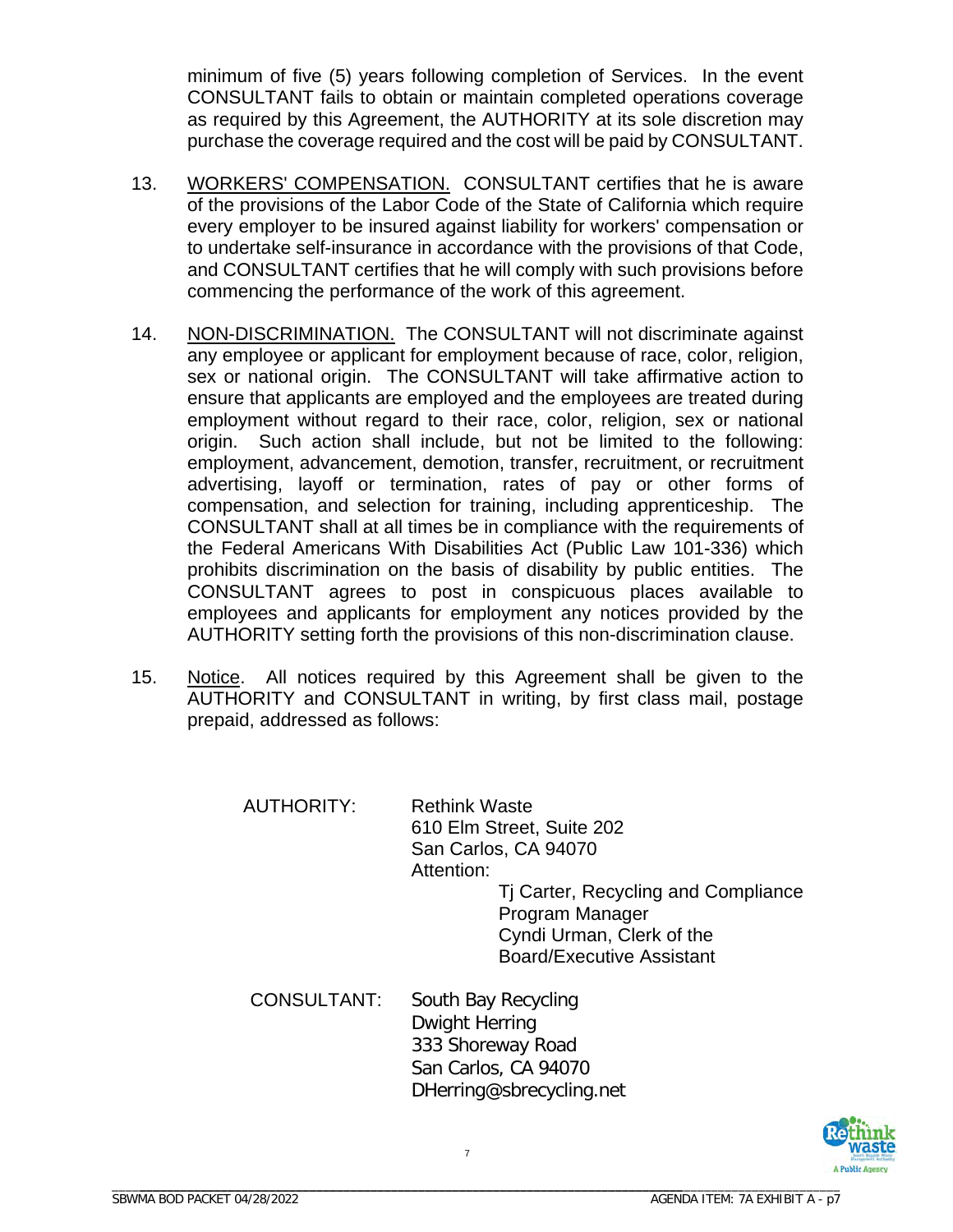minimum of five (5) years following completion of Services. In the event CONSULTANT fails to obtain or maintain completed operations coverage as required by this Agreement, the AUTHORITY at its sole discretion may purchase the coverage required and the cost will be paid by CONSULTANT.

13. WORKERS' COMPENSATION. CONSULTANT certifies that he is aware of the provisions of the Labor Code of the State of California which require every employer to be insured against liability for workers' compensation or to undertake self-insurance in accordance with the provisions of that Code, and CONSULTANT certifies that he will comply with such provisions before commencing the performance of the work of this agreement.

14. NON-DISCRIMINATION. The CONSULTANT will not discriminate against any employee or applicant for employment because of race, color, religion, sex or national origin. The CONSULTANT will take affirmative action to ensure that applicants are employed and the employees are treated during employment without regard to their race, color, religion, sex or national origin. Such action shall include, but not be limited to the following: employment, advancement, demotion, transfer, recruitment, or recruitment advertising, layoff or termination, rates of pay or other forms of compensation, and selection for training, including apprenticeship. The CONSULTANT shall at all times be in compliance with the requirements of the Federal Americans With Disabilities Act (Public Law 101-336) which prohibits discrimination on the basis of disability by public entities. The CONSULTANT agrees to post in conspicuous places available to employees and applicants for employment any notices provided by the AUTHORITY setting forth the provisions of this non-discrimination clause.

15. Notice. All notices required by this Agreement shall be given to the AUTHORITY and CONSULTANT in writing, by first class mail, postage prepaid, addressed as follows:

AUTHORITY:
Rethink Waste
610 Elm Street, Suite 202
San Carlos, CA 94070
Attention:
Tj Carter, Recycling and Compliance Program Manager
Cyndi Urman, Clerk of the Board/Executive Assistant

CONSULTANT:
South Bay Recycling
Dwight Herring
333 Shoreway Road
San Carlos, CA 94070
DHerring@sbrecycling.net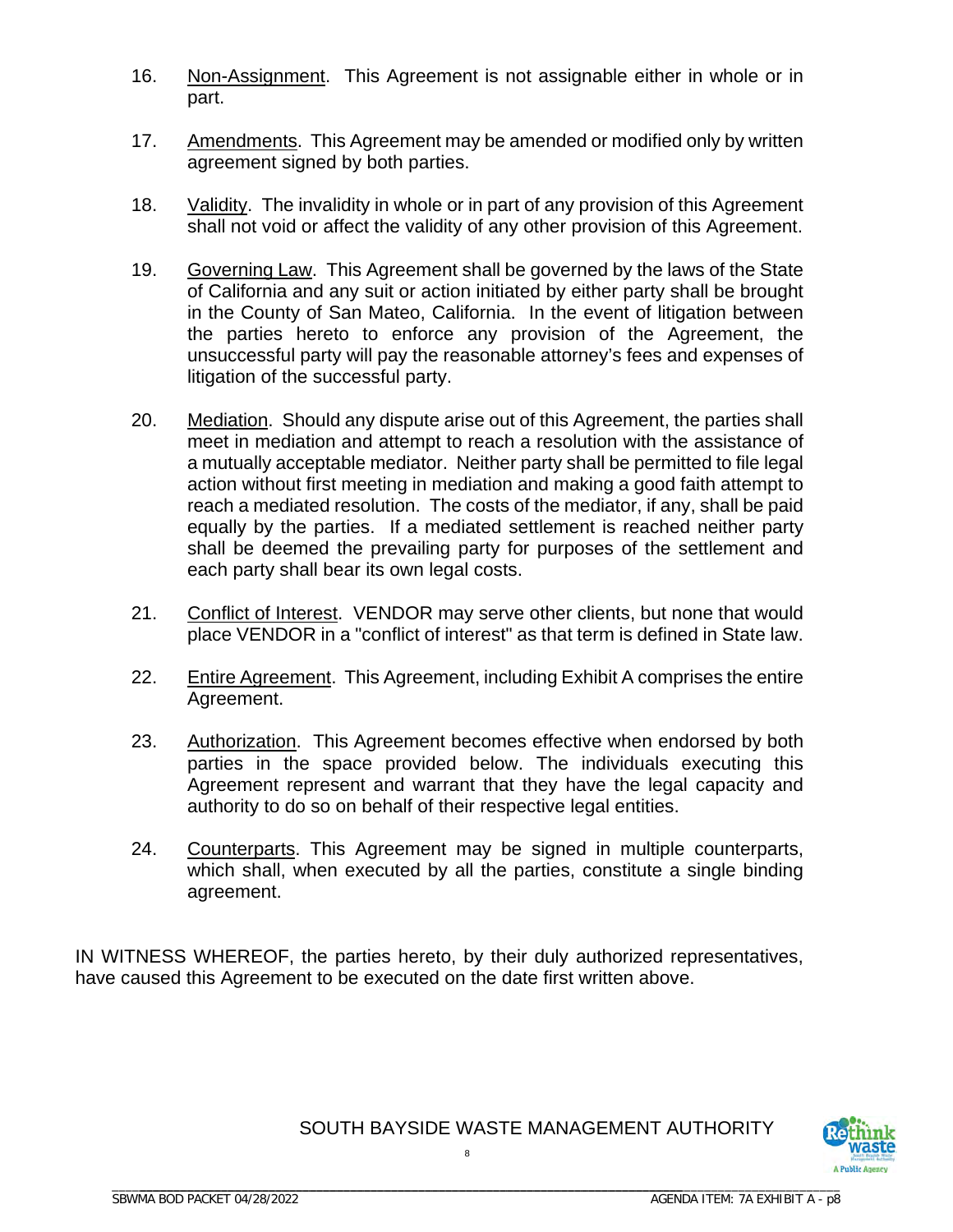16. Non-Assignment. This Agreement is not assignable either in whole or in part.

17. Amendments. This Agreement may be amended or modified only by written agreement signed by both parties.

18. Validity. The invalidity in whole or in part of any provision of this Agreement shall not void or affect the validity of any other provision of this Agreement.

19. Governing Law. This Agreement shall be governed by the laws of the State of California and any suit or action initiated by either party shall be brought in the County of San Mateo, California. In the event of litigation between the parties hereto to enforce any provision of the Agreement, the unsuccessful party will pay the reasonable attorney's fees and expenses of litigation of the successful party.

20. Mediation. Should any dispute arise out of this Agreement, the parties shall meet in mediation and attempt to reach a resolution with the assistance of a mutually acceptable mediator. Neither party shall be permitted to file legal action without first meeting in mediation and making a good faith attempt to reach a mediated resolution. The costs of the mediator, if any, shall be paid equally by the parties. If a mediated settlement is reached neither party shall be deemed the prevailing party for purposes of the settlement and each party shall bear its own legal costs.

21. Conflict of Interest. VENDOR may serve other clients, but none that would place VENDOR in a "conflict of interest" as that term is defined in State law.

22. Entire Agreement. This Agreement, including Exhibit A comprises the entire Agreement.

23. Authorization. This Agreement becomes effective when endorsed by both parties in the space provided below. The individuals executing this Agreement represent and warrant that they have the legal capacity and authority to do so on behalf of their respective legal entities.

24. Counterparts. This Agreement may be signed in multiple counterparts, which shall, when executed by all the parties, constitute a single binding agreement.

IN WITNESS WHEREOF, the parties hereto, by their duly authorized representatives, have caused this Agreement to be executed on the date first written above.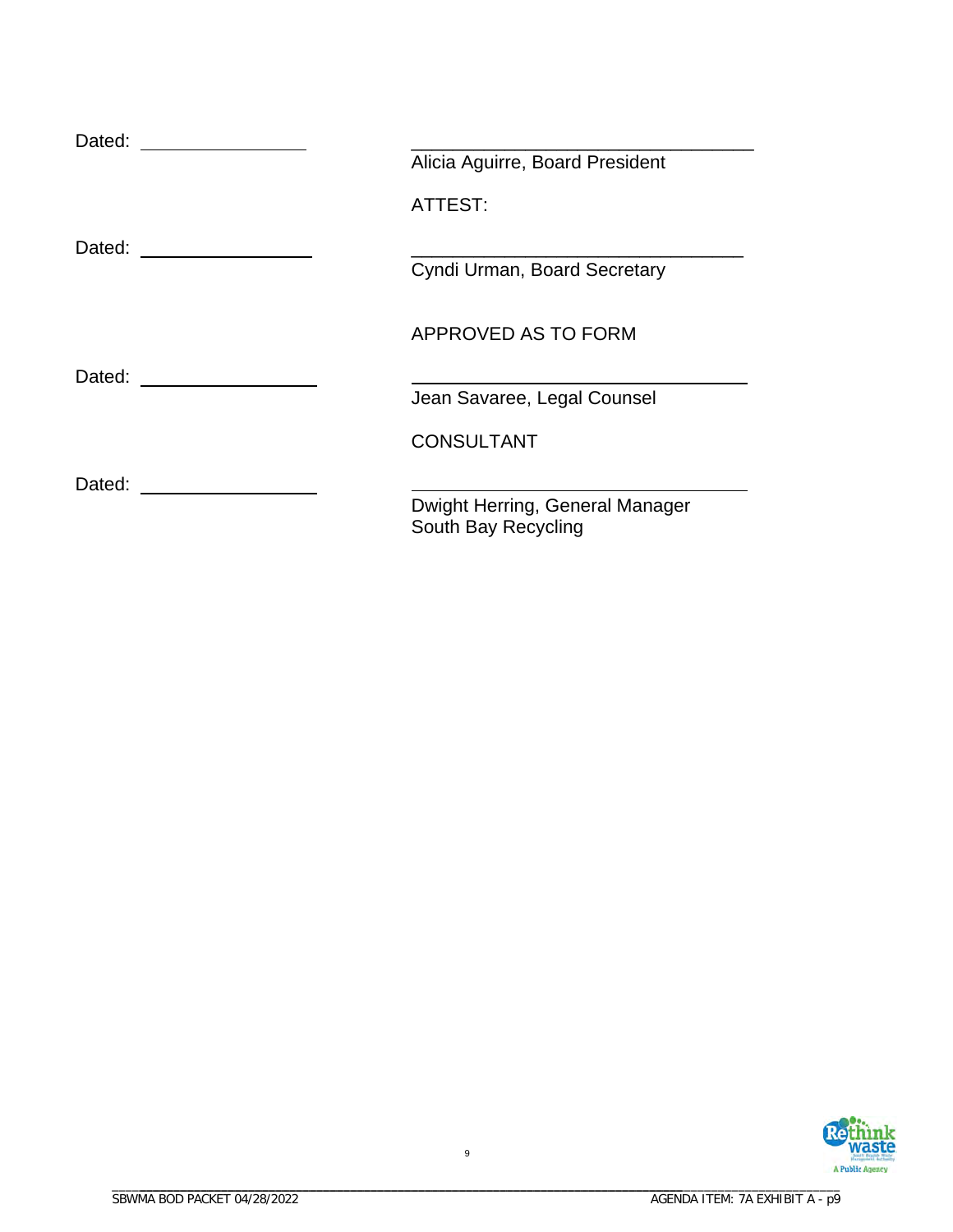Dated: ________________ &nbsp;&nbsp;&nbsp;&nbsp; ________________________________
Alicia Aguirre, Board President

ATTEST:

Dated: ________________ &nbsp;&nbsp;&nbsp;&nbsp; ________________________________
Cyndi Urman, Board Secretary

APPROVED AS TO FORM

Dated: ________________ &nbsp;&nbsp;&nbsp;&nbsp; ________________________________
Jean Savaree, Legal Counsel

CONSULTANT

Dated: ________________ &nbsp;&nbsp;&nbsp;&nbsp; ________________________________
Dwight Herring, General Manager
South Bay Recycling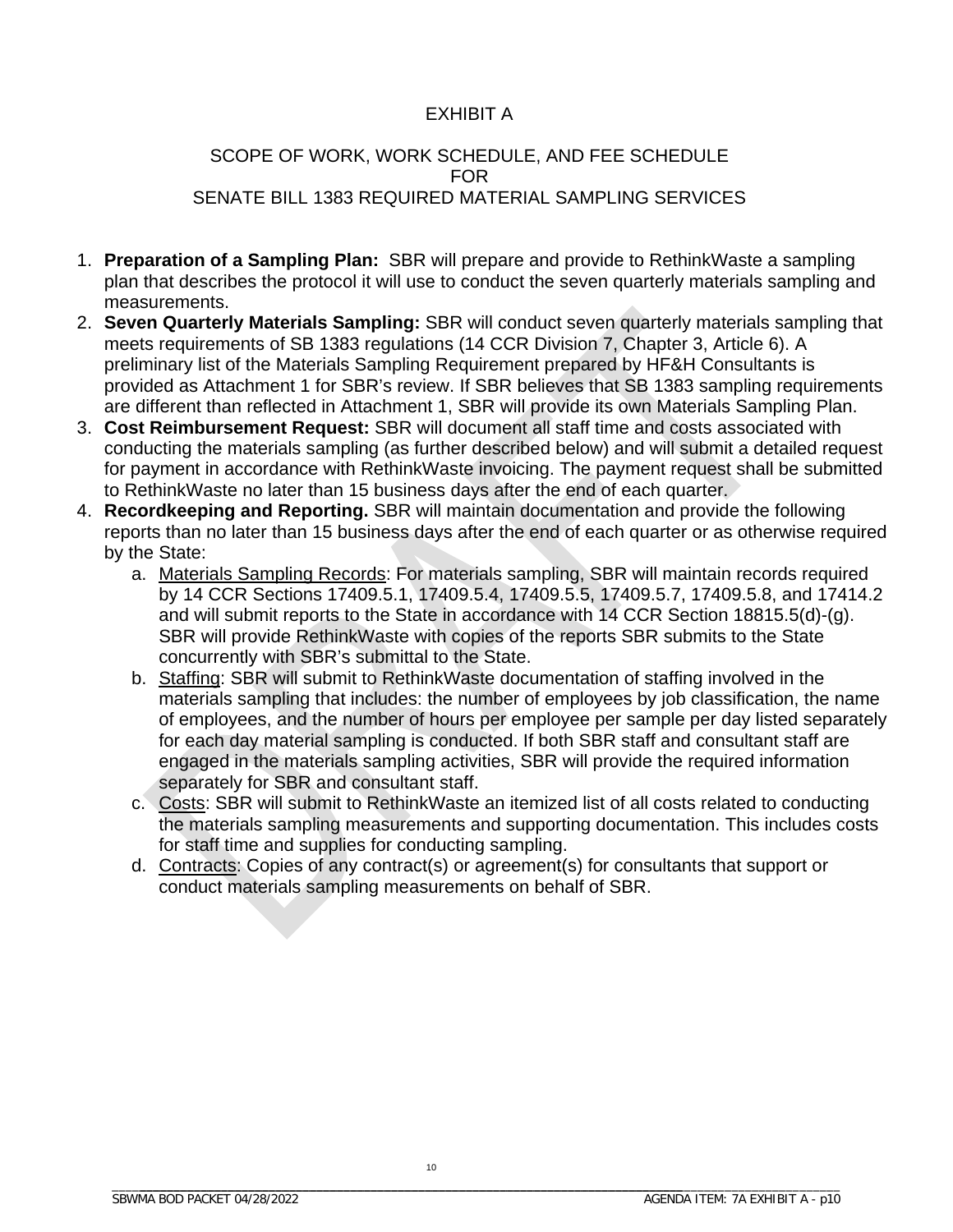# EXHIBIT A

## SCOPE OF WORK, WORK SCHEDULE, AND FEE SCHEDULE FOR SENATE BILL 1383 REQUIRED MATERIAL SAMPLING SERVICES

1. **Preparation of a Sampling Plan:** SBR will prepare and provide to RethinkWaste a sampling plan that describes the protocol it will use to conduct the seven quarterly materials sampling and measurements.
2. **Seven Quarterly Materials Sampling:** SBR will conduct seven quarterly materials sampling that meets requirements of SB 1383 regulations (14 CCR Division 7, Chapter 3, Article 6). A preliminary list of the Materials Sampling Requirement prepared by HF&H Consultants is provided as Attachment 1 for SBR's review. If SBR believes that SB 1383 sampling requirements are different than reflected in Attachment 1, SBR will provide its own Materials Sampling Plan.
3. **Cost Reimbursement Request:** SBR will document all staff time and costs associated with conducting the materials sampling (as further described below) and will submit a detailed request for payment in accordance with RethinkWaste invoicing. The payment request shall be submitted to RethinkWaste no later than 15 business days after the end of each quarter.
4. **Recordkeeping and Reporting.** SBR will maintain documentation and provide the following reports than no later than 15 business days after the end of each quarter or as otherwise required by the State:
   a. Materials Sampling Records: For materials sampling, SBR will maintain records required by 14 CCR Sections 17409.5.1, 17409.5.4, 17409.5.5, 17409.5.7, 17409.5.8, and 17414.2 and will submit reports to the State in accordance with 14 CCR Section 18815.5(d)-(g). SBR will provide RethinkWaste with copies of the reports SBR submits to the State concurrently with SBR's submittal to the State.
   b. Staffing: SBR will submit to RethinkWaste documentation of staffing involved in the materials sampling that includes: the number of employees by job classification, the name of employees, and the number of hours per employee per sample per day listed separately for each day material sampling is conducted. If both SBR staff and consultant staff are engaged in the materials sampling activities, SBR will provide the required information separately for SBR and consultant staff.
   c. Costs: SBR will submit to RethinkWaste an itemized list of all costs related to conducting the materials sampling measurements and supporting documentation. This includes costs for staff time and supplies for conducting sampling.
   d. Contracts: Copies of any contract(s) or agreement(s) for consultants that support or conduct materials sampling measurements on behalf of SBR.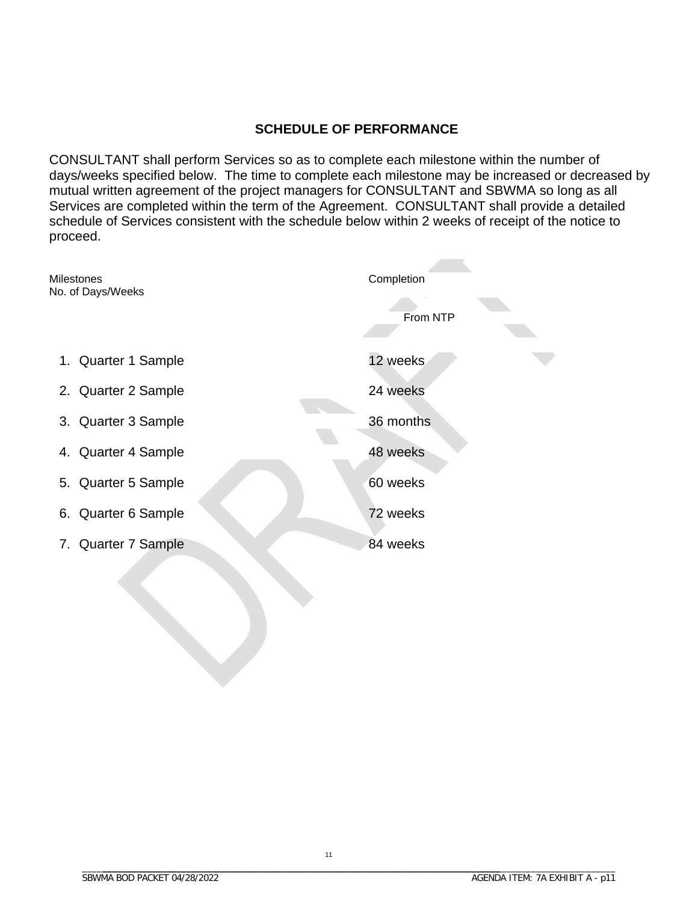## SCHEDULE OF PERFORMANCE

CONSULTANT shall perform Services so as to complete each milestone within the number of days/weeks specified below. The time to complete each milestone may be increased or decreased by mutual written agreement of the project managers for CONSULTANT and SBWMA so long as all Services are completed within the term of the Agreement. CONSULTANT shall provide a detailed schedule of Services consistent with the schedule below within 2 weeks of receipt of the notice to proceed.

| Milestones<br>No. of Days/Weeks | Completion<br>From NTP |
|---|---|
| 1. Quarter 1 Sample | 12 weeks |
| 2. Quarter 2 Sample | 24 weeks |
| 3. Quarter 3 Sample | 36 months |
| 4. Quarter 4 Sample | 48 weeks |
| 5. Quarter 5 Sample | 60 weeks |
| 6. Quarter 6 Sample | 72 weeks |
| 7. Quarter 7 Sample | 84 weeks |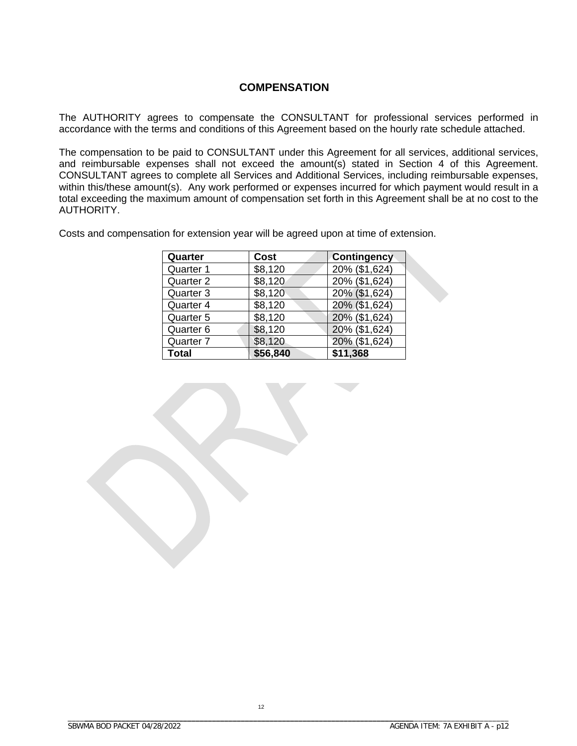## COMPENSATION

The AUTHORITY agrees to compensate the CONSULTANT for professional services performed in accordance with the terms and conditions of this Agreement based on the hourly rate schedule attached.

The compensation to be paid to CONSULTANT under this Agreement for all services, additional services, and reimbursable expenses shall not exceed the amount(s) stated in Section 4 of this Agreement. CONSULTANT agrees to complete all Services and Additional Services, including reimbursable expenses, within this/these amount(s). Any work performed or expenses incurred for which payment would result in a total exceeding the maximum amount of compensation set forth in this Agreement shall be at no cost to the AUTHORITY.

Costs and compensation for extension year will be agreed upon at time of extension.

| Quarter | Cost | Contingency |
|---|---|---|
| Quarter 1 | $8,120 | 20% ($1,624) |
| Quarter 2 | $8,120 | 20% ($1,624) |
| Quarter 3 | $8,120 | 20% ($1,624) |
| Quarter 4 | $8,120 | 20% ($1,624) |
| Quarter 5 | $8,120 | 20% ($1,624) |
| Quarter 6 | $8,120 | 20% ($1,624) |
| Quarter 7 | $8,120 | 20% ($1,624) |
| **Total** | **$56,840** | **$11,368** |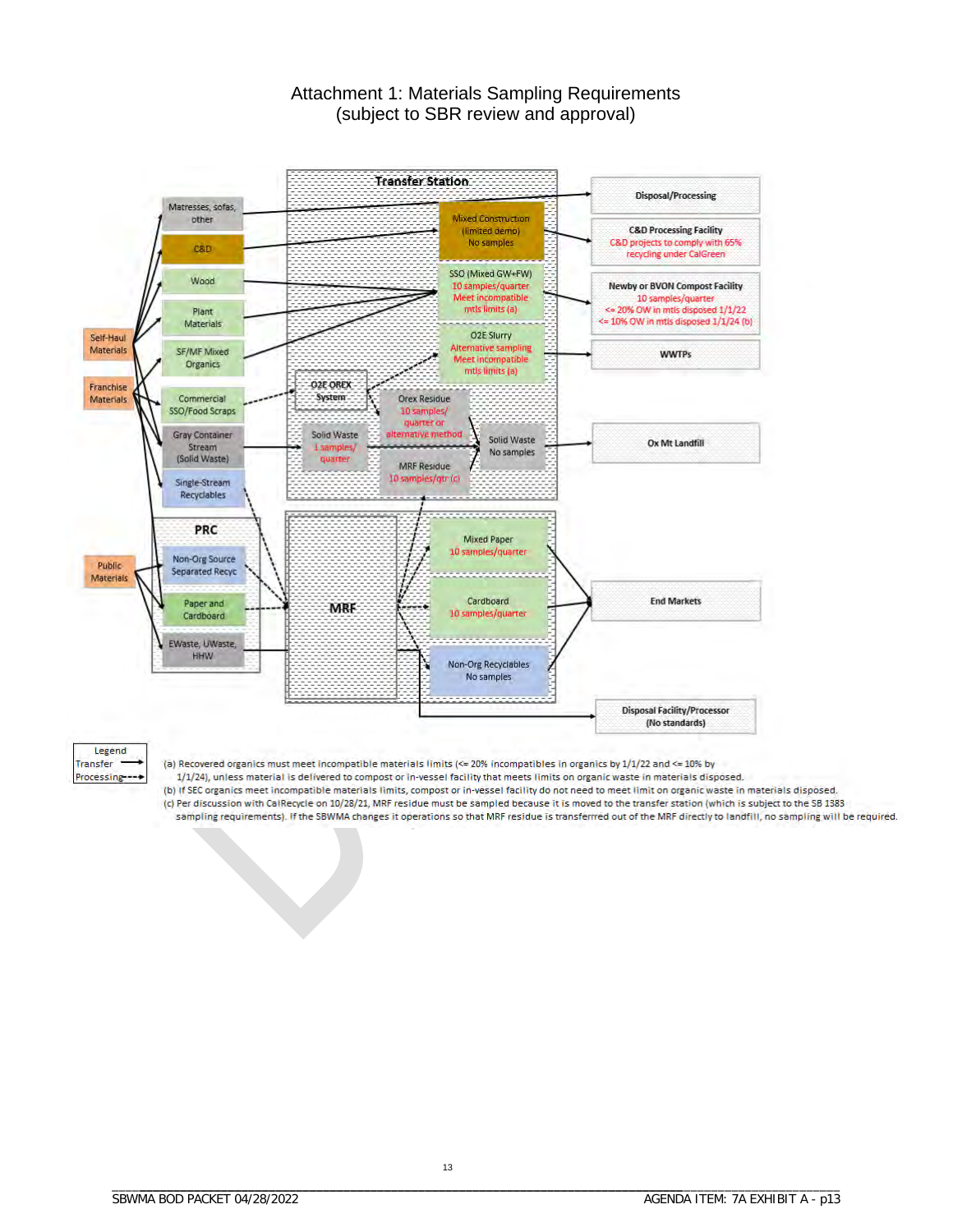# Attachment 1: Materials Sampling Requirements
(subject to SBR review and approval)

Transfer Station

Matresses, sofas, other

C&D

Wood

Plant Materials

SF/MF Mixed Organics

Commercial SSO/Food Scraps

Gray Container Stream (Solid Waste)

Single-Stream Recyclables

Self-Haul Materials

Franchise Materials

Public Materials

PRC

Non-Org Source Separated Recyc

Paper and Cardboard

EWaste, UWaste, HHW

Mixed Construction (limited demo) No samples

SSO (Mixed GW+FW) 10 samples/quarter Meet incompatible mtls limits (a)

O2E Slurry Alternative sampling Meet incompatible mtls limits (a)

O2E OREX System

Orex Residue 10 samples/ quarter or alternative method

Solid Waste 1 samples/ quarter

Solid Waste No samples

MRF Residue 10 samples/qtr (c)

MRF

Mixed Paper 10 samples/quarter

Cardboard 10 samples/quarter

Non-Org Recyclables No samples

Disposal/Processing

C&D Processing Facility C&D projects to comply with 65% recycling under CalGreen

Newby or BVON Compost Facility 10 samples/quarter <= 20% OW in mtls disposed 1/1/22 <= 10% OW in mtls disposed 1/1/24 (b)

WWTPs

Ox Mt Landfill

End Markets

Disposal Facility/Processor (No standards)

Legend
Transfer →
Processing - - →

(a) Recovered organics must meet incompatible materials limits (<= 20% incompatibles in organics by 1/1/22 and <= 10% by 1/1/24), unless material is delivered to compost or in-vessel facility that meets limits on organic waste in materials disposed.
(b) If SEC organics meet incompatible materials limits, compost or in-vessel facility do not need to meet limit on organic waste in materials disposed.
(c) Per discussion with CalRecycle on 10/28/21, MRF residue must be sampled because it is moved to the transfer station (which is subject to the SB 1383 sampling requirements). If the SBWMA changes it operations so that MRF residue is transferred out of the MRF directly to landfill, no sampling will be required.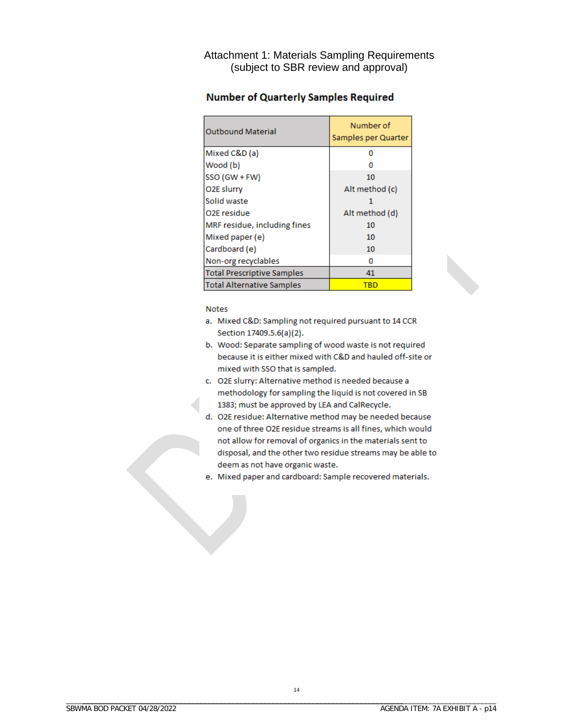# Attachment 1: Materials Sampling Requirements
(subject to SBR review and approval)

## Number of Quarterly Samples Required

| Outbound Material | Number of Samples per Quarter |
|---|---|
| Mixed C&D (a) | 0 |
| Wood (b) | 0 |
| SSO (GW + FW) | 10 |
| O2E slurry | Alt method (c) |
| Solid waste | 1 |
| O2E residue | Alt method (d) |
| MRF residue, including fines | 10 |
| Mixed paper (e) | 10 |
| Cardboard (e) | 10 |
| Non-org recyclables | 0 |
| Total Prescriptive Samples | 41 |
| Total Alternative Samples | TBD |

Notes

a. Mixed C&D: Sampling not required pursuant to 14 CCR Section 17409.5.6(a)(2).
b. Wood: Separate sampling of wood waste is not required because it is either mixed with C&D and hauled off-site or mixed with SSO that is sampled.
c. O2E slurry: Alternative method is needed because a methodology for sampling the liquid is not covered in SB 1383; must be approved by LEA and CalRecycle.
d. O2E residue: Alternative method may be needed because one of three O2E residue streams is all fines, which would not allow for removal of organics in the materials sent to disposal, and the other two residue streams may be able to deem as not have organic waste.
e. Mixed paper and cardboard: Sample recovered materials.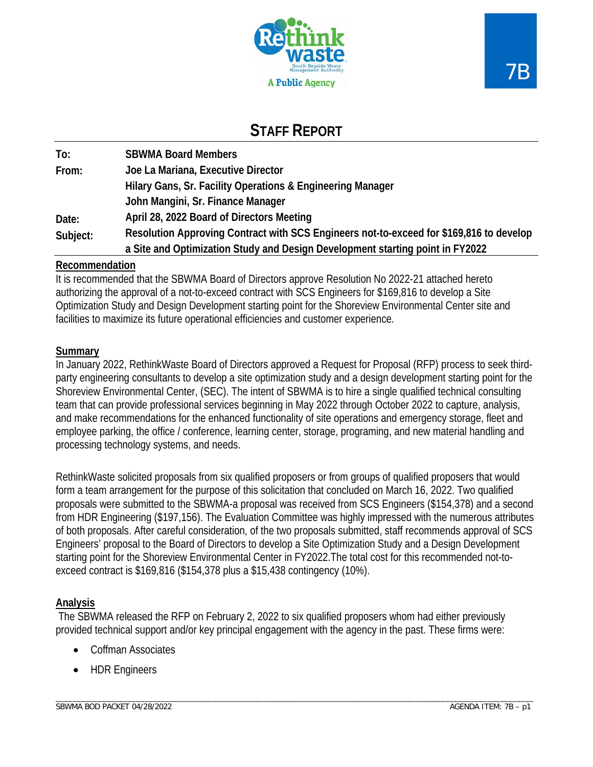Rethink waste
South Bayside Waste Management Authority
A Public Agency

7B

# STAFF REPORT

**To:** SBWMA Board Members

**From:** Joe La Mariana, Executive Director
Hilary Gans, Sr. Facility Operations & Engineering Manager
John Mangini, Sr. Finance Manager

**Date:** April 28, 2022 Board of Directors Meeting

**Subject:** Resolution Approving Contract with SCS Engineers not-to-exceed for $169,816 to develop a Site and Optimization Study and Design Development starting point in FY2022

## Recommendation

It is recommended that the SBWMA Board of Directors approve Resolution No 2022-21 attached hereto authorizing the approval of a not-to-exceed contract with SCS Engineers for $169,816 to develop a Site Optimization Study and Design Development starting point for the Shoreview Environmental Center site and facilities to maximize its future operational efficiencies and customer experience.

## Summary

In January 2022, RethinkWaste Board of Directors approved a Request for Proposal (RFP) process to seek third-party engineering consultants to develop a site optimization study and a design development starting point for the Shoreview Environmental Center, (SEC). The intent of SBWMA is to hire a single qualified technical consulting team that can provide professional services beginning in May 2022 through October 2022 to capture, analysis, and make recommendations for the enhanced functionality of site operations and emergency storage, fleet and employee parking, the office / conference, learning center, storage, programing, and new material handling and processing technology systems, and needs.

RethinkWaste solicited proposals from six qualified proposers or from groups of qualified proposers that would form a team arrangement for the purpose of this solicitation that concluded on March 16, 2022. Two qualified proposals were submitted to the SBWMA-a proposal was received from SCS Engineers ($154,378) and a second from HDR Engineering ($197,156). The Evaluation Committee was highly impressed with the numerous attributes of both proposals. After careful consideration, of the two proposals submitted, staff recommends approval of SCS Engineers' proposal to the Board of Directors to develop a Site Optimization Study and a Design Development starting point for the Shoreview Environmental Center in FY2022.The total cost for this recommended not-to-exceed contract is $169,816 ($154,378 plus a $15,438 contingency (10%).

## Analysis

The SBWMA released the RFP on February 2, 2022 to six qualified proposers whom had either previously provided technical support and/or key principal engagement with the agency in the past. These firms were:

- Coffman Associates
- HDR Engineers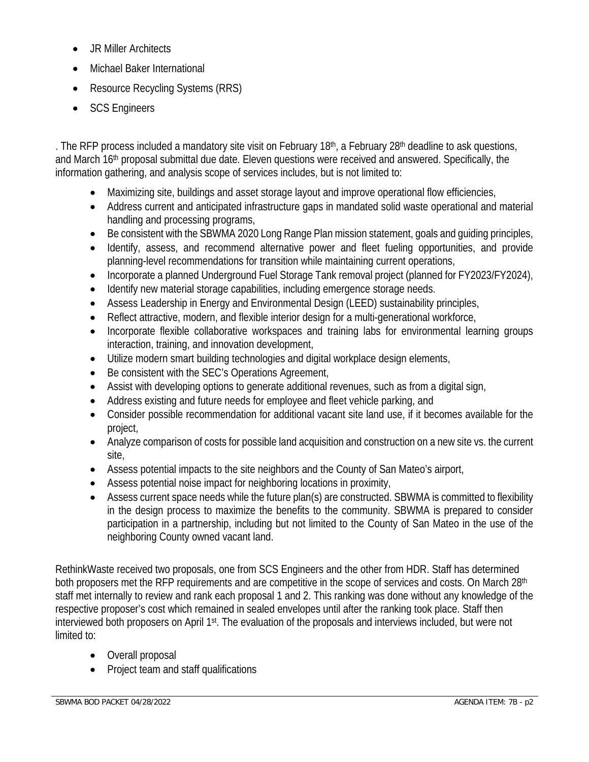- JR Miller Architects
- Michael Baker International
- Resource Recycling Systems (RRS)
- SCS Engineers

. The RFP process included a mandatory site visit on February 18th, a February 28th deadline to ask questions, and March 16th proposal submittal due date. Eleven questions were received and answered. Specifically, the information gathering, and analysis scope of services includes, but is not limited to:

- Maximizing site, buildings and asset storage layout and improve operational flow efficiencies,
- Address current and anticipated infrastructure gaps in mandated solid waste operational and material handling and processing programs,
- Be consistent with the SBWMA 2020 Long Range Plan mission statement, goals and guiding principles,
- Identify, assess, and recommend alternative power and fleet fueling opportunities, and provide planning-level recommendations for transition while maintaining current operations,
- Incorporate a planned Underground Fuel Storage Tank removal project (planned for FY2023/FY2024),
- Identify new material storage capabilities, including emergence storage needs.
- Assess Leadership in Energy and Environmental Design (LEED) sustainability principles,
- Reflect attractive, modern, and flexible interior design for a multi-generational workforce,
- Incorporate flexible collaborative workspaces and training labs for environmental learning groups interaction, training, and innovation development,
- Utilize modern smart building technologies and digital workplace design elements,
- Be consistent with the SEC's Operations Agreement,
- Assist with developing options to generate additional revenues, such as from a digital sign,
- Address existing and future needs for employee and fleet vehicle parking, and
- Consider possible recommendation for additional vacant site land use, if it becomes available for the project,
- Analyze comparison of costs for possible land acquisition and construction on a new site vs. the current site,
- Assess potential impacts to the site neighbors and the County of San Mateo's airport,
- Assess potential noise impact for neighboring locations in proximity,
- Assess current space needs while the future plan(s) are constructed. SBWMA is committed to flexibility in the design process to maximize the benefits to the community. SBWMA is prepared to consider participation in a partnership, including but not limited to the County of San Mateo in the use of the neighboring County owned vacant land.

RethinkWaste received two proposals, one from SCS Engineers and the other from HDR. Staff has determined both proposers met the RFP requirements and are competitive in the scope of services and costs. On March 28th staff met internally to review and rank each proposal 1 and 2. This ranking was done without any knowledge of the respective proposer's cost which remained in sealed envelopes until after the ranking took place. Staff then interviewed both proposers on April 1st. The evaluation of the proposals and interviews included, but were not limited to:

- Overall proposal
- Project team and staff qualifications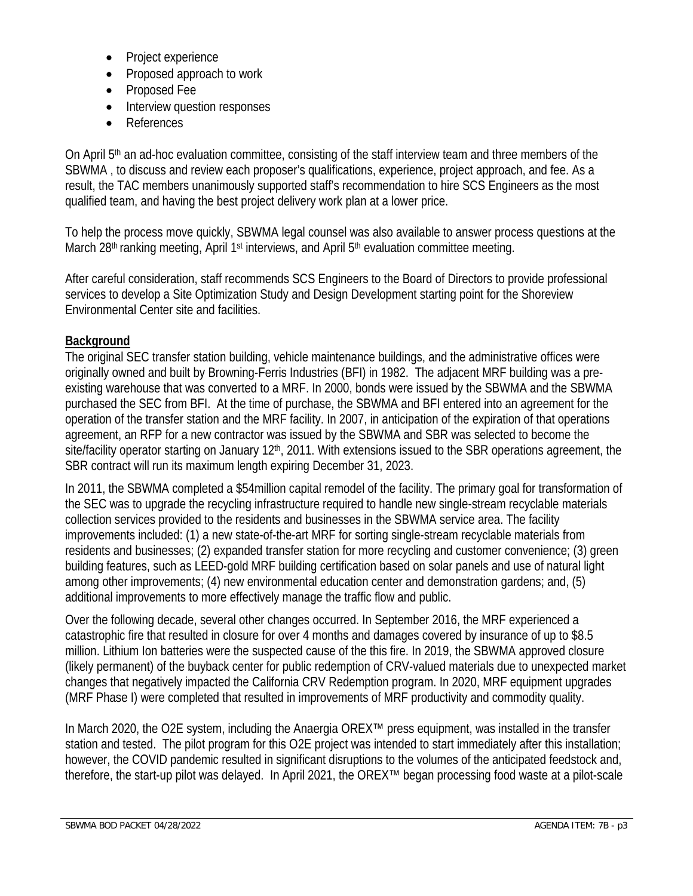- Project experience
- Proposed approach to work
- Proposed Fee
- Interview question responses
- References

On April 5th an ad-hoc evaluation committee, consisting of the staff interview team and three members of the SBWMA , to discuss and review each proposer's qualifications, experience, project approach, and fee. As a result, the TAC members unanimously supported staff's recommendation to hire SCS Engineers as the most qualified team, and having the best project delivery work plan at a lower price.

To help the process move quickly, SBWMA legal counsel was also available to answer process questions at the March 28th ranking meeting, April 1st interviews, and April 5th evaluation committee meeting.

After careful consideration, staff recommends SCS Engineers to the Board of Directors to provide professional services to develop a Site Optimization Study and Design Development starting point for the Shoreview Environmental Center site and facilities.

**Background**

The original SEC transfer station building, vehicle maintenance buildings, and the administrative offices were originally owned and built by Browning-Ferris Industries (BFI) in 1982. The adjacent MRF building was a pre-existing warehouse that was converted to a MRF. In 2000, bonds were issued by the SBWMA and the SBWMA purchased the SEC from BFI. At the time of purchase, the SBWMA and BFI entered into an agreement for the operation of the transfer station and the MRF facility. In 2007, in anticipation of the expiration of that operations agreement, an RFP for a new contractor was issued by the SBWMA and SBR was selected to become the site/facility operator starting on January 12th, 2011. With extensions issued to the SBR operations agreement, the SBR contract will run its maximum length expiring December 31, 2023.

In 2011, the SBWMA completed a $54million capital remodel of the facility. The primary goal for transformation of the SEC was to upgrade the recycling infrastructure required to handle new single-stream recyclable materials collection services provided to the residents and businesses in the SBWMA service area. The facility improvements included: (1) a new state-of-the-art MRF for sorting single-stream recyclable materials from residents and businesses; (2) expanded transfer station for more recycling and customer convenience; (3) green building features, such as LEED-gold MRF building certification based on solar panels and use of natural light among other improvements; (4) new environmental education center and demonstration gardens; and, (5) additional improvements to more effectively manage the traffic flow and public.

Over the following decade, several other changes occurred. In September 2016, the MRF experienced a catastrophic fire that resulted in closure for over 4 months and damages covered by insurance of up to $8.5 million. Lithium Ion batteries were the suspected cause of the this fire. In 2019, the SBWMA approved closure (likely permanent) of the buyback center for public redemption of CRV-valued materials due to unexpected market changes that negatively impacted the California CRV Redemption program. In 2020, MRF equipment upgrades (MRF Phase I) were completed that resulted in improvements of MRF productivity and commodity quality.

In March 2020, the O2E system, including the Anaergia OREX™ press equipment, was installed in the transfer station and tested. The pilot program for this O2E project was intended to start immediately after this installation; however, the COVID pandemic resulted in significant disruptions to the volumes of the anticipated feedstock and, therefore, the start-up pilot was delayed. In April 2021, the OREX™ began processing food waste at a pilot-scale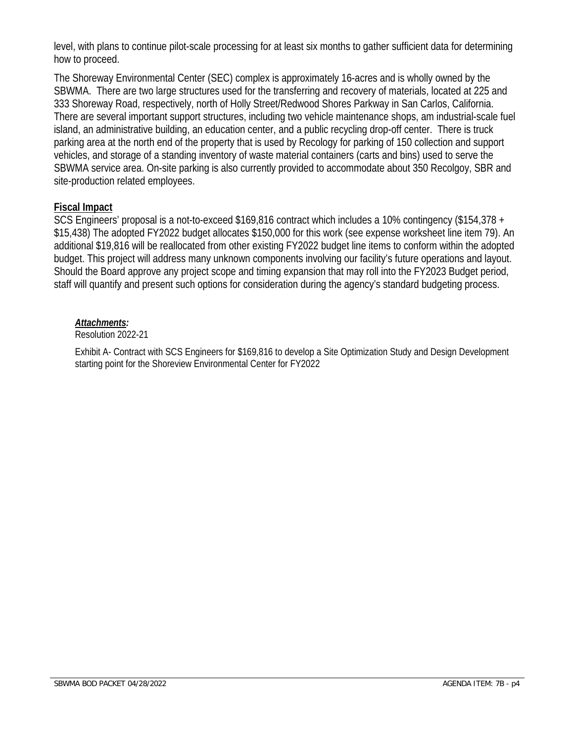level, with plans to continue pilot-scale processing for at least six months to gather sufficient data for determining how to proceed.

The Shoreway Environmental Center (SEC) complex is approximately 16-acres and is wholly owned by the SBWMA. There are two large structures used for the transferring and recovery of materials, located at 225 and 333 Shoreway Road, respectively, north of Holly Street/Redwood Shores Parkway in San Carlos, California. There are several important support structures, including two vehicle maintenance shops, am industrial-scale fuel island, an administrative building, an education center, and a public recycling drop-off center. There is truck parking area at the north end of the property that is used by Recology for parking of 150 collection and support vehicles, and storage of a standing inventory of waste material containers (carts and bins) used to serve the SBWMA service area. On-site parking is also currently provided to accommodate about 350 Recolgoy, SBR and site-production related employees.

**Fiscal Impact**

SCS Engineers' proposal is a not-to-exceed $169,816 contract which includes a 10% contingency ($154,378 + $15,438) The adopted FY2022 budget allocates $150,000 for this work (see expense worksheet line item 79). An additional $19,816 will be reallocated from other existing FY2022 budget line items to conform within the adopted budget. This project will address many unknown components involving our facility's future operations and layout. Should the Board approve any project scope and timing expansion that may roll into the FY2023 Budget period, staff will quantify and present such options for consideration during the agency's standard budgeting process.

***Attachments:***

Resolution 2022-21

Exhibit A- Contract with SCS Engineers for $169,816 to develop a Site Optimization Study and Design Development starting point for the Shoreview Environmental Center for FY2022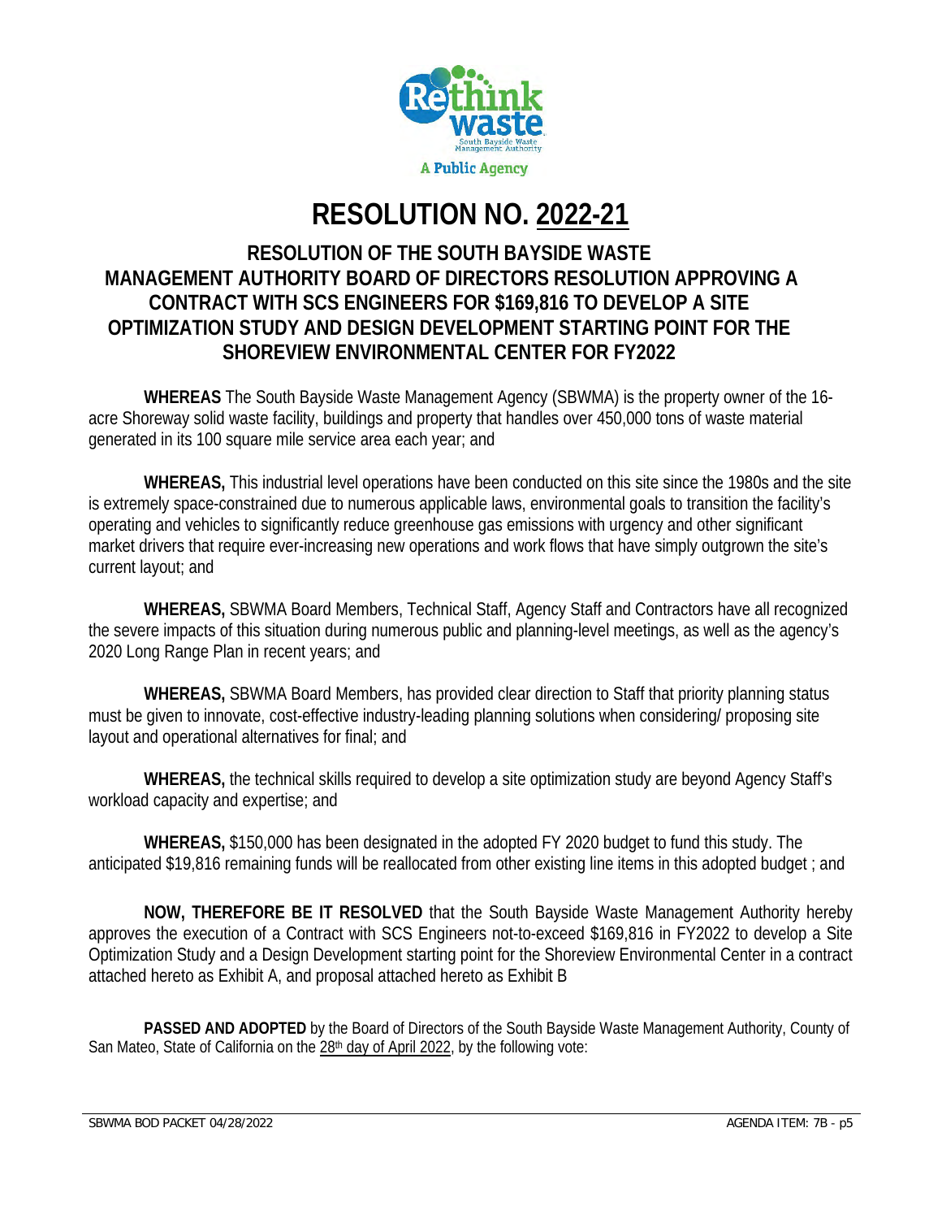# RESOLUTION NO. 2022-21

## RESOLUTION OF THE SOUTH BAYSIDE WASTE MANAGEMENT AUTHORITY BOARD OF DIRECTORS RESOLUTION APPROVING A CONTRACT WITH SCS ENGINEERS FOR $169,816 TO DEVELOP A SITE OPTIMIZATION STUDY AND DESIGN DEVELOPMENT STARTING POINT FOR THE SHOREVIEW ENVIRONMENTAL CENTER FOR FY2022

**WHEREAS** The South Bayside Waste Management Agency (SBWMA) is the property owner of the 16-acre Shoreway solid waste facility, buildings and property that handles over 450,000 tons of waste material generated in its 100 square mile service area each year; and

**WHEREAS,** This industrial level operations have been conducted on this site since the 1980s and the site is extremely space-constrained due to numerous applicable laws, environmental goals to transition the facility's operating and vehicles to significantly reduce greenhouse gas emissions with urgency and other significant market drivers that require ever-increasing new operations and work flows that have simply outgrown the site's current layout; and

**WHEREAS,** SBWMA Board Members, Technical Staff, Agency Staff and Contractors have all recognized the severe impacts of this situation during numerous public and planning-level meetings, as well as the agency's 2020 Long Range Plan in recent years; and

**WHEREAS,** SBWMA Board Members, has provided clear direction to Staff that priority planning status must be given to innovate, cost-effective industry-leading planning solutions when considering/ proposing site layout and operational alternatives for final; and

**WHEREAS,** the technical skills required to develop a site optimization study are beyond Agency Staff's workload capacity and expertise; and

**WHEREAS,** $150,000 has been designated in the adopted FY 2020 budget to fund this study. The anticipated $19,816 remaining funds will be reallocated from other existing line items in this adopted budget ; and

**NOW, THEREFORE BE IT RESOLVED** that the South Bayside Waste Management Authority hereby approves the execution of a Contract with SCS Engineers not-to-exceed $169,816 in FY2022 to develop a Site Optimization Study and a Design Development starting point for the Shoreview Environmental Center in a contract attached hereto as Exhibit A, and proposal attached hereto as Exhibit B

**PASSED AND ADOPTED** by the Board of Directors of the South Bayside Waste Management Authority, County of San Mateo, State of California on the 28th day of April 2022, by the following vote: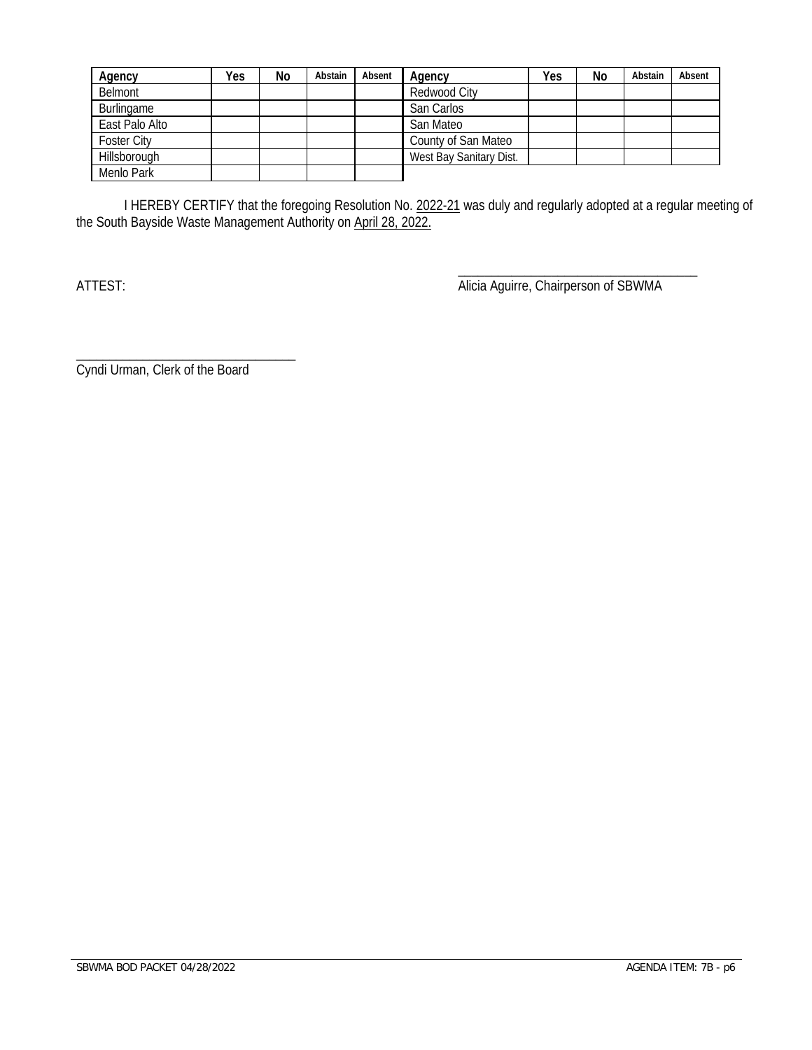| Agency | Yes | No | Abstain | Absent | Agency | Yes | No | Abstain | Absent |
|---|---|---|---|---|---|---|---|---|---|
| Belmont | | | | | Redwood City | | | | |
| Burlingame | | | | | San Carlos | | | | |
| East Palo Alto | | | | | San Mateo | | | | |
| Foster City | | | | | County of San Mateo | | | | |
| Hillsborough | | | | | West Bay Sanitary Dist. | | | | |
| Menlo Park | | | | | | | | | |

I HEREBY CERTIFY that the foregoing Resolution No. 2022-21 was duly and regularly adopted at a regular meeting of the South Bayside Waste Management Authority on April 28, 2022.

ATTEST:

_________________________________
Alicia Aguirre, Chairperson of SBWMA

_________________________________
Cyndi Urman, Clerk of the Board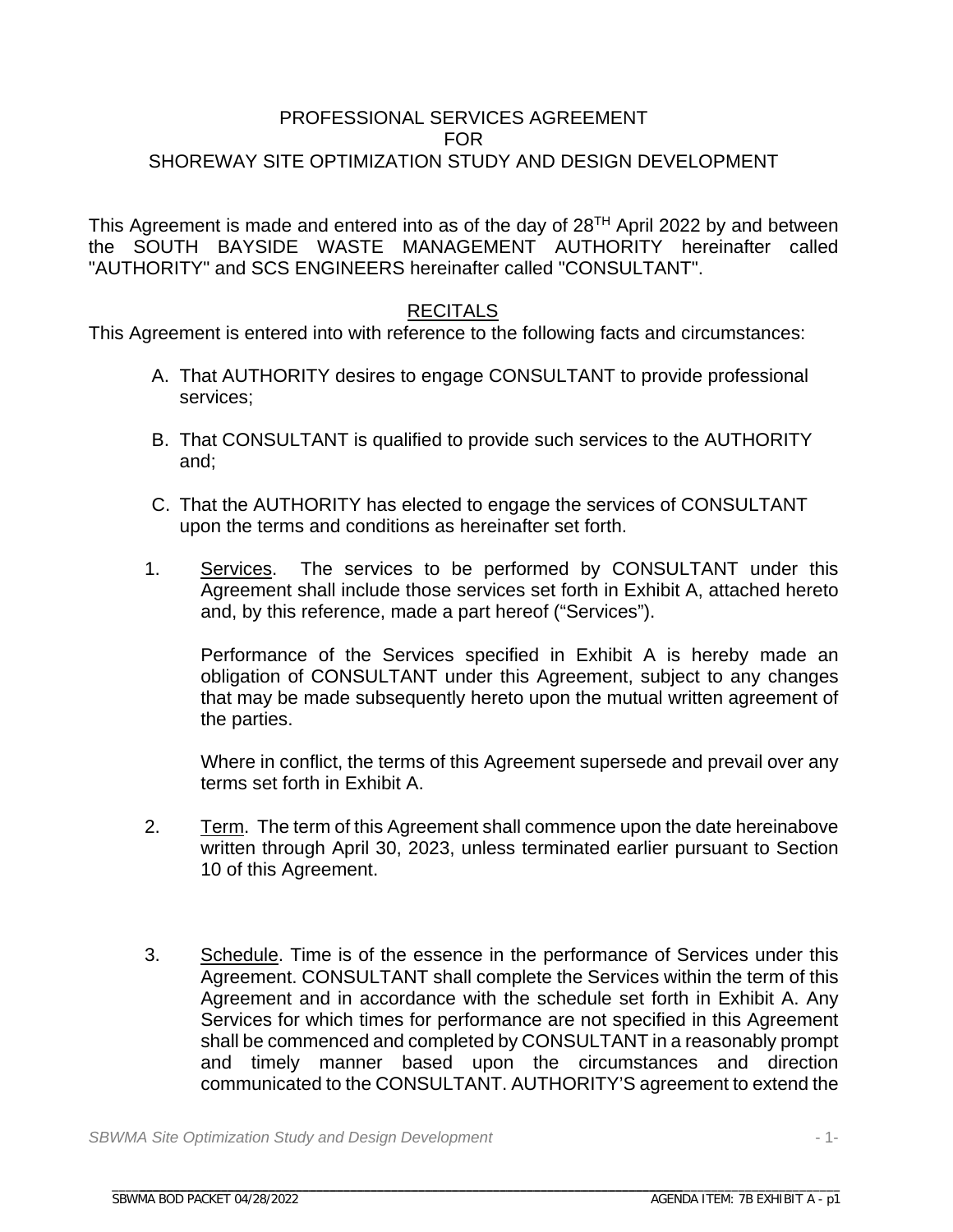# PROFESSIONAL SERVICES AGREEMENT
# FOR
# SHOREWAY SITE OPTIMIZATION STUDY AND DESIGN DEVELOPMENT

This Agreement is made and entered into as of the day of 28TH April 2022 by and between the SOUTH BAYSIDE WASTE MANAGEMENT AUTHORITY hereinafter called "AUTHORITY" and SCS ENGINEERS hereinafter called "CONSULTANT".

## RECITALS

This Agreement is entered into with reference to the following facts and circumstances:

A. That AUTHORITY desires to engage CONSULTANT to provide professional services;

B. That CONSULTANT is qualified to provide such services to the AUTHORITY and;

C. That the AUTHORITY has elected to engage the services of CONSULTANT upon the terms and conditions as hereinafter set forth.

1. Services. The services to be performed by CONSULTANT under this Agreement shall include those services set forth in Exhibit A, attached hereto and, by this reference, made a part hereof ("Services").

   Performance of the Services specified in Exhibit A is hereby made an obligation of CONSULTANT under this Agreement, subject to any changes that may be made subsequently hereto upon the mutual written agreement of the parties.

   Where in conflict, the terms of this Agreement supersede and prevail over any terms set forth in Exhibit A.

2. Term. The term of this Agreement shall commence upon the date hereinabove written through April 30, 2023, unless terminated earlier pursuant to Section 10 of this Agreement.

3. Schedule. Time is of the essence in the performance of Services under this Agreement. CONSULTANT shall complete the Services within the term of this Agreement and in accordance with the schedule set forth in Exhibit A. Any Services for which times for performance are not specified in this Agreement shall be commenced and completed by CONSULTANT in a reasonably prompt and timely manner based upon the circumstances and direction communicated to the CONSULTANT. AUTHORITY'S agreement to extend the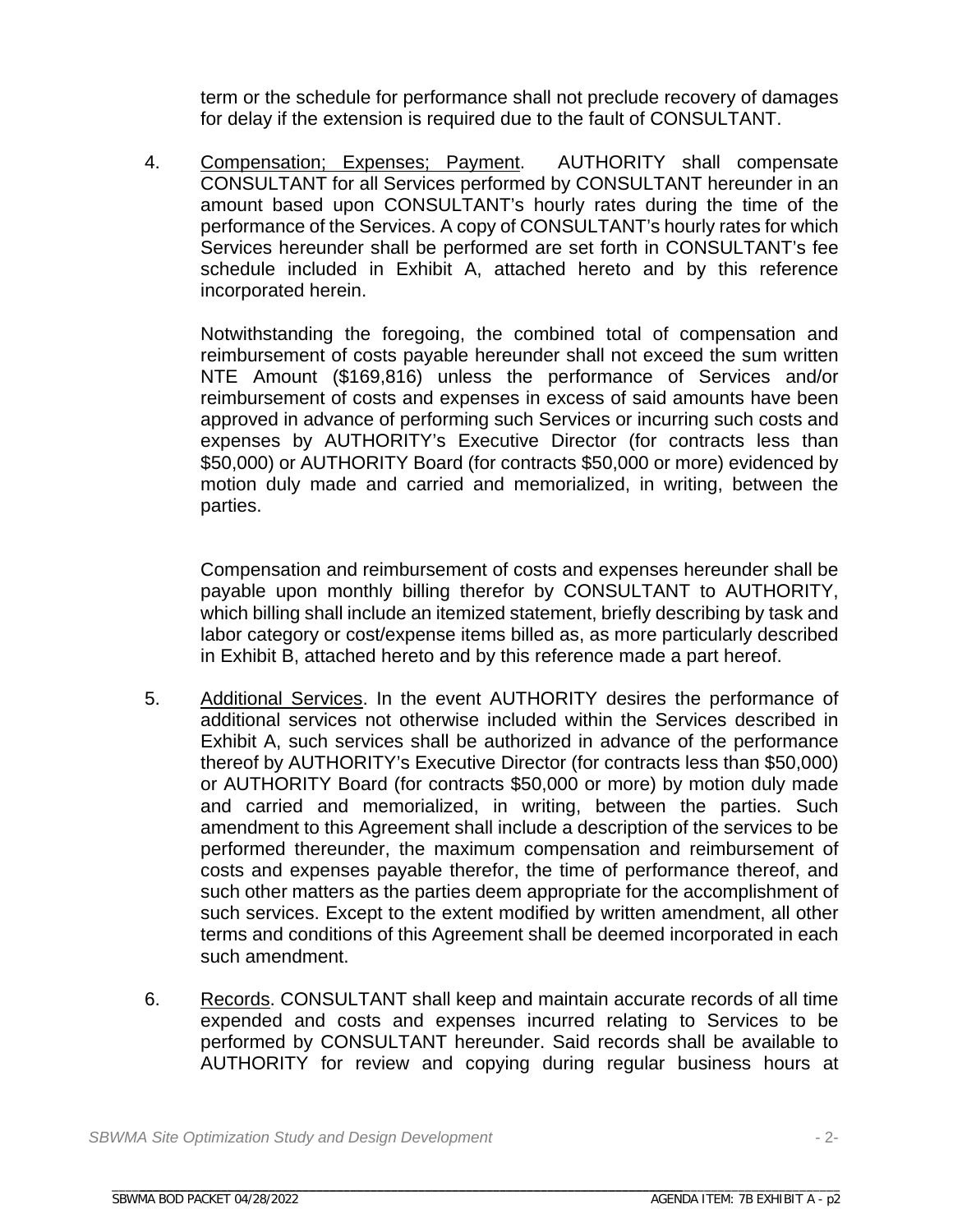term or the schedule for performance shall not preclude recovery of damages for delay if the extension is required due to the fault of CONSULTANT.

4. Compensation; Expenses; Payment. AUTHORITY shall compensate CONSULTANT for all Services performed by CONSULTANT hereunder in an amount based upon CONSULTANT's hourly rates during the time of the performance of the Services. A copy of CONSULTANT's hourly rates for which Services hereunder shall be performed are set forth in CONSULTANT's fee schedule included in Exhibit A, attached hereto and by this reference incorporated herein.

   Notwithstanding the foregoing, the combined total of compensation and reimbursement of costs payable hereunder shall not exceed the sum written NTE Amount ($169,816) unless the performance of Services and/or reimbursement of costs and expenses in excess of said amounts have been approved in advance of performing such Services or incurring such costs and expenses by AUTHORITY's Executive Director (for contracts less than $50,000) or AUTHORITY Board (for contracts $50,000 or more) evidenced by motion duly made and carried and memorialized, in writing, between the parties.

   Compensation and reimbursement of costs and expenses hereunder shall be payable upon monthly billing therefor by CONSULTANT to AUTHORITY, which billing shall include an itemized statement, briefly describing by task and labor category or cost/expense items billed as, as more particularly described in Exhibit B, attached hereto and by this reference made a part hereof.

5. Additional Services. In the event AUTHORITY desires the performance of additional services not otherwise included within the Services described in Exhibit A, such services shall be authorized in advance of the performance thereof by AUTHORITY's Executive Director (for contracts less than $50,000) or AUTHORITY Board (for contracts $50,000 or more) by motion duly made and carried and memorialized, in writing, between the parties. Such amendment to this Agreement shall include a description of the services to be performed thereunder, the maximum compensation and reimbursement of costs and expenses payable therefor, the time of performance thereof, and such other matters as the parties deem appropriate for the accomplishment of such services. Except to the extent modified by written amendment, all other terms and conditions of this Agreement shall be deemed incorporated in each such amendment.

6. Records. CONSULTANT shall keep and maintain accurate records of all time expended and costs and expenses incurred relating to Services to be performed by CONSULTANT hereunder. Said records shall be available to AUTHORITY for review and copying during regular business hours at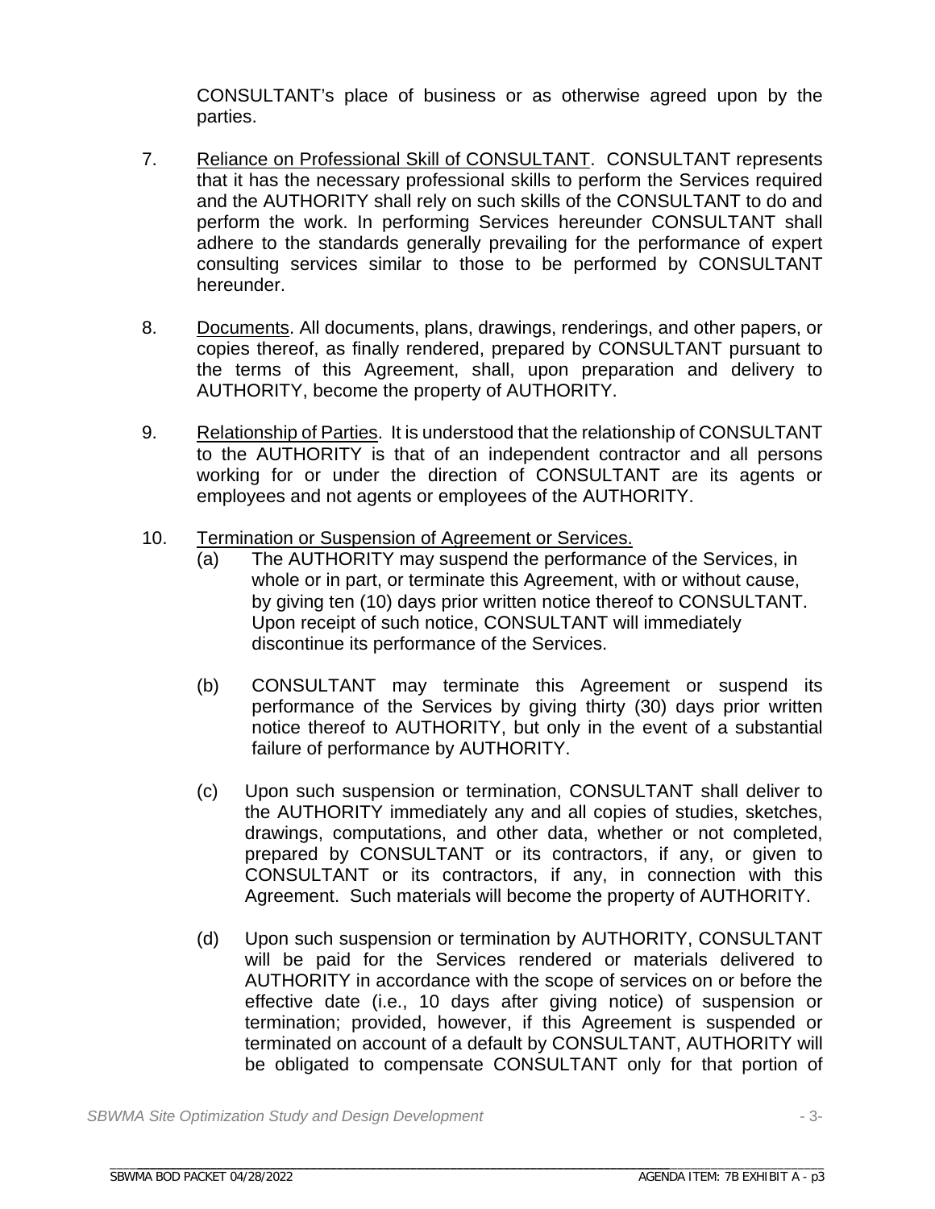CONSULTANT's place of business or as otherwise agreed upon by the parties.

7. Reliance on Professional Skill of CONSULTANT. CONSULTANT represents that it has the necessary professional skills to perform the Services required and the AUTHORITY shall rely on such skills of the CONSULTANT to do and perform the work. In performing Services hereunder CONSULTANT shall adhere to the standards generally prevailing for the performance of expert consulting services similar to those to be performed by CONSULTANT hereunder.

8. Documents. All documents, plans, drawings, renderings, and other papers, or copies thereof, as finally rendered, prepared by CONSULTANT pursuant to the terms of this Agreement, shall, upon preparation and delivery to AUTHORITY, become the property of AUTHORITY.

9. Relationship of Parties. It is understood that the relationship of CONSULTANT to the AUTHORITY is that of an independent contractor and all persons working for or under the direction of CONSULTANT are its agents or employees and not agents or employees of the AUTHORITY.

10. Termination or Suspension of Agreement or Services.

(a) The AUTHORITY may suspend the performance of the Services, in whole or in part, or terminate this Agreement, with or without cause, by giving ten (10) days prior written notice thereof to CONSULTANT. Upon receipt of such notice, CONSULTANT will immediately discontinue its performance of the Services.

(b) CONSULTANT may terminate this Agreement or suspend its performance of the Services by giving thirty (30) days prior written notice thereof to AUTHORITY, but only in the event of a substantial failure of performance by AUTHORITY.

(c) Upon such suspension or termination, CONSULTANT shall deliver to the AUTHORITY immediately any and all copies of studies, sketches, drawings, computations, and other data, whether or not completed, prepared by CONSULTANT or its contractors, if any, or given to CONSULTANT or its contractors, if any, in connection with this Agreement. Such materials will become the property of AUTHORITY.

(d) Upon such suspension or termination by AUTHORITY, CONSULTANT will be paid for the Services rendered or materials delivered to AUTHORITY in accordance with the scope of services on or before the effective date (i.e., 10 days after giving notice) of suspension or termination; provided, however, if this Agreement is suspended or terminated on account of a default by CONSULTANT, AUTHORITY will be obligated to compensate CONSULTANT only for that portion of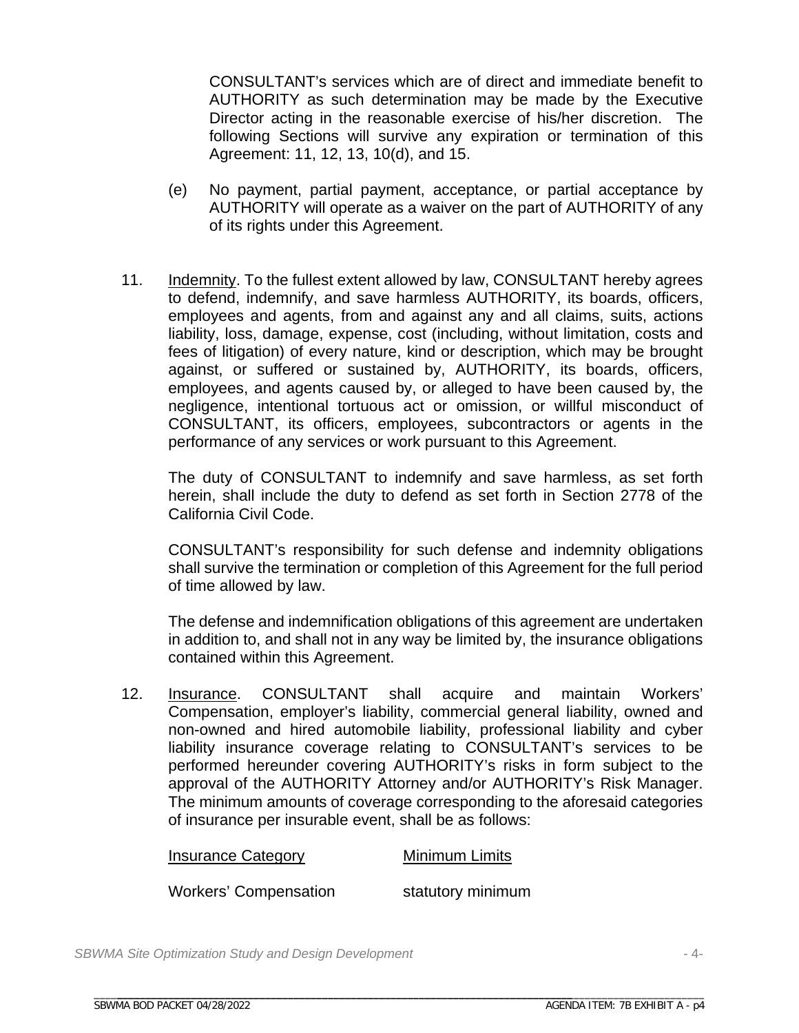CONSULTANT's services which are of direct and immediate benefit to AUTHORITY as such determination may be made by the Executive Director acting in the reasonable exercise of his/her discretion. The following Sections will survive any expiration or termination of this Agreement: 11, 12, 13, 10(d), and 15.

(e) No payment, partial payment, acceptance, or partial acceptance by AUTHORITY will operate as a waiver on the part of AUTHORITY of any of its rights under this Agreement.

11. Indemnity. To the fullest extent allowed by law, CONSULTANT hereby agrees to defend, indemnify, and save harmless AUTHORITY, its boards, officers, employees and agents, from and against any and all claims, suits, actions liability, loss, damage, expense, cost (including, without limitation, costs and fees of litigation) of every nature, kind or description, which may be brought against, or suffered or sustained by, AUTHORITY, its boards, officers, employees, and agents caused by, or alleged to have been caused by, the negligence, intentional tortuous act or omission, or willful misconduct of CONSULTANT, its officers, employees, subcontractors or agents in the performance of any services or work pursuant to this Agreement.

The duty of CONSULTANT to indemnify and save harmless, as set forth herein, shall include the duty to defend as set forth in Section 2778 of the California Civil Code.

CONSULTANT's responsibility for such defense and indemnity obligations shall survive the termination or completion of this Agreement for the full period of time allowed by law.

The defense and indemnification obligations of this agreement are undertaken in addition to, and shall not in any way be limited by, the insurance obligations contained within this Agreement.

12. Insurance. CONSULTANT shall acquire and maintain Workers' Compensation, employer's liability, commercial general liability, owned and non-owned and hired automobile liability, professional liability and cyber liability insurance coverage relating to CONSULTANT's services to be performed hereunder covering AUTHORITY's risks in form subject to the approval of the AUTHORITY Attorney and/or AUTHORITY's Risk Manager. The minimum amounts of coverage corresponding to the aforesaid categories of insurance per insurable event, shall be as follows:

| Insurance Category | Minimum Limits |
|---|---|
| Workers' Compensation | statutory minimum |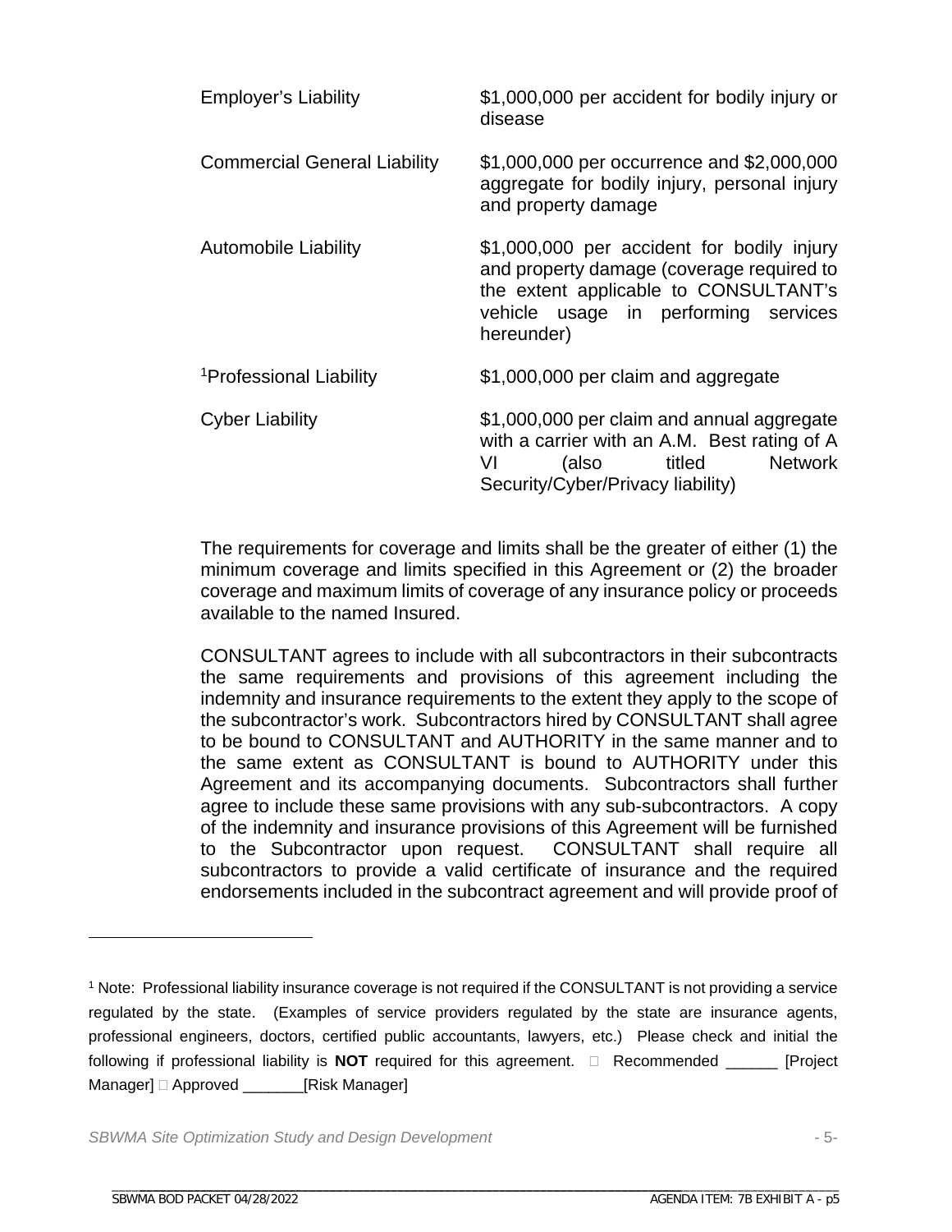| | |
|---|---|
| Employer's Liability | $1,000,000 per accident for bodily injury or disease |
| Commercial General Liability | $1,000,000 per occurrence and $2,000,000 aggregate for bodily injury, personal injury and property damage |
| Automobile Liability | $1,000,000 per accident for bodily injury and property damage (coverage required to the extent applicable to CONSULTANT's vehicle usage in performing services hereunder) |
| [1]Professional Liability | $1,000,000 per claim and aggregate |
| Cyber Liability | $1,000,000 per claim and annual aggregate with a carrier with an A.M. Best rating of A VI (also titled Network Security/Cyber/Privacy liability) |

The requirements for coverage and limits shall be the greater of either (1) the minimum coverage and limits specified in this Agreement or (2) the broader coverage and maximum limits of coverage of any insurance policy or proceeds available to the named Insured.

CONSULTANT agrees to include with all subcontractors in their subcontracts the same requirements and provisions of this agreement including the indemnity and insurance requirements to the extent they apply to the scope of the subcontractor's work. Subcontractors hired by CONSULTANT shall agree to be bound to CONSULTANT and AUTHORITY in the same manner and to the same extent as CONSULTANT is bound to AUTHORITY under this Agreement and its accompanying documents. Subcontractors shall further agree to include these same provisions with any sub-subcontractors. A copy of the indemnity and insurance provisions of this Agreement will be furnished to the Subcontractor upon request. CONSULTANT shall require all subcontractors to provide a valid certificate of insurance and the required endorsements included in the subcontract agreement and will provide proof of

---

[1] Note: Professional liability insurance coverage is not required if the CONSULTANT is not providing a service regulated by the state. (Examples of service providers regulated by the state are insurance agents, professional engineers, doctors, certified public accountants, lawyers, etc.) Please check and initial the following if professional liability is **NOT** required for this agreement. ☐ Recommended ______ [Project Manager] ☐ Approved _______[Risk Manager]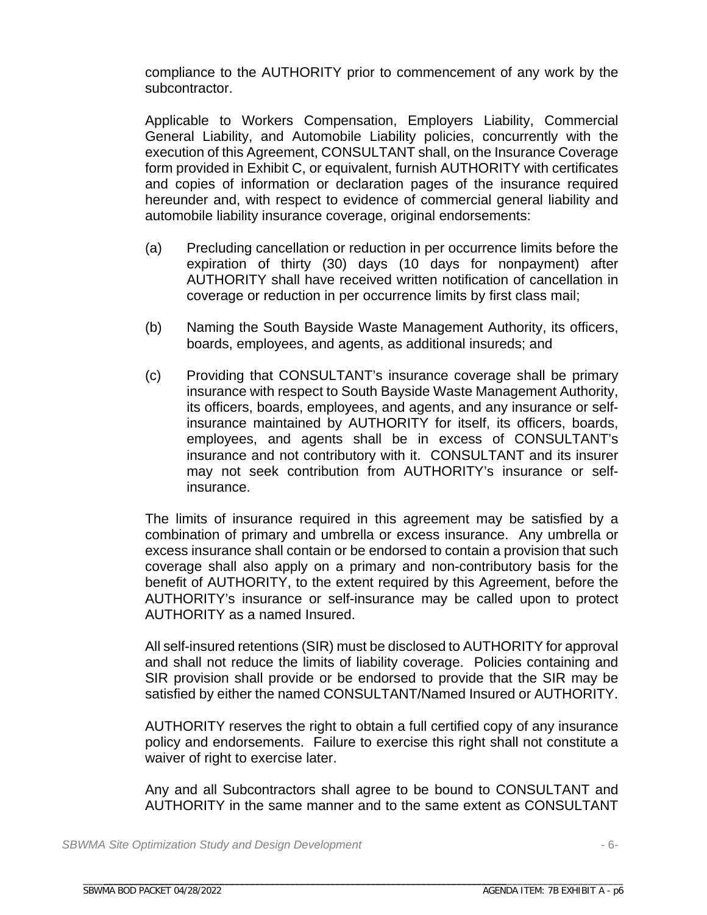compliance to the AUTHORITY prior to commencement of any work by the subcontractor.

Applicable to Workers Compensation, Employers Liability, Commercial General Liability, and Automobile Liability policies, concurrently with the execution of this Agreement, CONSULTANT shall, on the Insurance Coverage form provided in Exhibit C, or equivalent, furnish AUTHORITY with certificates and copies of information or declaration pages of the insurance required hereunder and, with respect to evidence of commercial general liability and automobile liability insurance coverage, original endorsements:

(a) Precluding cancellation or reduction in per occurrence limits before the expiration of thirty (30) days (10 days for nonpayment) after AUTHORITY shall have received written notification of cancellation in coverage or reduction in per occurrence limits by first class mail;

(b) Naming the South Bayside Waste Management Authority, its officers, boards, employees, and agents, as additional insureds; and

(c) Providing that CONSULTANT's insurance coverage shall be primary insurance with respect to South Bayside Waste Management Authority, its officers, boards, employees, and agents, and any insurance or self-insurance maintained by AUTHORITY for itself, its officers, boards, employees, and agents shall be in excess of CONSULTANT's insurance and not contributory with it. CONSULTANT and its insurer may not seek contribution from AUTHORITY's insurance or self-insurance.

The limits of insurance required in this agreement may be satisfied by a combination of primary and umbrella or excess insurance. Any umbrella or excess insurance shall contain or be endorsed to contain a provision that such coverage shall also apply on a primary and non-contributory basis for the benefit of AUTHORITY, to the extent required by this Agreement, before the AUTHORITY's insurance or self-insurance may be called upon to protect AUTHORITY as a named Insured.

All self-insured retentions (SIR) must be disclosed to AUTHORITY for approval and shall not reduce the limits of liability coverage. Policies containing and SIR provision shall provide or be endorsed to provide that the SIR may be satisfied by either the named CONSULTANT/Named Insured or AUTHORITY.

AUTHORITY reserves the right to obtain a full certified copy of any insurance policy and endorsements. Failure to exercise this right shall not constitute a waiver of right to exercise later.

Any and all Subcontractors shall agree to be bound to CONSULTANT and AUTHORITY in the same manner and to the same extent as CONSULTANT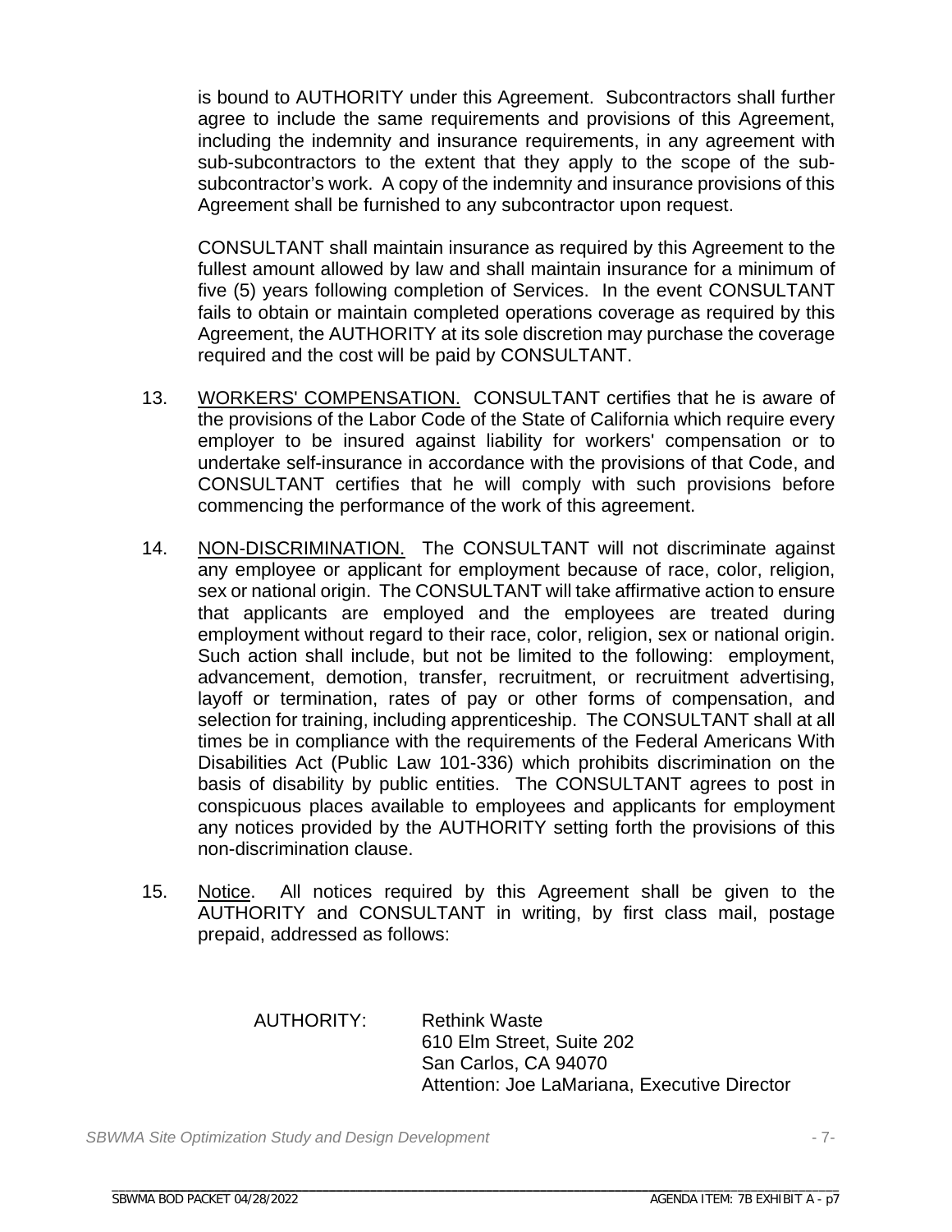is bound to AUTHORITY under this Agreement. Subcontractors shall further agree to include the same requirements and provisions of this Agreement, including the indemnity and insurance requirements, in any agreement with sub-subcontractors to the extent that they apply to the scope of the sub-subcontractor's work. A copy of the indemnity and insurance provisions of this Agreement shall be furnished to any subcontractor upon request.

CONSULTANT shall maintain insurance as required by this Agreement to the fullest amount allowed by law and shall maintain insurance for a minimum of five (5) years following completion of Services. In the event CONSULTANT fails to obtain or maintain completed operations coverage as required by this Agreement, the AUTHORITY at its sole discretion may purchase the coverage required and the cost will be paid by CONSULTANT.

13. WORKERS' COMPENSATION. CONSULTANT certifies that he is aware of the provisions of the Labor Code of the State of California which require every employer to be insured against liability for workers' compensation or to undertake self-insurance in accordance with the provisions of that Code, and CONSULTANT certifies that he will comply with such provisions before commencing the performance of the work of this agreement.

14. NON-DISCRIMINATION. The CONSULTANT will not discriminate against any employee or applicant for employment because of race, color, religion, sex or national origin. The CONSULTANT will take affirmative action to ensure that applicants are employed and the employees are treated during employment without regard to their race, color, religion, sex or national origin. Such action shall include, but not be limited to the following: employment, advancement, demotion, transfer, recruitment, or recruitment advertising, layoff or termination, rates of pay or other forms of compensation, and selection for training, including apprenticeship. The CONSULTANT shall at all times be in compliance with the requirements of the Federal Americans With Disabilities Act (Public Law 101-336) which prohibits discrimination on the basis of disability by public entities. The CONSULTANT agrees to post in conspicuous places available to employees and applicants for employment any notices provided by the AUTHORITY setting forth the provisions of this non-discrimination clause.

15. Notice. All notices required by this Agreement shall be given to the AUTHORITY and CONSULTANT in writing, by first class mail, postage prepaid, addressed as follows:

AUTHORITY: Rethink Waste
610 Elm Street, Suite 202
San Carlos, CA 94070
Attention: Joe LaMariana, Executive Director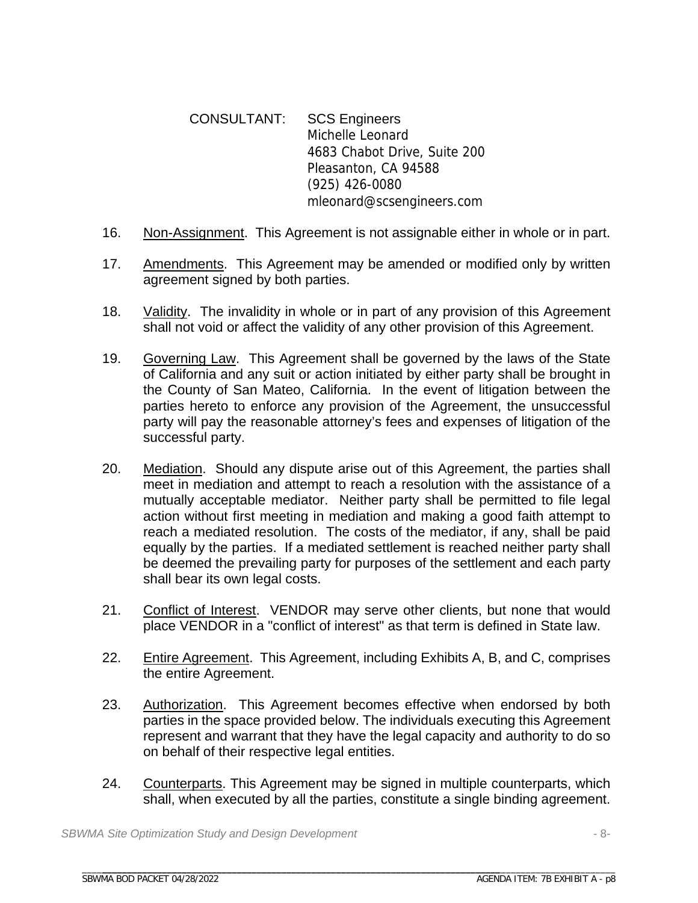CONSULTANT: SCS Engineers
Michelle Leonard
4683 Chabot Drive, Suite 200
Pleasanton, CA 94588
(925) 426-0080
mleonard@scsengineers.com

16. Non-Assignment. This Agreement is not assignable either in whole or in part.

17. Amendments. This Agreement may be amended or modified only by written agreement signed by both parties.

18. Validity. The invalidity in whole or in part of any provision of this Agreement shall not void or affect the validity of any other provision of this Agreement.

19. Governing Law. This Agreement shall be governed by the laws of the State of California and any suit or action initiated by either party shall be brought in the County of San Mateo, California. In the event of litigation between the parties hereto to enforce any provision of the Agreement, the unsuccessful party will pay the reasonable attorney's fees and expenses of litigation of the successful party.

20. Mediation. Should any dispute arise out of this Agreement, the parties shall meet in mediation and attempt to reach a resolution with the assistance of a mutually acceptable mediator. Neither party shall be permitted to file legal action without first meeting in mediation and making a good faith attempt to reach a mediated resolution. The costs of the mediator, if any, shall be paid equally by the parties. If a mediated settlement is reached neither party shall be deemed the prevailing party for purposes of the settlement and each party shall bear its own legal costs.

21. Conflict of Interest. VENDOR may serve other clients, but none that would place VENDOR in a "conflict of interest" as that term is defined in State law.

22. Entire Agreement. This Agreement, including Exhibits A, B, and C, comprises the entire Agreement.

23. Authorization. This Agreement becomes effective when endorsed by both parties in the space provided below. The individuals executing this Agreement represent and warrant that they have the legal capacity and authority to do so on behalf of their respective legal entities.

24. Counterparts. This Agreement may be signed in multiple counterparts, which shall, when executed by all the parties, constitute a single binding agreement.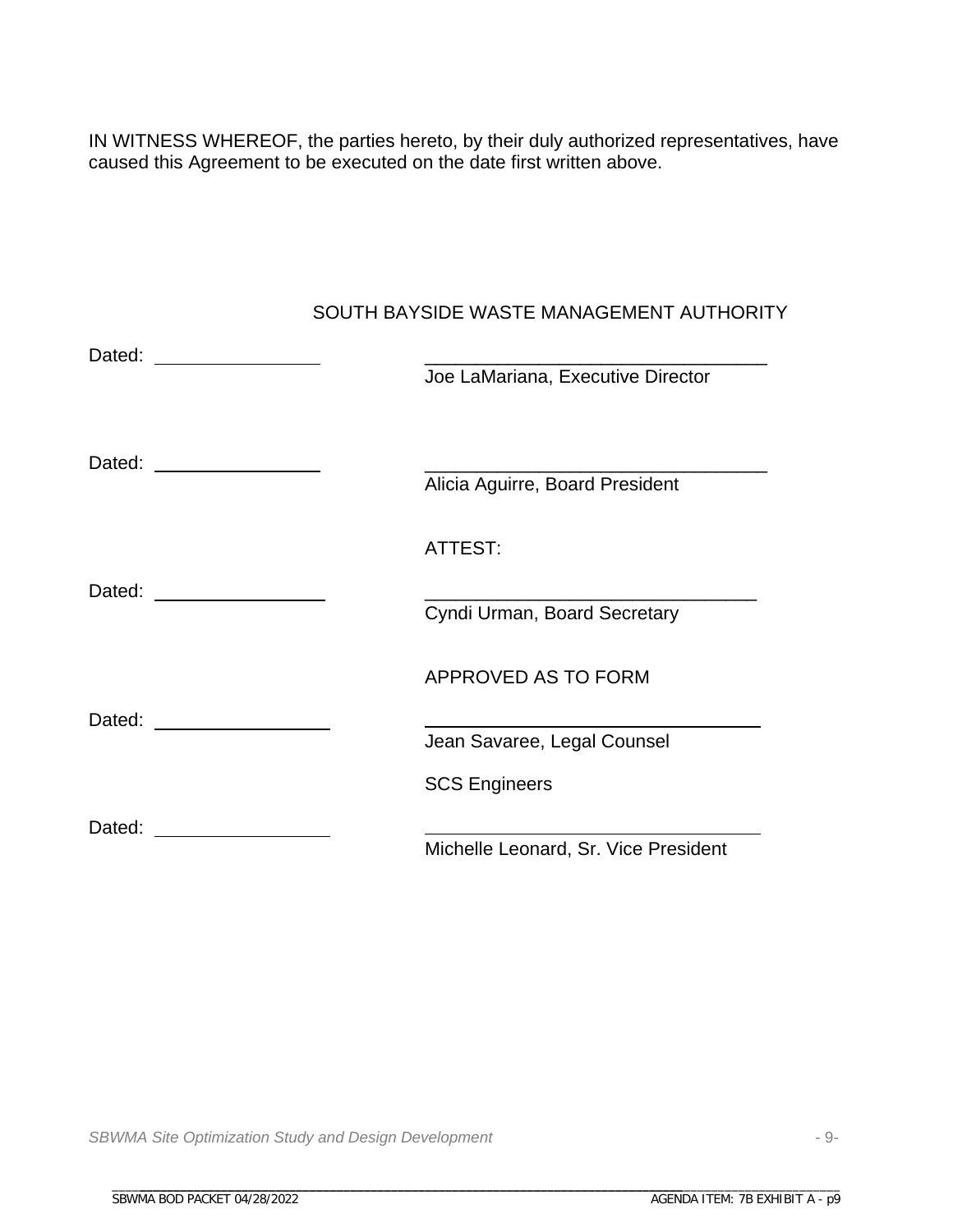IN WITNESS WHEREOF, the parties hereto, by their duly authorized representatives, have caused this Agreement to be executed on the date first written above.

SOUTH BAYSIDE WASTE MANAGEMENT AUTHORITY

Dated: ________________ ________________________________
Joe LaMariana, Executive Director

Dated: ________________ ________________________________
Alicia Aguirre, Board President

ATTEST:

Dated: ________________ ________________________________
Cyndi Urman, Board Secretary

APPROVED AS TO FORM

Dated: ________________ ________________________________
Jean Savaree, Legal Counsel

SCS Engineers

Dated: ________________ ________________________________
Michelle Leonard, Sr. Vice President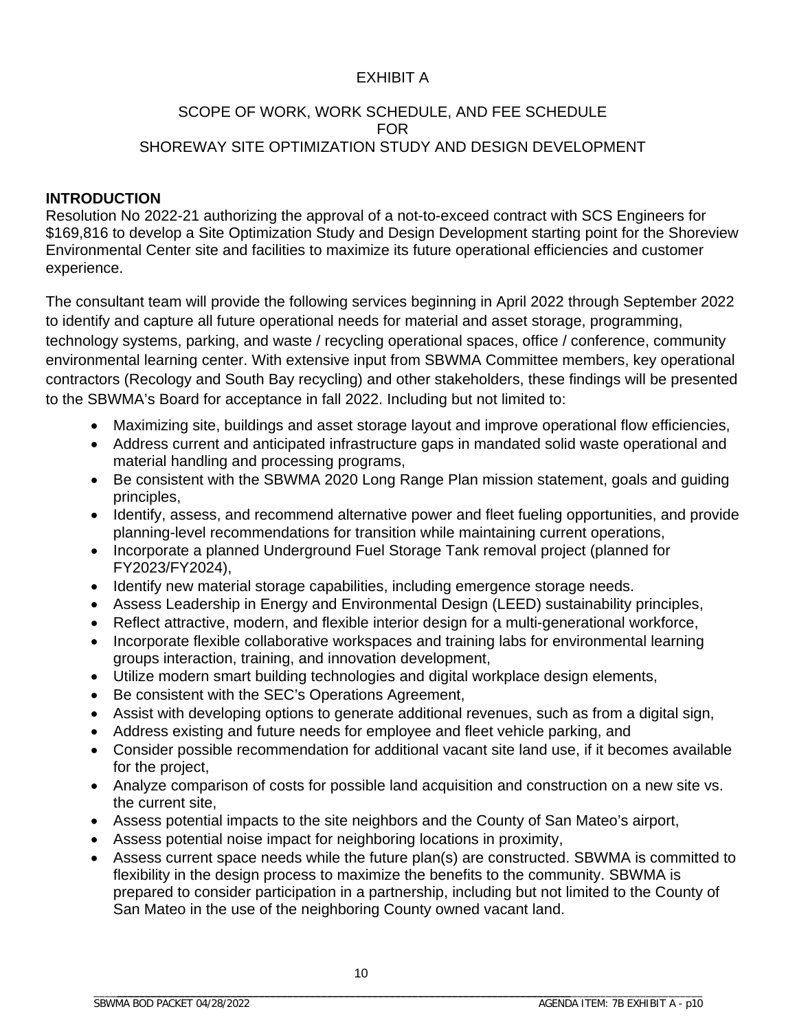EXHIBIT A

SCOPE OF WORK, WORK SCHEDULE, AND FEE SCHEDULE
FOR
SHOREWAY SITE OPTIMIZATION STUDY AND DESIGN DEVELOPMENT

**INTRODUCTION**
Resolution No 2022-21 authorizing the approval of a not-to-exceed contract with SCS Engineers for $169,816 to develop a Site Optimization Study and Design Development starting point for the Shoreview Environmental Center site and facilities to maximize its future operational efficiencies and customer experience.

The consultant team will provide the following services beginning in April 2022 through September 2022 to identify and capture all future operational needs for material and asset storage, programming, technology systems, parking, and waste / recycling operational spaces, office / conference, community environmental learning center. With extensive input from SBWMA Committee members, key operational contractors (Recology and South Bay recycling) and other stakeholders, these findings will be presented to the SBWMA's Board for acceptance in fall 2022. Including but not limited to:

- Maximizing site, buildings and asset storage layout and improve operational flow efficiencies,
- Address current and anticipated infrastructure gaps in mandated solid waste operational and material handling and processing programs,
- Be consistent with the SBWMA 2020 Long Range Plan mission statement, goals and guiding principles,
- Identify, assess, and recommend alternative power and fleet fueling opportunities, and provide planning-level recommendations for transition while maintaining current operations,
- Incorporate a planned Underground Fuel Storage Tank removal project (planned for FY2023/FY2024),
- Identify new material storage capabilities, including emergence storage needs.
- Assess Leadership in Energy and Environmental Design (LEED) sustainability principles,
- Reflect attractive, modern, and flexible interior design for a multi-generational workforce,
- Incorporate flexible collaborative workspaces and training labs for environmental learning groups interaction, training, and innovation development,
- Utilize modern smart building technologies and digital workplace design elements,
- Be consistent with the SEC's Operations Agreement,
- Assist with developing options to generate additional revenues, such as from a digital sign,
- Address existing and future needs for employee and fleet vehicle parking, and
- Consider possible recommendation for additional vacant site land use, if it becomes available for the project,
- Analyze comparison of costs for possible land acquisition and construction on a new site vs. the current site,
- Assess potential impacts to the site neighbors and the County of San Mateo's airport,
- Assess potential noise impact for neighboring locations in proximity,
- Assess current space needs while the future plan(s) are constructed. SBWMA is committed to flexibility in the design process to maximize the benefits to the community. SBWMA is prepared to consider participation in a partnership, including but not limited to the County of San Mateo in the use of the neighboring County owned vacant land.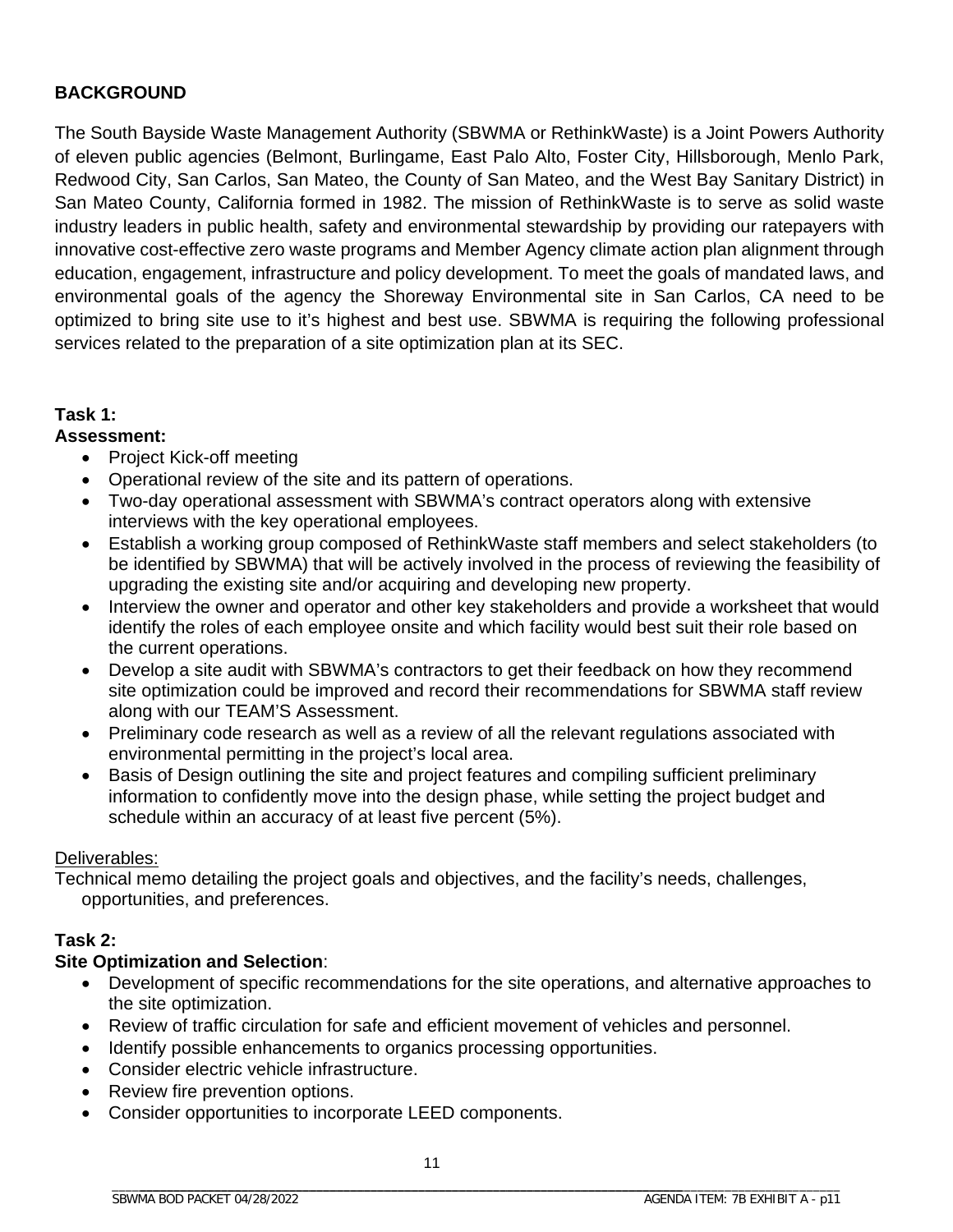## BACKGROUND

The South Bayside Waste Management Authority (SBWMA or RethinkWaste) is a Joint Powers Authority of eleven public agencies (Belmont, Burlingame, East Palo Alto, Foster City, Hillsborough, Menlo Park, Redwood City, San Carlos, San Mateo, the County of San Mateo, and the West Bay Sanitary District) in San Mateo County, California formed in 1982. The mission of RethinkWaste is to serve as solid waste industry leaders in public health, safety and environmental stewardship by providing our ratepayers with innovative cost-effective zero waste programs and Member Agency climate action plan alignment through education, engagement, infrastructure and policy development. To meet the goals of mandated laws, and environmental goals of the agency the Shoreway Environmental site in San Carlos, CA need to be optimized to bring site use to it's highest and best use. SBWMA is requiring the following professional services related to the preparation of a site optimization plan at its SEC.

**Task 1:**
**Assessment:**

- Project Kick-off meeting
- Operational review of the site and its pattern of operations.
- Two-day operational assessment with SBWMA's contract operators along with extensive interviews with the key operational employees.
- Establish a working group composed of RethinkWaste staff members and select stakeholders (to be identified by SBWMA) that will be actively involved in the process of reviewing the feasibility of upgrading the existing site and/or acquiring and developing new property.
- Interview the owner and operator and other key stakeholders and provide a worksheet that would identify the roles of each employee onsite and which facility would best suit their role based on the current operations.
- Develop a site audit with SBWMA's contractors to get their feedback on how they recommend site optimization could be improved and record their recommendations for SBWMA staff review along with our TEAM'S Assessment.
- Preliminary code research as well as a review of all the relevant regulations associated with environmental permitting in the project's local area.
- Basis of Design outlining the site and project features and compiling sufficient preliminary information to confidently move into the design phase, while setting the project budget and schedule within an accuracy of at least five percent (5%).

Deliverables:

Technical memo detailing the project goals and objectives, and the facility's needs, challenges, opportunities, and preferences.

**Task 2:**
**Site Optimization and Selection**:

- Development of specific recommendations for the site operations, and alternative approaches to the site optimization.
- Review of traffic circulation for safe and efficient movement of vehicles and personnel.
- Identify possible enhancements to organics processing opportunities.
- Consider electric vehicle infrastructure.
- Review fire prevention options.
- Consider opportunities to incorporate LEED components.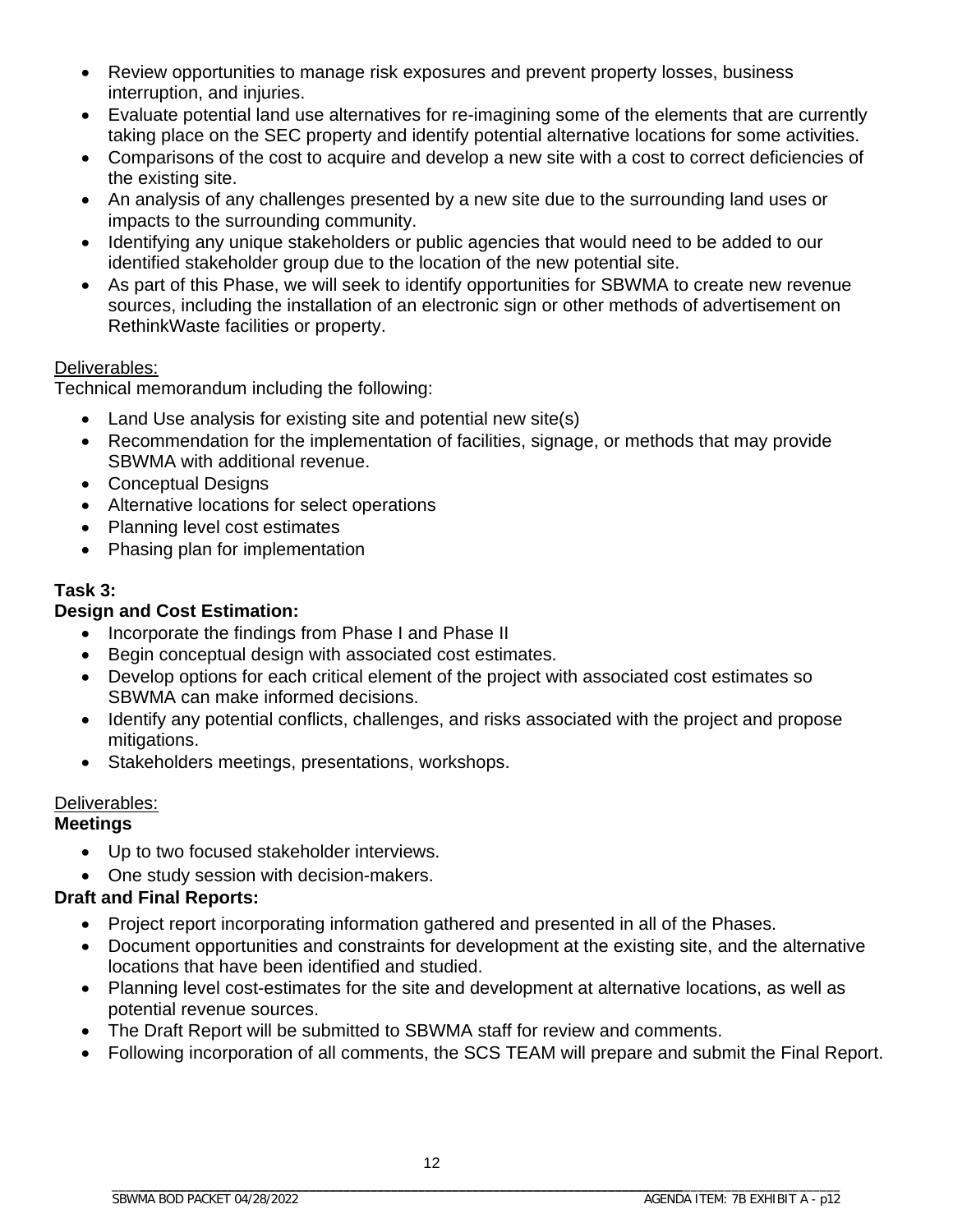- Review opportunities to manage risk exposures and prevent property losses, business interruption, and injuries.
- Evaluate potential land use alternatives for re-imagining some of the elements that are currently taking place on the SEC property and identify potential alternative locations for some activities.
- Comparisons of the cost to acquire and develop a new site with a cost to correct deficiencies of the existing site.
- An analysis of any challenges presented by a new site due to the surrounding land uses or impacts to the surrounding community.
- Identifying any unique stakeholders or public agencies that would need to be added to our identified stakeholder group due to the location of the new potential site.
- As part of this Phase, we will seek to identify opportunities for SBWMA to create new revenue sources, including the installation of an electronic sign or other methods of advertisement on RethinkWaste facilities or property.

Deliverables:

Technical memorandum including the following:

- Land Use analysis for existing site and potential new site(s)
- Recommendation for the implementation of facilities, signage, or methods that may provide SBWMA with additional revenue.
- Conceptual Designs
- Alternative locations for select operations
- Planning level cost estimates
- Phasing plan for implementation

**Task 3:**

**Design and Cost Estimation:**

- Incorporate the findings from Phase I and Phase II
- Begin conceptual design with associated cost estimates.
- Develop options for each critical element of the project with associated cost estimates so SBWMA can make informed decisions.
- Identify any potential conflicts, challenges, and risks associated with the project and propose mitigations.
- Stakeholders meetings, presentations, workshops.

Deliverables:

**Meetings**

- Up to two focused stakeholder interviews.
- One study session with decision-makers.

**Draft and Final Reports:**

- Project report incorporating information gathered and presented in all of the Phases.
- Document opportunities and constraints for development at the existing site, and the alternative locations that have been identified and studied.
- Planning level cost-estimates for the site and development at alternative locations, as well as potential revenue sources.
- The Draft Report will be submitted to SBWMA staff for review and comments.
- Following incorporation of all comments, the SCS TEAM will prepare and submit the Final Report.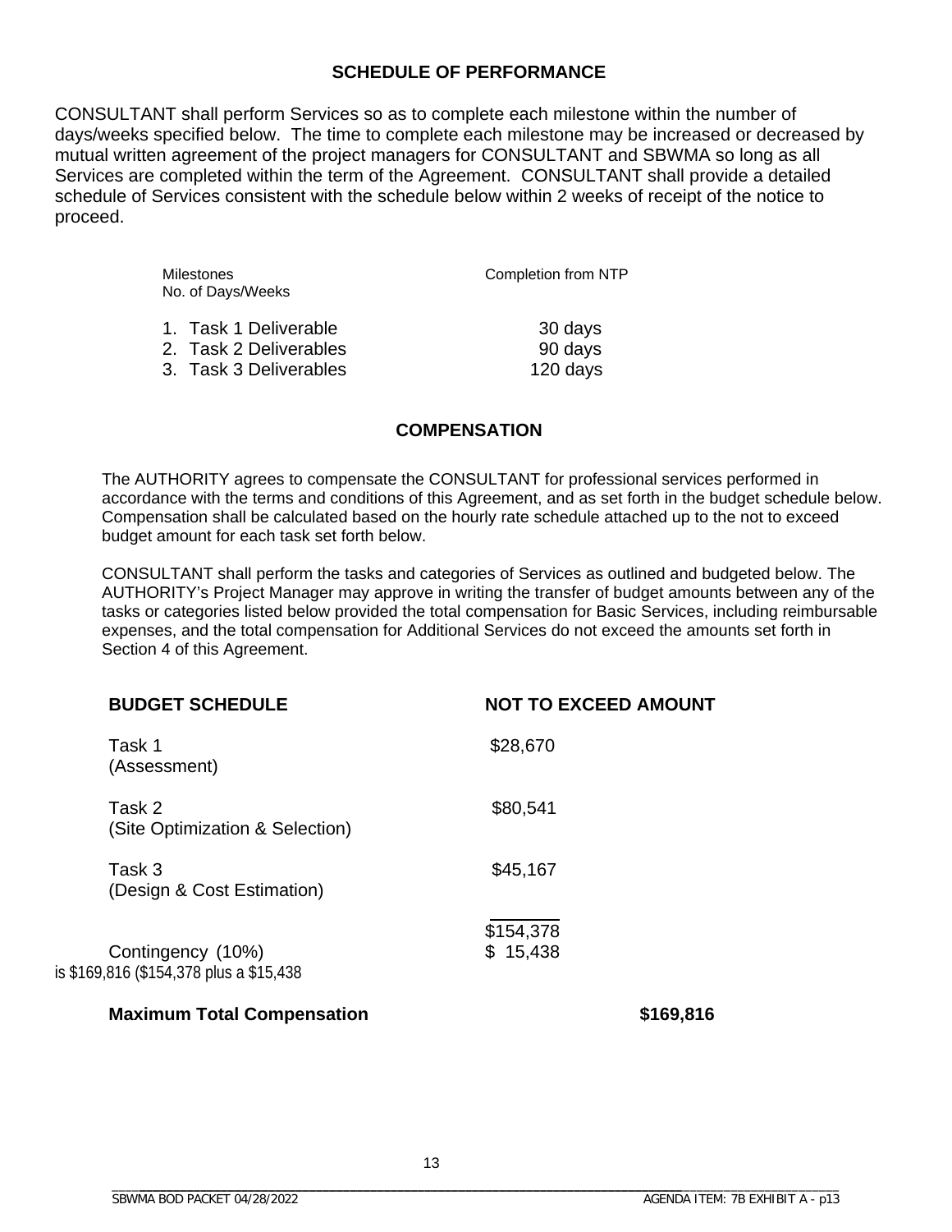## SCHEDULE OF PERFORMANCE

CONSULTANT shall perform Services so as to complete each milestone within the number of days/weeks specified below. The time to complete each milestone may be increased or decreased by mutual written agreement of the project managers for CONSULTANT and SBWMA so long as all Services are completed within the term of the Agreement. CONSULTANT shall provide a detailed schedule of Services consistent with the schedule below within 2 weeks of receipt of the notice to proceed.

| Milestones<br>No. of Days/Weeks | Completion from NTP |
|---|---|
| 1. Task 1 Deliverable | 30 days |
| 2. Task 2 Deliverables | 90 days |
| 3. Task 3 Deliverables | 120 days |

## COMPENSATION

The AUTHORITY agrees to compensate the CONSULTANT for professional services performed in accordance with the terms and conditions of this Agreement, and as set forth in the budget schedule below. Compensation shall be calculated based on the hourly rate schedule attached up to the not to exceed budget amount for each task set forth below.

CONSULTANT shall perform the tasks and categories of Services as outlined and budgeted below. The AUTHORITY's Project Manager may approve in writing the transfer of budget amounts between any of the tasks or categories listed below provided the total compensation for Basic Services, including reimbursable expenses, and the total compensation for Additional Services do not exceed the amounts set forth in Section 4 of this Agreement.

| BUDGET SCHEDULE | NOT TO EXCEED AMOUNT | |
|---|---|---|
| Task 1<br>(Assessment) | $28,670 | |
| Task 2<br>(Site Optimization & Selection) | $80,541 | |
| Task 3<br>(Design & Cost Estimation) | $45,167 | |
| | $154,378 | |
| Contingency (10%) | $ 15,438 | |
| **Maximum Total Compensation** | | **$169,816** |

is $169,816 ($154,378 plus a $15,438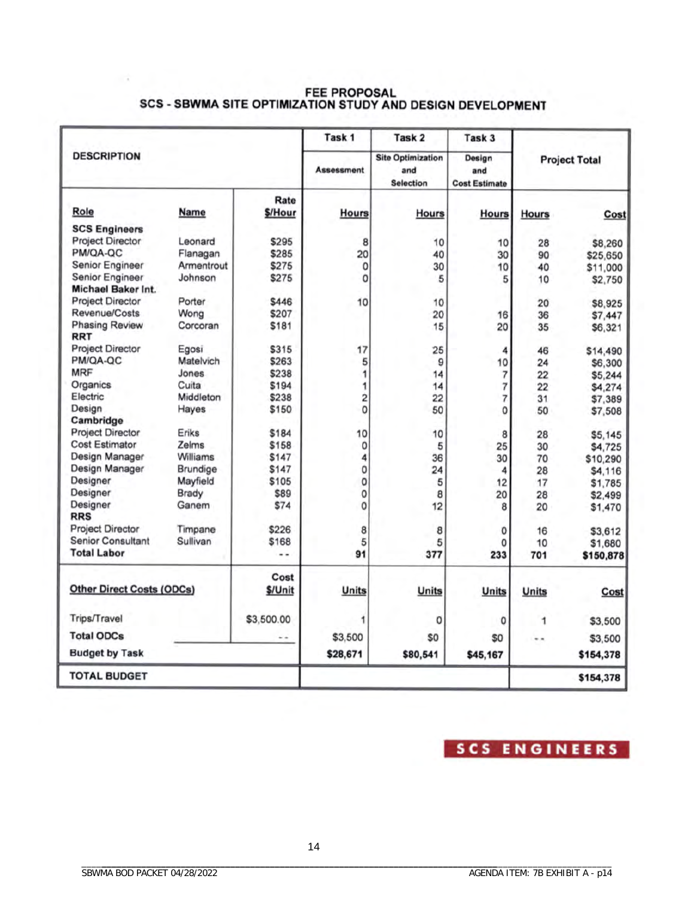# FEE PROPOSAL
## SCS - SBWMA SITE OPTIMIZATION STUDY AND DESIGN DEVELOPMENT

| DESCRIPTION | | | Task 1 | Task 2 | Task 3 | Project Total | |
|---|---|---|---|---|---|---|---|
| | | | Assessment | Site Optimization and Selection | Design and Cost Estimate | | |
| Role | Name | Rate $/Hour | Hours | Hours | Hours | Hours | Cost |
| **SCS Engineers** | | | | | | | |
| Project Director | Leonard | $295 | 8 | 10 | 10 | 28 | $8,260 |
| PM/QA-QC | Flanagan | $285 | 20 | 40 | 30 | 90 | $25,650 |
| Senior Engineer | Armentrout | $275 | 0 | 30 | 10 | 40 | $11,000 |
| Senior Engineer | Johnson | $275 | 0 | 5 | 5 | 10 | $2,750 |
| **Michael Baker Int.** | | | | | | | |
| Project Director | Porter | $446 | 10 | 10 | | 20 | $8,925 |
| Revenue/Costs | Wong | $207 | | 20 | 16 | 36 | $7,447 |
| Phasing Review | Corcoran | $181 | | 15 | 20 | 35 | $6,321 |
| **RRT** | | | | | | | |
| Project Director | Egosi | $315 | 17 | 25 | 4 | 46 | $14,490 |
| PM/QA-QC | Matelvich | $263 | 5 | 9 | 10 | 24 | $6,300 |
| MRF | Jones | $238 | 1 | 14 | 7 | 22 | $5,244 |
| Organics | Cuita | $194 | 1 | 14 | 7 | 22 | $4,274 |
| Electric | Middleton | $238 | 2 | 22 | 7 | 31 | $7,389 |
| Design | Hayes | $150 | 0 | 50 | 0 | 50 | $7,508 |
| **Cambridge** | | | | | | | |
| Project Director | Eriks | $184 | 10 | 10 | 8 | 28 | $5,145 |
| Cost Estimator | Zelms | $158 | 0 | 5 | 25 | 30 | $4,725 |
| Design Manager | Williams | $147 | 4 | 36 | 30 | 70 | $10,290 |
| Design Manager | Brundige | $147 | 0 | 24 | 4 | 28 | $4,116 |
| Designer | Mayfield | $105 | 0 | 5 | 12 | 17 | $1,785 |
| Designer | Brady | $89 | 0 | 8 | 20 | 28 | $2,499 |
| Designer | Ganem | $74 | 0 | 12 | 8 | 20 | $1,470 |
| **RRS** | | | | | | | |
| Project Director | Timpane | $226 | 8 | 8 | 0 | 16 | $3,612 |
| Senior Consultant | Sullivan | $168 | 5 | 5 | 0 | 10 | $1,680 |
| **Total Labor** | | -- | 91 | 377 | 233 | 701 | $150,878 |
| **Other Direct Costs (ODCs)** | | Cost $/Unit | Units | Units | Units | Units | Cost |
| Trips/Travel | | $3,500.00 | 1 | 0 | 0 | 1 | $3,500 |
| **Total ODCs** | | -- | $3,500 | $0 | $0 | -- | $3,500 |
| **Budget by Task** | | | $28,671 | $80,541 | $45,167 | | $154,378 |
| **TOTAL BUDGET** | | | | | | | $154,378 |

SCS ENGINEERS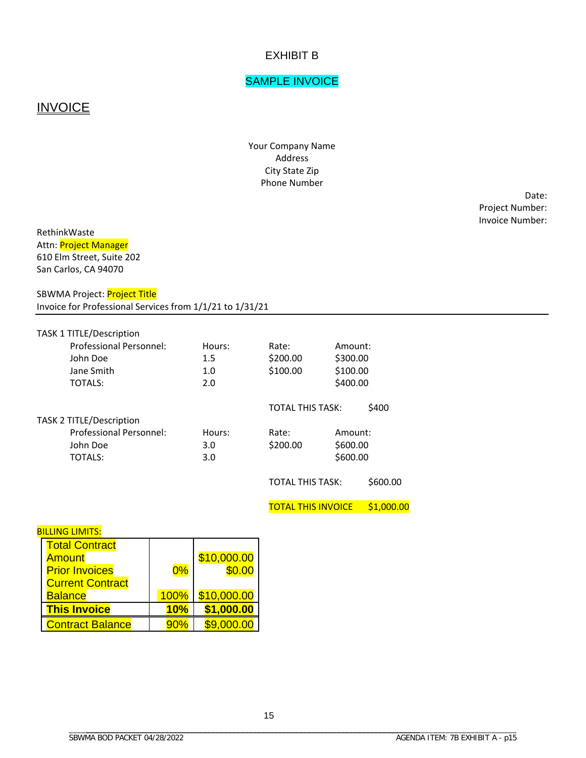# EXHIBIT B

## SAMPLE INVOICE

## INVOICE

Your Company Name
Address
City State Zip
Phone Number

Date:
Project Number:
Invoice Number:

RethinkWaste
Attn: Project Manager
610 Elm Street, Suite 202
San Carlos, CA 94070

SBWMA Project: Project Title
Invoice for Professional Services from 1/1/21 to 1/31/21

---

TASK 1 TITLE/Description

| Professional Personnel: | Hours: | Rate: | Amount: |
|---|---|---|---|
| John Doe | 1.5 | $200.00 | $300.00 |
| Jane Smith | 1.0 | $100.00 | $100.00 |
| TOTALS: | 2.0 | | $400.00 |

TOTAL THIS TASK: $400

TASK 2 TITLE/Description

| Professional Personnel: | Hours: | Rate: | Amount: |
|---|---|---|---|
| John Doe | 3.0 | $200.00 | $600.00 |
| TOTALS: | 3.0 | | $600.00 |

TOTAL THIS TASK: $600.00

TOTAL THIS INVOICE $1,000.00

BILLING LIMITS:

| | | |
|---|---|---|
| Total Contract Amount | | $10,000.00 |
| Prior Invoices | 0% | $0.00 |
| Current Contract Balance | 100% | $10,000.00 |
| **This Invoice** | **10%** | **$1,000.00** |
| Contract Balance | 90% | $9,000.00 |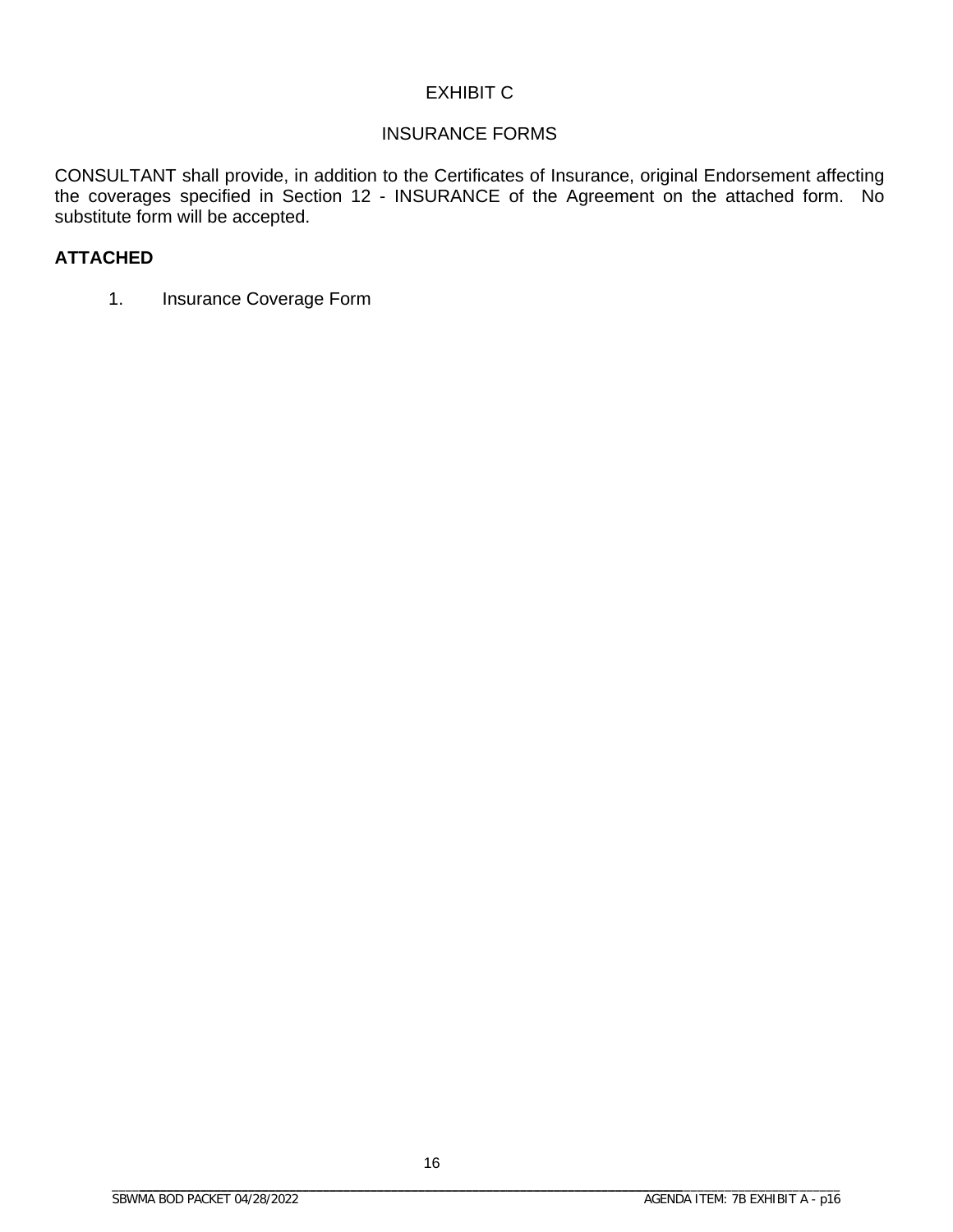# EXHIBIT C

## INSURANCE FORMS

CONSULTANT shall provide, in addition to the Certificates of Insurance, original Endorsement affecting the coverages specified in Section 12 - INSURANCE of the Agreement on the attached form. No substitute form will be accepted.

**ATTACHED**

1. Insurance Coverage Form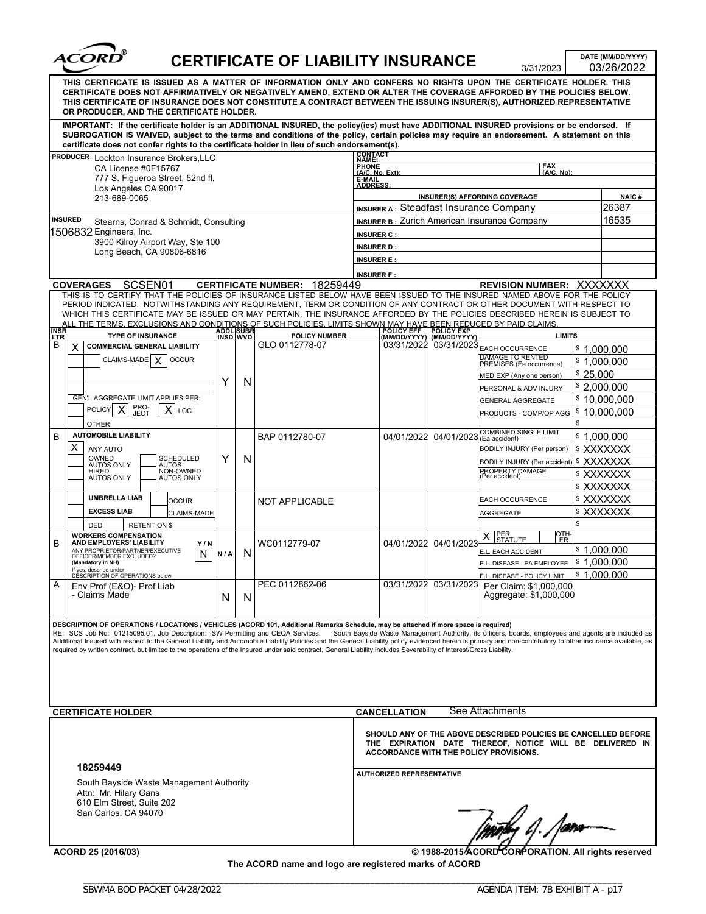# ACORD® CERTIFICATE OF LIABILITY INSURANCE

3/31/2023

DATE (MM/DD/YYYY): 03/26/2022

**THIS CERTIFICATE IS ISSUED AS A MATTER OF INFORMATION ONLY AND CONFERS NO RIGHTS UPON THE CERTIFICATE HOLDER. THIS CERTIFICATE DOES NOT AFFIRMATIVELY OR NEGATIVELY AMEND, EXTEND OR ALTER THE COVERAGE AFFORDED BY THE POLICIES BELOW. THIS CERTIFICATE OF INSURANCE DOES NOT CONSTITUTE A CONTRACT BETWEEN THE ISSUING INSURER(S), AUTHORIZED REPRESENTATIVE OR PRODUCER, AND THE CERTIFICATE HOLDER.**

**IMPORTANT: If the certificate holder is an ADDITIONAL INSURED, the policy(ies) must have ADDITIONAL INSURED provisions or be endorsed. If SUBROGATION IS WAIVED, subject to the terms and conditions of the policy, certain policies may require an endorsement. A statement on this certificate does not confer rights to the certificate holder in lieu of such endorsement(s).**

**PRODUCER**
Lockton Insurance Brokers,LLC
CA License #0F15767
777 S. Figueroa Street, 52nd fl.
Los Angeles CA 90017
213-689-0065

CONTACT NAME:
PHONE (A/C, No, Ext): FAX (A/C, No):
E-MAIL ADDRESS:

| INSURER(S) AFFORDING COVERAGE | NAIC # |
|---|---|
| INSURER A : Steadfast Insurance Company | 26387 |
| INSURER B : Zurich American Insurance Company | 16535 |
| INSURER C : | |
| INSURER D : | |
| INSURER E : | |
| INSURER F : | |

**INSURED**
1506832 Stearns, Conrad & Schmidt, Consulting Engineers, Inc.
3900 Kilroy Airport Way, Ste 100
Long Beach, CA 90806-6816

**COVERAGES** SCSEN01 **CERTIFICATE NUMBER:** 18259449 **REVISION NUMBER:** XXXXXXX

THIS IS TO CERTIFY THAT THE POLICIES OF INSURANCE LISTED BELOW HAVE BEEN ISSUED TO THE INSURED NAMED ABOVE FOR THE POLICY PERIOD INDICATED. NOTWITHSTANDING ANY REQUIREMENT, TERM OR CONDITION OF ANY CONTRACT OR OTHER DOCUMENT WITH RESPECT TO WHICH THIS CERTIFICATE MAY BE ISSUED OR MAY PERTAIN, THE INSURANCE AFFORDED BY THE POLICIES DESCRIBED HEREIN IS SUBJECT TO ALL THE TERMS, EXCLUSIONS AND CONDITIONS OF SUCH POLICIES. LIMITS SHOWN MAY HAVE BEEN REDUCED BY PAID CLAIMS.

| INSR LTR | TYPE OF INSURANCE | ADDL INSD | SUBR WVD | POLICY NUMBER | POLICY EFF (MM/DD/YYYY) | POLICY EXP (MM/DD/YYYY) | LIMITS | |
|---|---|---|---|---|---|---|---|---|
| B | X COMMERCIAL GENERAL LIABILITY; CLAIMS-MADE [X] OCCUR; GEN'L AGGREGATE LIMIT APPLIES PER: POLICY [X] PRO-JECT [X] LOC; OTHER: | Y | N | GLO 0112778-07 | 03/31/2022 | 03/31/2023 | EACH OCCURRENCE | $ 1,000,000 |
| | | | | | | | DAMAGE TO RENTED PREMISES (Ea occurrence) | $ 1,000,000 |
| | | | | | | | MED EXP (Any one person) | $ 25,000 |
| | | | | | | | PERSONAL & ADV INJURY | $ 2,000,000 |
| | | | | | | | GENERAL AGGREGATE | $ 10,000,000 |
| | | | | | | | PRODUCTS - COMP/OP AGG | $ 10,000,000 |
| | | | | | | | | $ |
| B | AUTOMOBILE LIABILITY; X ANY AUTO; OWNED AUTOS ONLY; SCHEDULED AUTOS; HIRED AUTOS ONLY; NON-OWNED AUTOS ONLY | Y | N | BAP 0112780-07 | 04/01/2022 | 04/01/2023 | COMBINED SINGLE LIMIT (Ea accident) | $ 1,000,000 |
| | | | | | | | BODILY INJURY (Per person) | $ XXXXXXX |
| | | | | | | | BODILY INJURY (Per accident) | $ XXXXXXX |
| | | | | | | | PROPERTY DAMAGE (Per accident) | $ XXXXXXX |
| | | | | | | | | $ XXXXXXX |
| | UMBRELLA LIAB / OCCUR; EXCESS LIAB / CLAIMS-MADE; DED RETENTION $ | | | NOT APPLICABLE | | | EACH OCCURRENCE | $ XXXXXXX |
| | | | | | | | AGGREGATE | $ XXXXXXX |
| | | | | | | | | $ |
| B | WORKERS COMPENSATION AND EMPLOYERS' LIABILITY; ANY PROPRIETOR/PARTNER/EXECUTIVE OFFICER/MEMBER EXCLUDED? (Mandatory in NH) Y/N: N; If yes, describe under DESCRIPTION OF OPERATIONS below | N/A | N | WC0112779-07 | 04/01/2022 | 04/01/2023 | X PER STATUTE / OTH-ER | |
| | | | | | | | E.L. EACH ACCIDENT | $ 1,000,000 |
| | | | | | | | E.L. DISEASE - EA EMPLOYEE | $ 1,000,000 |
| | | | | | | | E.L. DISEASE - POLICY LIMIT | $ 1,000,000 |
| A | Env Prof (E&O)- Prof Liab - Claims Made | N | N | PEC 0112862-06 | 03/31/2022 | 03/31/2023 | Per Claim: $1,000,000; Aggregate: $1,000,000 | |

**DESCRIPTION OF OPERATIONS / LOCATIONS / VEHICLES (ACORD 101, Additional Remarks Schedule, may be attached if more space is required)**
RE: SCS Job No: 01215095.01, Job Description: SW Permitting and CEQA Services. South Bayside Waste Management Authority, its officers, boards, employees and agents are included as Additional Insured with respect to the General Liability and Automobile Liability Policies and the General Liability policy evidenced herein is primary and non-contributory to other insurance available, as required by written contract, but limited to the operations of the Insured under said contract. General Liability includes Severability of Interest/Cross Liability.

**CERTIFICATE HOLDER**

18259449

South Bayside Waste Management Authority
Attn: Mr. Hilary Gans
610 Elm Street, Suite 202
San Carlos, CA 94070

**CANCELLATION** See Attachments

**SHOULD ANY OF THE ABOVE DESCRIBED POLICIES BE CANCELLED BEFORE THE EXPIRATION DATE THEREOF, NOTICE WILL BE DELIVERED IN ACCORDANCE WITH THE POLICY PROVISIONS.**

AUTHORIZED REPRESENTATIVE

ACORD 25 (2016/03) © 1988-2015 ACORD CORPORATION. All rights reserved

The ACORD name and logo are registered marks of ACORD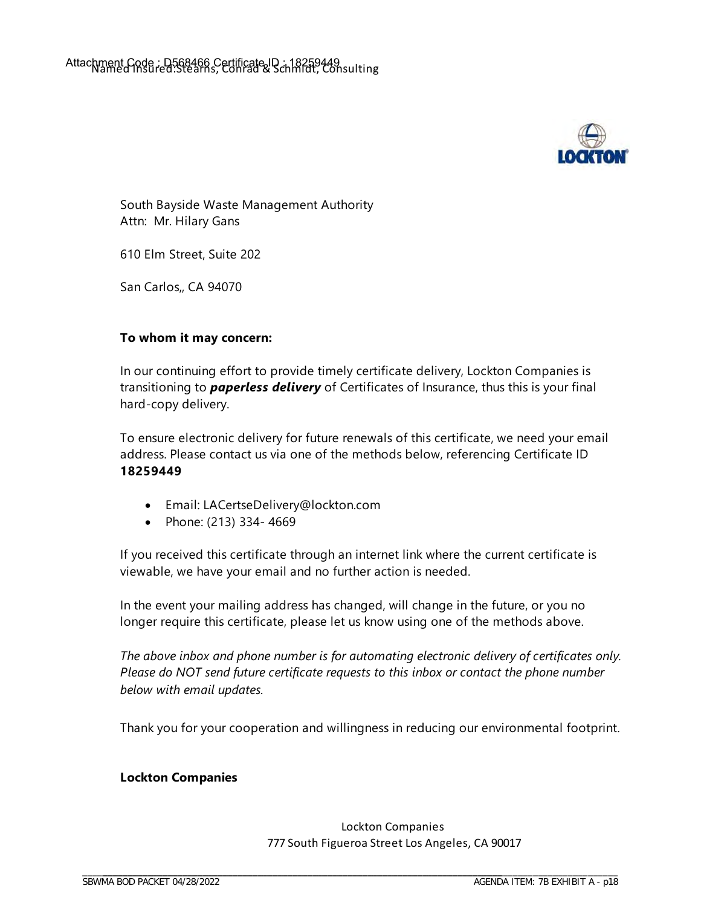Attachment Code : D568466 Certificate ID : 18259449
Named Insured:Stearns, Conrad & Schmidt, Consulting

South Bayside Waste Management Authority
Attn: Mr. Hilary Gans

610 Elm Street, Suite 202

San Carlos,, CA 94070

**To whom it may concern:**

In our continuing effort to provide timely certificate delivery, Lockton Companies is transitioning to ***paperless delivery*** of Certificates of Insurance, thus this is your final hard-copy delivery.

To ensure electronic delivery for future renewals of this certificate, we need your email address. Please contact us via one of the methods below, referencing Certificate ID **18259449**

- Email: LACertseDelivery@lockton.com
- Phone: (213) 334- 4669

If you received this certificate through an internet link where the current certificate is viewable, we have your email and no further action is needed.

In the event your mailing address has changed, will change in the future, or you no longer require this certificate, please let us know using one of the methods above.

*The above inbox and phone number is for automating electronic delivery of certificates only. Please do NOT send future certificate requests to this inbox or contact the phone number below with email updates.*

Thank you for your cooperation and willingness in reducing our environmental footprint.

**Lockton Companies**

Lockton Companies
777 South Figueroa Street Los Angeles, CA 90017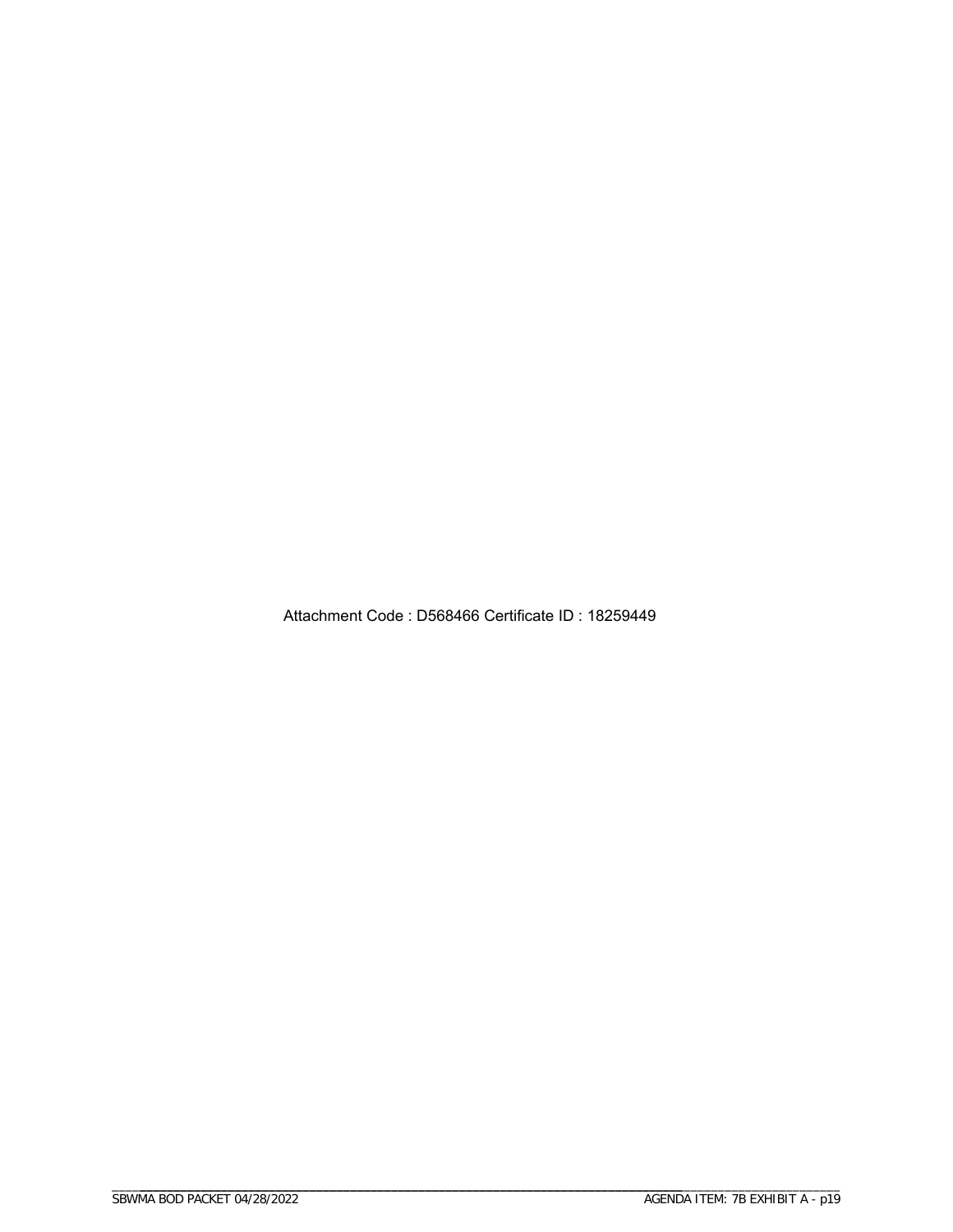Attachment Code : D568466 Certificate ID : 18259449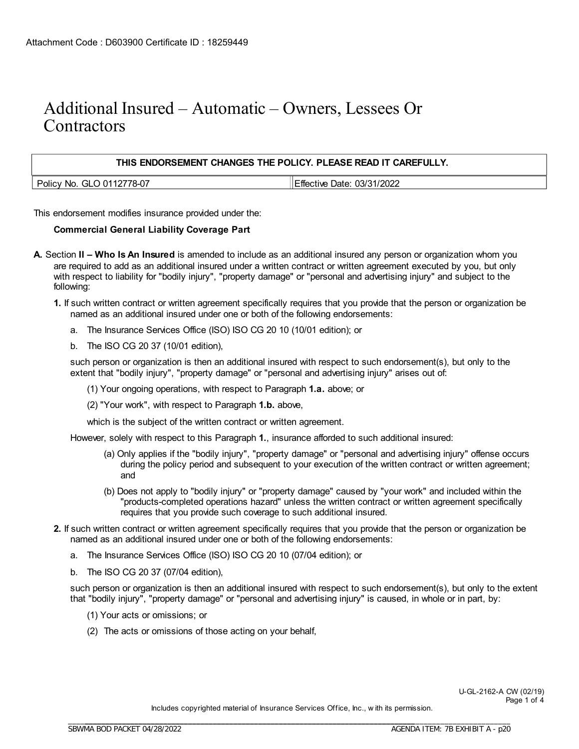Attachment Code : D603900 Certificate ID : 18259449

# Additional Insured – Automatic – Owners, Lessees Or Contractors

| THIS ENDORSEMENT CHANGES THE POLICY. PLEASE READ IT CAREFULLY. | |
|---|---|
| Policy No. GLO 0112778-07 | Effective Date: 03/31/2022 |

This endorsement modifies insurance provided under the:

**Commercial General Liability Coverage Part**

**A.** Section **II – Who Is An Insured** is amended to include as an additional insured any person or organization whom you are required to add as an additional insured under a written contract or written agreement executed by you, but only with respect to liability for "bodily injury", "property damage" or "personal and advertising injury" and subject to the following:

**1.** If such written contract or written agreement specifically requires that you provide that the person or organization be named as an additional insured under one or both of the following endorsements:

a. The Insurance Services Office (ISO) ISO CG 20 10 (10/01 edition); or

b. The ISO CG 20 37 (10/01 edition),

such person or organization is then an additional insured with respect to such endorsement(s), but only to the extent that "bodily injury", "property damage" or "personal and advertising injury" arises out of:

(1) Your ongoing operations, with respect to Paragraph **1.a.** above; or

(2) "Your work", with respect to Paragraph **1.b.** above,

which is the subject of the written contract or written agreement.

However, solely with respect to this Paragraph **1.**, insurance afforded to such additional insured:

(a) Only applies if the "bodily injury", "property damage" or "personal and advertising injury" offense occurs during the policy period and subsequent to your execution of the written contract or written agreement; and

(b) Does not apply to "bodily injury" or "property damage" caused by "your work" and included within the "products-completed operations hazard" unless the written contract or written agreement specifically requires that you provide such coverage to such additional insured.

**2.** If such written contract or written agreement specifically requires that you provide that the person or organization be named as an additional insured under one or both of the following endorsements:

a. The Insurance Services Office (ISO) ISO CG 20 10 (07/04 edition); or

b. The ISO CG 20 37 (07/04 edition),

such person or organization is then an additional insured with respect to such endorsement(s), but only to the extent that "bodily injury", "property damage" or "personal and advertising injury" is caused, in whole or in part, by:

(1) Your acts or omissions; or

(2) The acts or omissions of those acting on your behalf,

U-GL-2162-A CW (02/19)

Includes copyrighted material of Insurance Services Office, Inc., with its permission.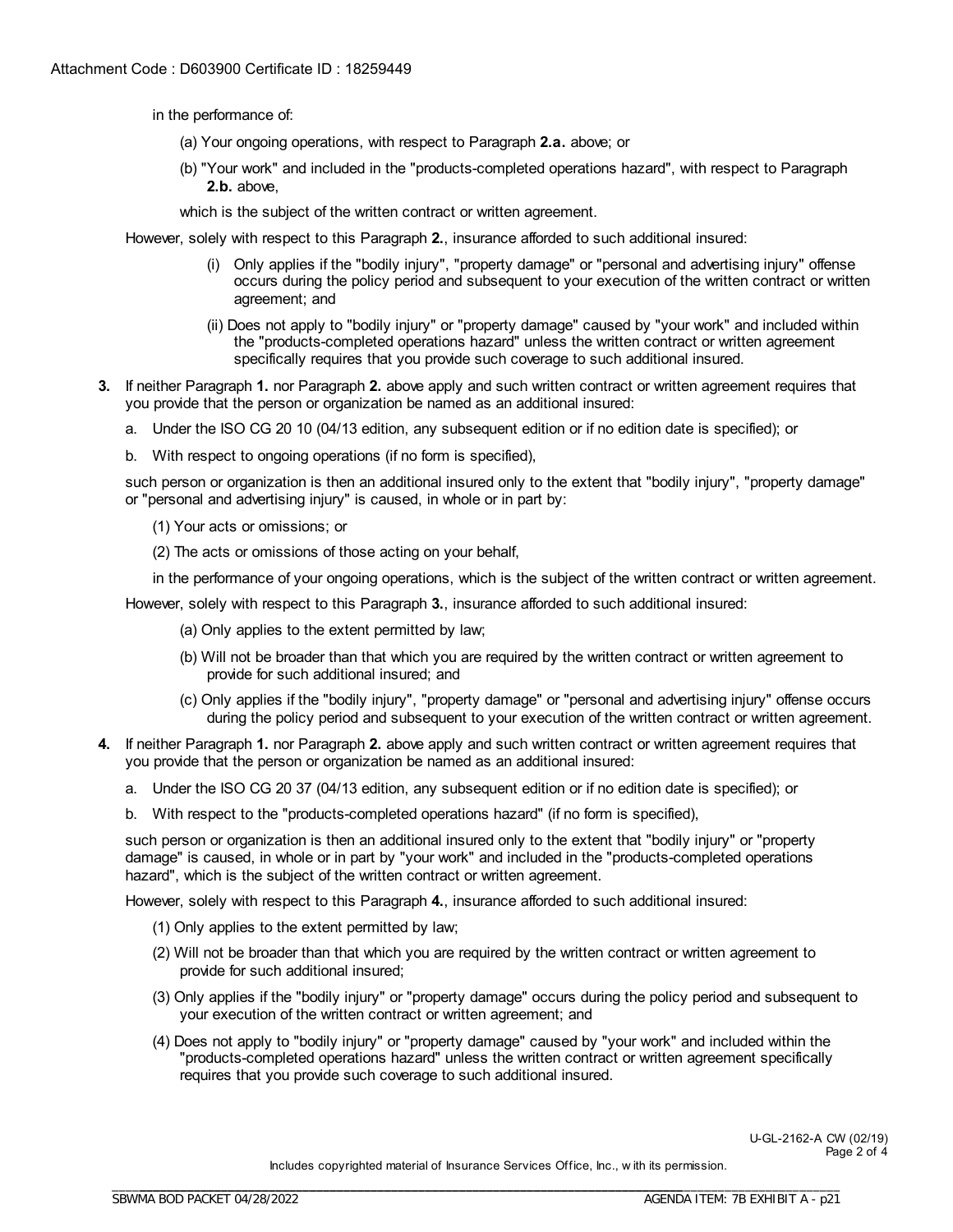in the performance of:

(a) Your ongoing operations, with respect to Paragraph **2.a.** above; or

(b) "Your work" and included in the "products-completed operations hazard", with respect to Paragraph **2.b.** above,

which is the subject of the written contract or written agreement.

However, solely with respect to this Paragraph **2.**, insurance afforded to such additional insured:

(i) Only applies if the "bodily injury", "property damage" or "personal and advertising injury" offense occurs during the policy period and subsequent to your execution of the written contract or written agreement; and

(ii) Does not apply to "bodily injury" or "property damage" caused by "your work" and included within the "products-completed operations hazard" unless the written contract or written agreement specifically requires that you provide such coverage to such additional insured.

**3.** If neither Paragraph **1.** nor Paragraph **2.** above apply and such written contract or written agreement requires that you provide that the person or organization be named as an additional insured:

a. Under the ISO CG 20 10 (04/13 edition, any subsequent edition or if no edition date is specified); or

b. With respect to ongoing operations (if no form is specified),

such person or organization is then an additional insured only to the extent that "bodily injury", "property damage" or "personal and advertising injury" is caused, in whole or in part by:

(1) Your acts or omissions; or

(2) The acts or omissions of those acting on your behalf,

in the performance of your ongoing operations, which is the subject of the written contract or written agreement.

However, solely with respect to this Paragraph **3.**, insurance afforded to such additional insured:

(a) Only applies to the extent permitted by law;

(b) Will not be broader than that which you are required by the written contract or written agreement to provide for such additional insured; and

(c) Only applies if the "bodily injury", "property damage" or "personal and advertising injury" offense occurs during the policy period and subsequent to your execution of the written contract or written agreement.

**4.** If neither Paragraph **1.** nor Paragraph **2.** above apply and such written contract or written agreement requires that you provide that the person or organization be named as an additional insured:

a. Under the ISO CG 20 37 (04/13 edition, any subsequent edition or if no edition date is specified); or

b. With respect to the "products-completed operations hazard" (if no form is specified),

such person or organization is then an additional insured only to the extent that "bodily injury" or "property damage" is caused, in whole or in part by "your work" and included in the "products-completed operations hazard", which is the subject of the written contract or written agreement.

However, solely with respect to this Paragraph **4.**, insurance afforded to such additional insured:

(1) Only applies to the extent permitted by law;

(2) Will not be broader than that which you are required by the written contract or written agreement to provide for such additional insured;

(3) Only applies if the "bodily injury" or "property damage" occurs during the policy period and subsequent to your execution of the written contract or written agreement; and

(4) Does not apply to "bodily injury" or "property damage" caused by "your work" and included within the "products-completed operations hazard" unless the written contract or written agreement specifically requires that you provide such coverage to such additional insured.

Includes copyrighted material of Insurance Services Office, Inc., with its permission.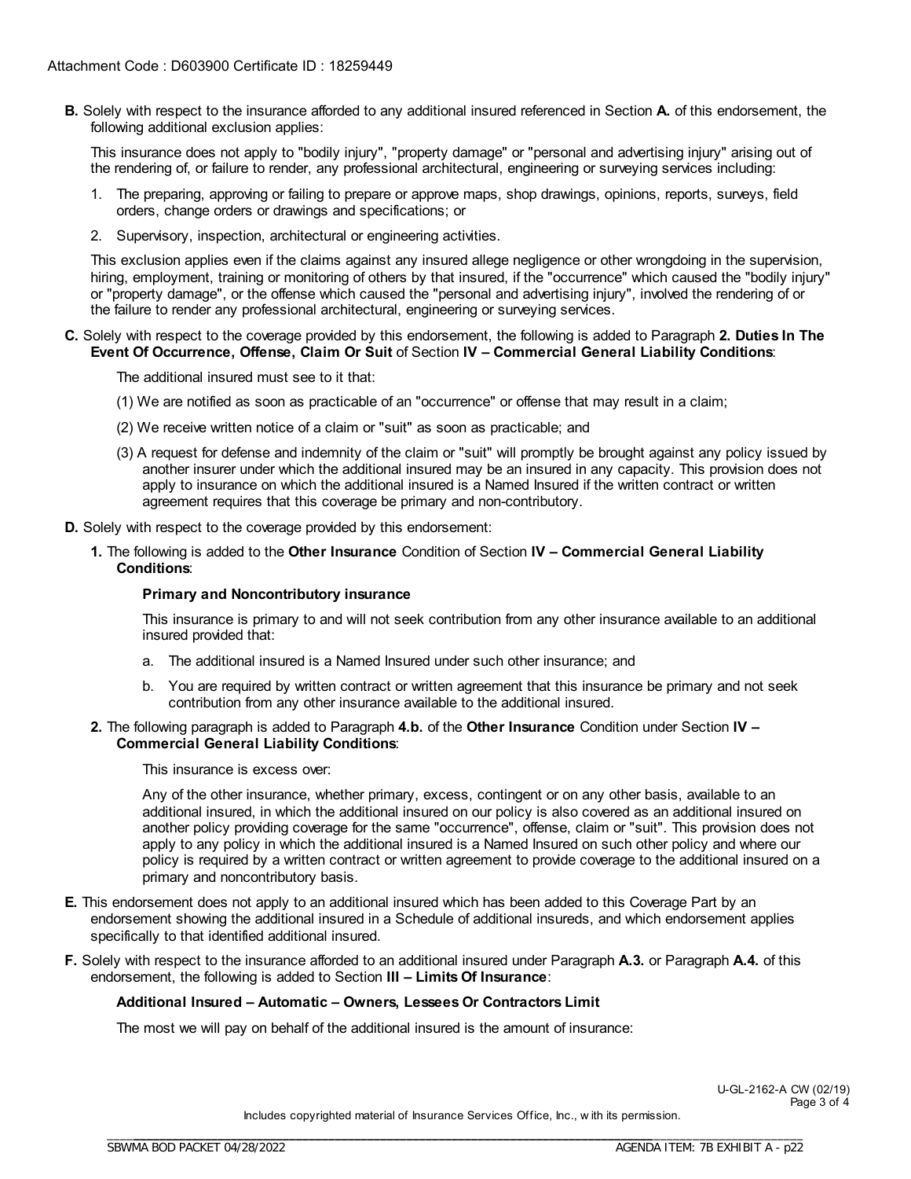**B.** Solely with respect to the insurance afforded to any additional insured referenced in Section **A.** of this endorsement, the following additional exclusion applies:

This insurance does not apply to "bodily injury", "property damage" or "personal and advertising injury" arising out of the rendering of, or failure to render, any professional architectural, engineering or surveying services including:

1. The preparing, approving or failing to prepare or approve maps, shop drawings, opinions, reports, surveys, field orders, change orders or drawings and specifications; or
2. Supervisory, inspection, architectural or engineering activities.

This exclusion applies even if the claims against any insured allege negligence or other wrongdoing in the supervision, hiring, employment, training or monitoring of others by that insured, if the "occurrence" which caused the "bodily injury" or "property damage", or the offense which caused the "personal and advertising injury", involved the rendering of or the failure to render any professional architectural, engineering or surveying services.

**C.** Solely with respect to the coverage provided by this endorsement, the following is added to Paragraph **2. Duties In The Event Of Occurrence, Offense, Claim Or Suit** of Section **IV – Commercial General Liability Conditions**:

The additional insured must see to it that:

(1) We are notified as soon as practicable of an "occurrence" or offense that may result in a claim;

(2) We receive written notice of a claim or "suit" as soon as practicable; and

(3) A request for defense and indemnity of the claim or "suit" will promptly be brought against any policy issued by another insurer under which the additional insured may be an insured in any capacity. This provision does not apply to insurance on which the additional insured is a Named Insured if the written contract or written agreement requires that this coverage be primary and non-contributory.

**D.** Solely with respect to the coverage provided by this endorsement:

**1.** The following is added to the **Other Insurance** Condition of Section **IV – Commercial General Liability Conditions**:

**Primary and Noncontributory insurance**

This insurance is primary to and will not seek contribution from any other insurance available to an additional insured provided that:

a. The additional insured is a Named Insured under such other insurance; and

b. You are required by written contract or written agreement that this insurance be primary and not seek contribution from any other insurance available to the additional insured.

**2.** The following paragraph is added to Paragraph **4.b.** of the **Other Insurance** Condition under Section **IV – Commercial General Liability Conditions**:

This insurance is excess over:

Any of the other insurance, whether primary, excess, contingent or on any other basis, available to an additional insured, in which the additional insured on our policy is also covered as an additional insured on another policy providing coverage for the same "occurrence", offense, claim or "suit". This provision does not apply to any policy in which the additional insured is a Named Insured on such other policy and where our policy is required by a written contract or written agreement to provide coverage to the additional insured on a primary and noncontributory basis.

**E.** This endorsement does not apply to an additional insured which has been added to this Coverage Part by an endorsement showing the additional insured in a Schedule of additional insureds, and which endorsement applies specifically to that identified additional insured.

**F.** Solely with respect to the insurance afforded to an additional insured under Paragraph **A.3.** or Paragraph **A.4.** of this endorsement, the following is added to Section **III – Limits Of Insurance**:

**Additional Insured – Automatic – Owners, Lessees Or Contractors Limit**

The most we will pay on behalf of the additional insured is the amount of insurance: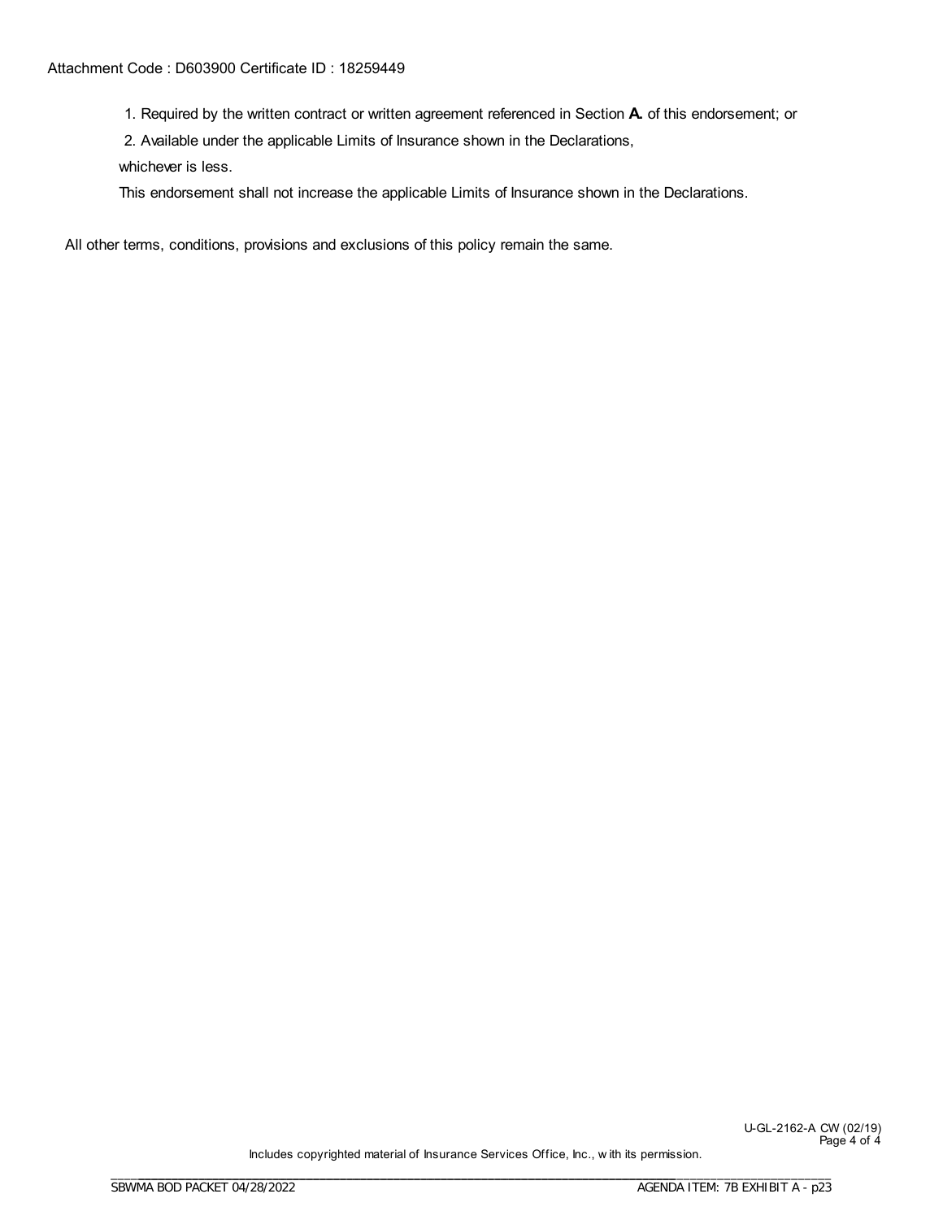Attachment Code : D603900 Certificate ID : 18259449

1. Required by the written contract or written agreement referenced in Section **A.** of this endorsement; or
2. Available under the applicable Limits of Insurance shown in the Declarations,

whichever is less.

This endorsement shall not increase the applicable Limits of Insurance shown in the Declarations.

All other terms, conditions, provisions and exclusions of this policy remain the same.

U-GL-2162-A CW (02/19)

Includes copyrighted material of Insurance Services Office, Inc., with its permission.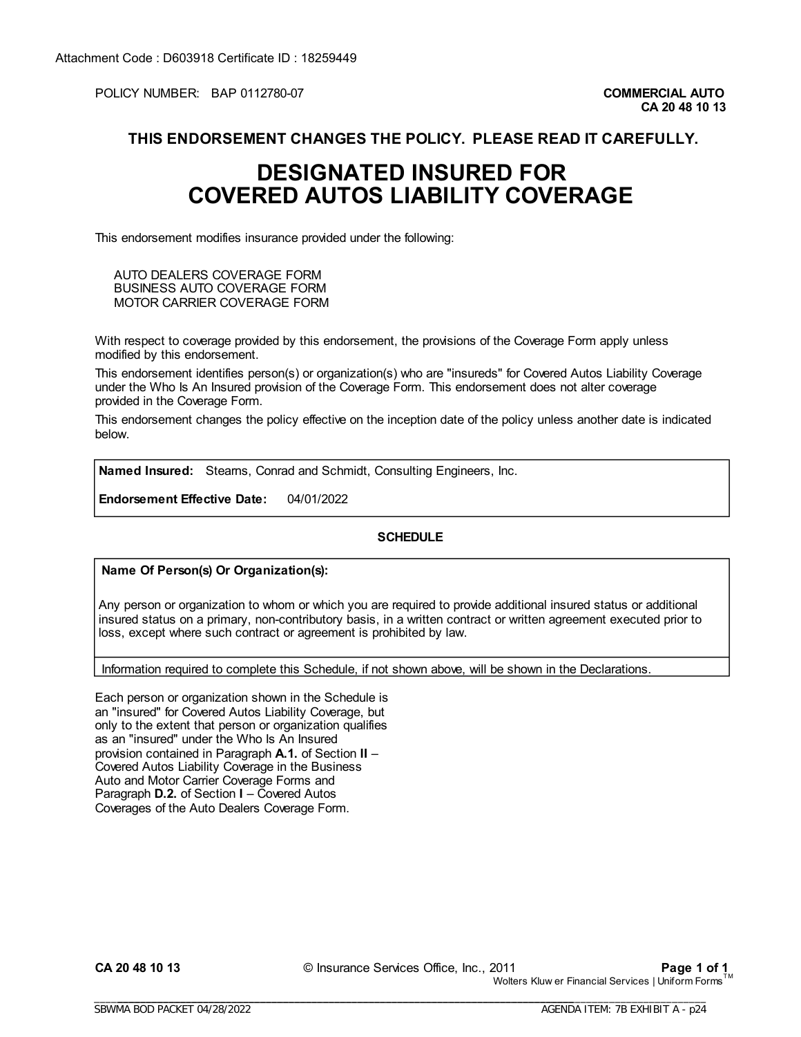Attachment Code : D603918 Certificate ID : 18259449

POLICY NUMBER: BAP 0112780-07

**COMMERCIAL AUTO**
**CA 20 48 10 13**

**THIS ENDORSEMENT CHANGES THE POLICY. PLEASE READ IT CAREFULLY.**

# DESIGNATED INSURED FOR COVERED AUTOS LIABILITY COVERAGE

This endorsement modifies insurance provided under the following:

AUTO DEALERS COVERAGE FORM
BUSINESS AUTO COVERAGE FORM
MOTOR CARRIER COVERAGE FORM

With respect to coverage provided by this endorsement, the provisions of the Coverage Form apply unless modified by this endorsement.

This endorsement identifies person(s) or organization(s) who are "insureds" for Covered Autos Liability Coverage under the Who Is An Insured provision of the Coverage Form. This endorsement does not alter coverage provided in the Coverage Form.

This endorsement changes the policy effective on the inception date of the policy unless another date is indicated below.

**Named Insured:** Stearns, Conrad and Schmidt, Consulting Engineers, Inc.

**Endorsement Effective Date:** 04/01/2022

**SCHEDULE**

**Name Of Person(s) Or Organization(s):**

Any person or organization to whom or which you are required to provide additional insured status or additional insured status on a primary, non-contributory basis, in a written contract or written agreement executed prior to loss, except where such contract or agreement is prohibited by law.

Information required to complete this Schedule, if not shown above, will be shown in the Declarations.

Each person or organization shown in the Schedule is an "insured" for Covered Autos Liability Coverage, but only to the extent that person or organization qualifies as an "insured" under the Who Is An Insured provision contained in Paragraph **A.1.** of Section **II** – Covered Autos Liability Coverage in the Business Auto and Motor Carrier Coverage Forms and Paragraph **D.2.** of Section **I** – Covered Autos Coverages of the Auto Dealers Coverage Form.

CA 20 48 10 13 © Insurance Services Office, Inc., 2011

Wolters Kluwer Financial Services | Uniform Forms™

SBWMA BOD PACKET 04/28/2022 AGENDA ITEM: 7B EXHIBIT A - p24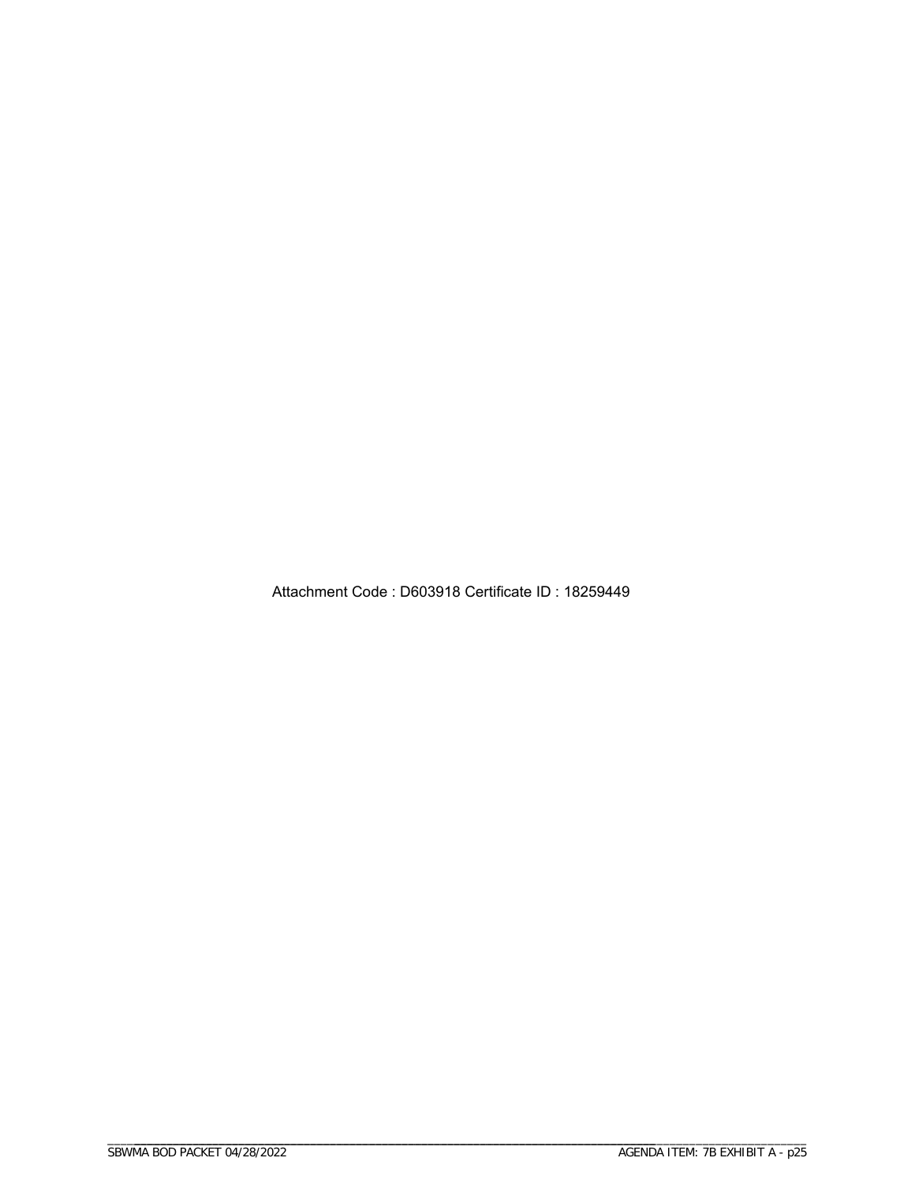Attachment Code : D603918 Certificate ID : 18259449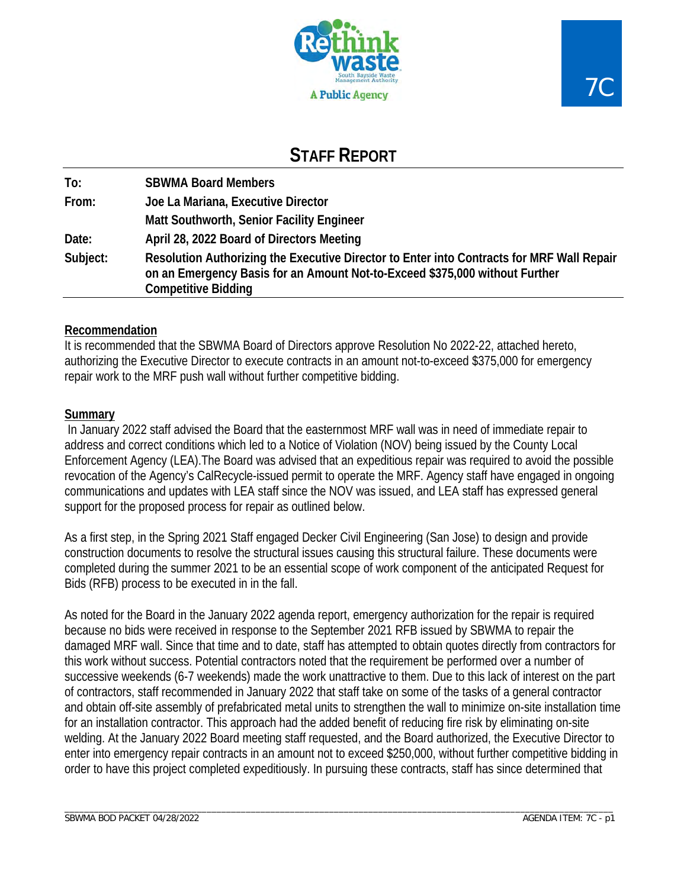7C

# STAFF REPORT

| | |
|---|---|
| **To:** | **SBWMA Board Members** |
| **From:** | **Joe La Mariana, Executive Director** |
| | **Matt Southworth, Senior Facility Engineer** |
| **Date:** | **April 28, 2022 Board of Directors Meeting** |
| **Subject:** | **Resolution Authorizing the Executive Director to Enter into Contracts for MRF Wall Repair on an Emergency Basis for an Amount Not-to-Exceed $375,000 without Further Competitive Bidding** |

**Recommendation**

It is recommended that the SBWMA Board of Directors approve Resolution No 2022-22, attached hereto, authorizing the Executive Director to execute contracts in an amount not-to-exceed $375,000 for emergency repair work to the MRF push wall without further competitive bidding.

**Summary**

In January 2022 staff advised the Board that the easternmost MRF wall was in need of immediate repair to address and correct conditions which led to a Notice of Violation (NOV) being issued by the County Local Enforcement Agency (LEA).The Board was advised that an expeditious repair was required to avoid the possible revocation of the Agency's CalRecycle-issued permit to operate the MRF. Agency staff have engaged in ongoing communications and updates with LEA staff since the NOV was issued, and LEA staff has expressed general support for the proposed process for repair as outlined below.

As a first step, in the Spring 2021 Staff engaged Decker Civil Engineering (San Jose) to design and provide construction documents to resolve the structural issues causing this structural failure. These documents were completed during the summer 2021 to be an essential scope of work component of the anticipated Request for Bids (RFB) process to be executed in in the fall.

As noted for the Board in the January 2022 agenda report, emergency authorization for the repair is required because no bids were received in response to the September 2021 RFB issued by SBWMA to repair the damaged MRF wall. Since that time and to date, staff has attempted to obtain quotes directly from contractors for this work without success. Potential contractors noted that the requirement be performed over a number of successive weekends (6-7 weekends) made the work unattractive to them. Due to this lack of interest on the part of contractors, staff recommended in January 2022 that staff take on some of the tasks of a general contractor and obtain off-site assembly of prefabricated metal units to strengthen the wall to minimize on-site installation time for an installation contractor. This approach had the added benefit of reducing fire risk by eliminating on-site welding. At the January 2022 Board meeting staff requested, and the Board authorized, the Executive Director to enter into emergency repair contracts in an amount not to exceed $250,000, without further competitive bidding in order to have this project completed expeditiously. In pursuing these contracts, staff has since determined that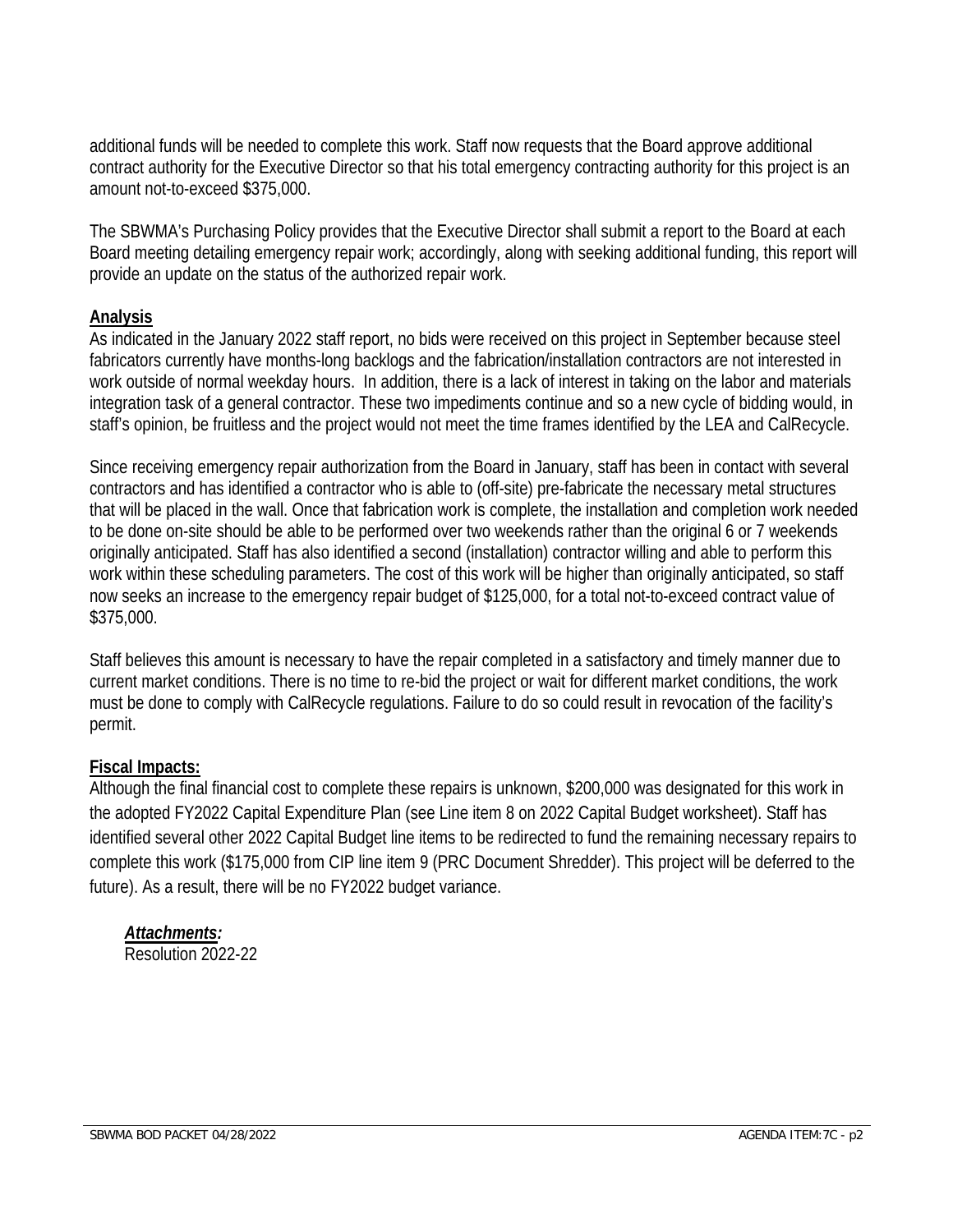additional funds will be needed to complete this work. Staff now requests that the Board approve additional contract authority for the Executive Director so that his total emergency contracting authority for this project is an amount not-to-exceed $375,000.

The SBWMA's Purchasing Policy provides that the Executive Director shall submit a report to the Board at each Board meeting detailing emergency repair work; accordingly, along with seeking additional funding, this report will provide an update on the status of the authorized repair work.

**Analysis**

As indicated in the January 2022 staff report, no bids were received on this project in September because steel fabricators currently have months-long backlogs and the fabrication/installation contractors are not interested in work outside of normal weekday hours. In addition, there is a lack of interest in taking on the labor and materials integration task of a general contractor. These two impediments continue and so a new cycle of bidding would, in staff's opinion, be fruitless and the project would not meet the time frames identified by the LEA and CalRecycle.

Since receiving emergency repair authorization from the Board in January, staff has been in contact with several contractors and has identified a contractor who is able to (off-site) pre-fabricate the necessary metal structures that will be placed in the wall. Once that fabrication work is complete, the installation and completion work needed to be done on-site should be able to be performed over two weekends rather than the original 6 or 7 weekends originally anticipated. Staff has also identified a second (installation) contractor willing and able to perform this work within these scheduling parameters. The cost of this work will be higher than originally anticipated, so staff now seeks an increase to the emergency repair budget of $125,000, for a total not-to-exceed contract value of $375,000.

Staff believes this amount is necessary to have the repair completed in a satisfactory and timely manner due to current market conditions. There is no time to re-bid the project or wait for different market conditions, the work must be done to comply with CalRecycle regulations. Failure to do so could result in revocation of the facility's permit.

**Fiscal Impacts:**

Although the final financial cost to complete these repairs is unknown, $200,000 was designated for this work in the adopted FY2022 Capital Expenditure Plan (see Line item 8 on 2022 Capital Budget worksheet). Staff has identified several other 2022 Capital Budget line items to be redirected to fund the remaining necessary repairs to complete this work ($175,000 from CIP line item 9 (PRC Document Shredder). This project will be deferred to the future). As a result, there will be no FY2022 budget variance.

***Attachments:***
Resolution 2022-22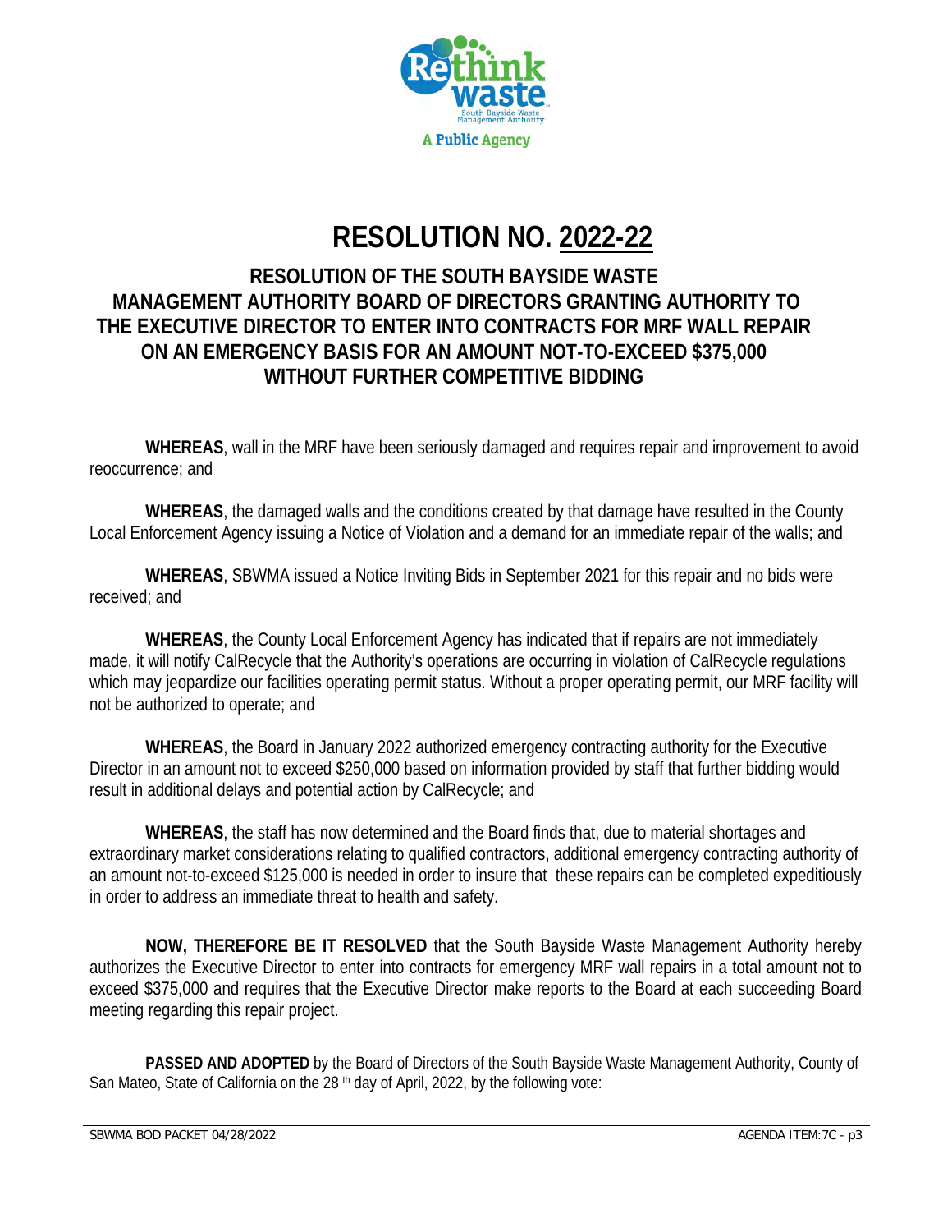# RESOLUTION NO. 2022-22

## RESOLUTION OF THE SOUTH BAYSIDE WASTE MANAGEMENT AUTHORITY BOARD OF DIRECTORS GRANTING AUTHORITY TO THE EXECUTIVE DIRECTOR TO ENTER INTO CONTRACTS FOR MRF WALL REPAIR ON AN EMERGENCY BASIS FOR AN AMOUNT NOT-TO-EXCEED $375,000 WITHOUT FURTHER COMPETITIVE BIDDING

**WHEREAS**, wall in the MRF have been seriously damaged and requires repair and improvement to avoid reoccurrence; and

**WHEREAS**, the damaged walls and the conditions created by that damage have resulted in the County Local Enforcement Agency issuing a Notice of Violation and a demand for an immediate repair of the walls; and

**WHEREAS**, SBWMA issued a Notice Inviting Bids in September 2021 for this repair and no bids were received; and

**WHEREAS**, the County Local Enforcement Agency has indicated that if repairs are not immediately made, it will notify CalRecycle that the Authority's operations are occurring in violation of CalRecycle regulations which may jeopardize our facilities operating permit status. Without a proper operating permit, our MRF facility will not be authorized to operate; and

**WHEREAS**, the Board in January 2022 authorized emergency contracting authority for the Executive Director in an amount not to exceed $250,000 based on information provided by staff that further bidding would result in additional delays and potential action by CalRecycle; and

**WHEREAS**, the staff has now determined and the Board finds that, due to material shortages and extraordinary market considerations relating to qualified contractors, additional emergency contracting authority of an amount not-to-exceed $125,000 is needed in order to insure that these repairs can be completed expeditiously in order to address an immediate threat to health and safety.

**NOW, THEREFORE BE IT RESOLVED** that the South Bayside Waste Management Authority hereby authorizes the Executive Director to enter into contracts for emergency MRF wall repairs in a total amount not to exceed $375,000 and requires that the Executive Director make reports to the Board at each succeeding Board meeting regarding this repair project.

**PASSED AND ADOPTED** by the Board of Directors of the South Bayside Waste Management Authority, County of San Mateo, State of California on the 28th day of April, 2022, by the following vote: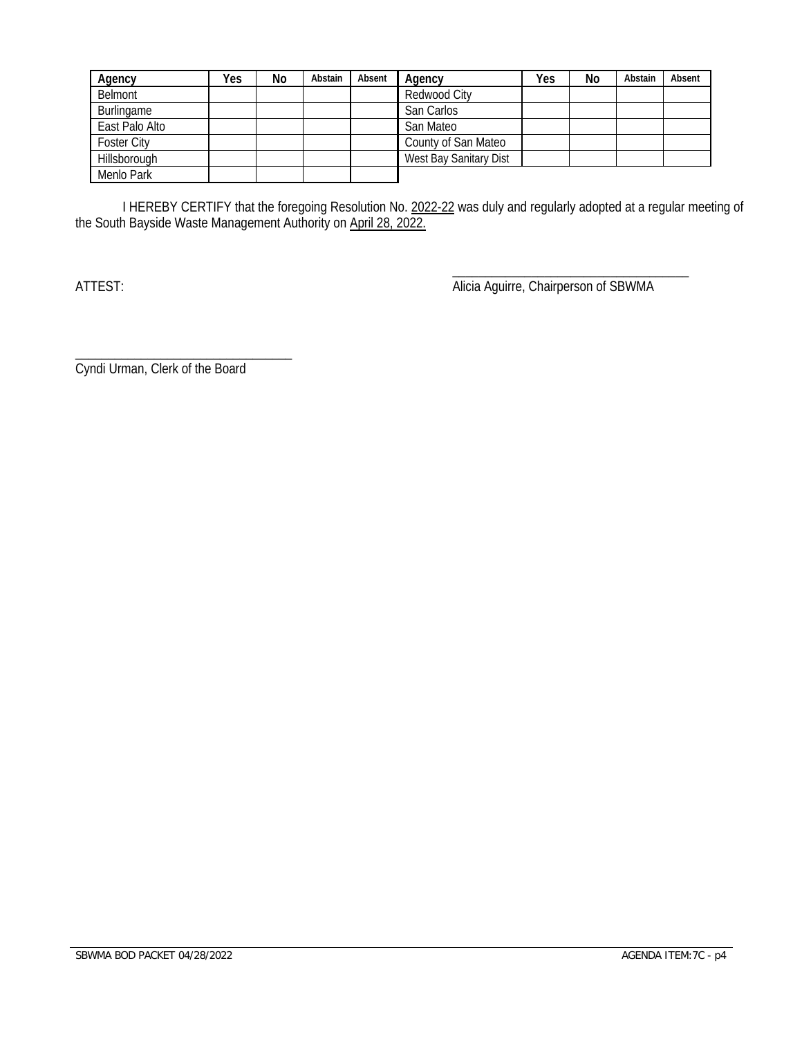| Agency | Yes | No | Abstain | Absent | Agency | Yes | No | Abstain | Absent |
|---|---|---|---|---|---|---|---|---|---|
| Belmont | | | | | Redwood City | | | | |
| Burlingame | | | | | San Carlos | | | | |
| East Palo Alto | | | | | San Mateo | | | | |
| Foster City | | | | | County of San Mateo | | | | |
| Hillsborough | | | | | West Bay Sanitary Dist | | | | |
| Menlo Park | | | | | | | | | |

I HEREBY CERTIFY that the foregoing Resolution No. 2022-22 was duly and regularly adopted at a regular meeting of the South Bayside Waste Management Authority on April 28, 2022.

ATTEST:

\_\_\_\_\_\_\_\_\_\_\_\_\_\_\_\_\_\_\_\_\_\_\_\_\_\_\_\_\_\_\_\_\_\_
Alicia Aguirre, Chairperson of SBWMA

\_\_\_\_\_\_\_\_\_\_\_\_\_\_\_\_\_\_\_\_\_\_\_\_\_\_\_\_\_\_\_\_\_\_
Cyndi Urman, Clerk of the Board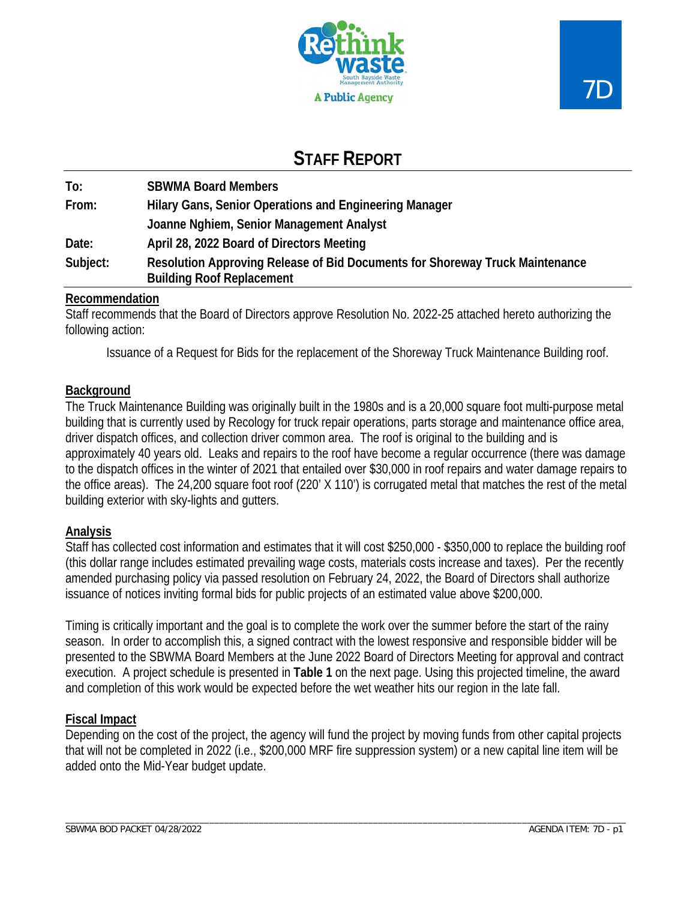7D

# STAFF REPORT

| | |
|---|---|
| **To:** | **SBWMA Board Members** |
| **From:** | **Hilary Gans, Senior Operations and Engineering Manager** |
| | **Joanne Nghiem, Senior Management Analyst** |
| **Date:** | **April 28, 2022 Board of Directors Meeting** |
| **Subject:** | **Resolution Approving Release of Bid Documents for Shoreway Truck Maintenance Building Roof Replacement** |

## Recommendation

Staff recommends that the Board of Directors approve Resolution No. 2022-25 attached hereto authorizing the following action:

> Issuance of a Request for Bids for the replacement of the Shoreway Truck Maintenance Building roof.

## Background

The Truck Maintenance Building was originally built in the 1980s and is a 20,000 square foot multi-purpose metal building that is currently used by Recology for truck repair operations, parts storage and maintenance office area, driver dispatch offices, and collection driver common area. The roof is original to the building and is approximately 40 years old. Leaks and repairs to the roof have become a regular occurrence (there was damage to the dispatch offices in the winter of 2021 that entailed over $30,000 in roof repairs and water damage repairs to the office areas). The 24,200 square foot roof (220' X 110') is corrugated metal that matches the rest of the metal building exterior with sky-lights and gutters.

## Analysis

Staff has collected cost information and estimates that it will cost $250,000 - $350,000 to replace the building roof (this dollar range includes estimated prevailing wage costs, materials costs increase and taxes). Per the recently amended purchasing policy via passed resolution on February 24, 2022, the Board of Directors shall authorize issuance of notices inviting formal bids for public projects of an estimated value above $200,000.

Timing is critically important and the goal is to complete the work over the summer before the start of the rainy season. In order to accomplish this, a signed contract with the lowest responsive and responsible bidder will be presented to the SBWMA Board Members at the June 2022 Board of Directors Meeting for approval and contract execution. A project schedule is presented in **Table 1** on the next page. Using this projected timeline, the award and completion of this work would be expected before the wet weather hits our region in the late fall.

## Fiscal Impact

Depending on the cost of the project, the agency will fund the project by moving funds from other capital projects that will not be completed in 2022 (i.e., $200,000 MRF fire suppression system) or a new capital line item will be added onto the Mid-Year budget update.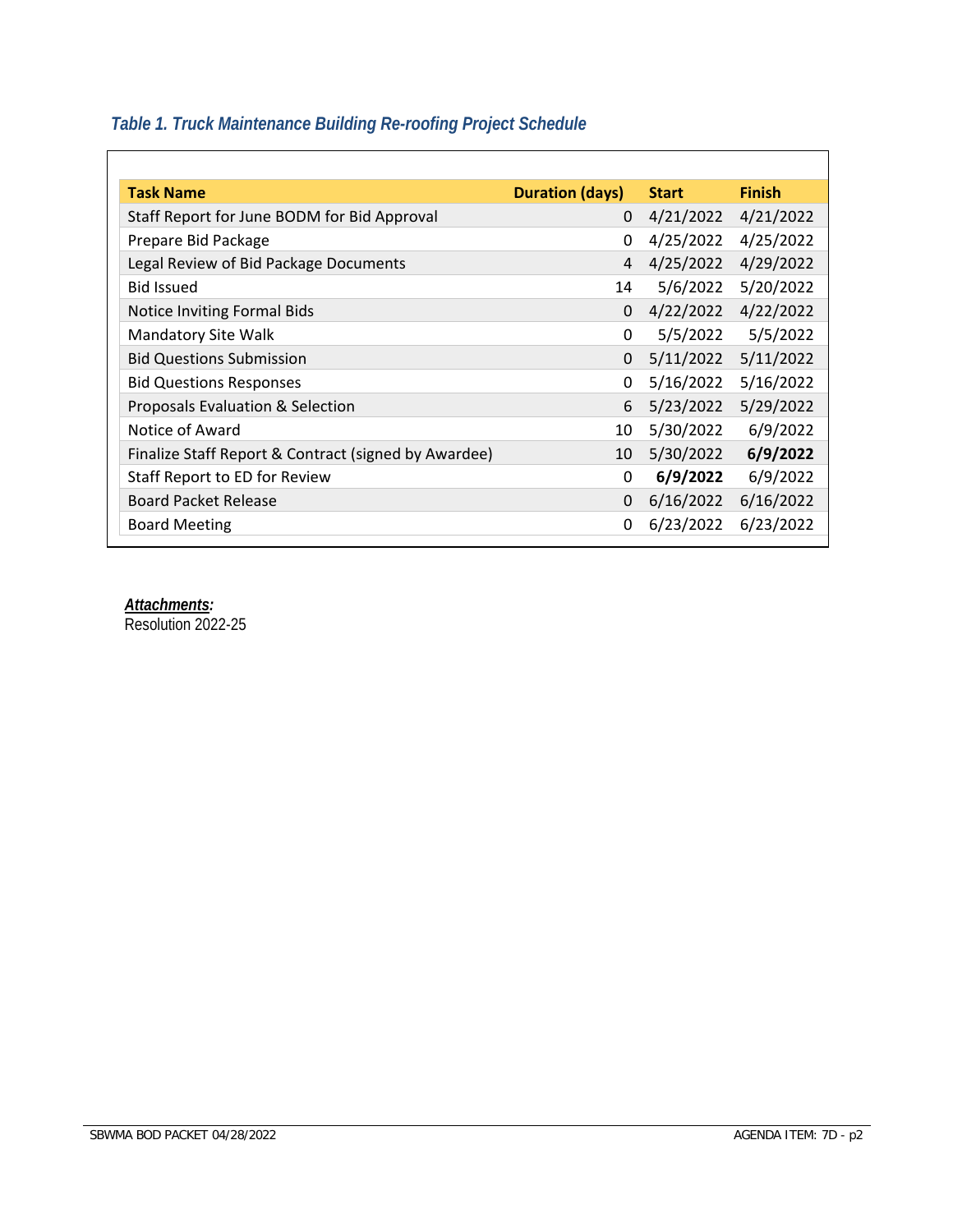*Table 1. Truck Maintenance Building Re-roofing Project Schedule*

| Task Name | Duration (days) | Start | Finish |
|---|---|---|---|
| Staff Report for June BODM for Bid Approval | 0 | 4/21/2022 | 4/21/2022 |
| Prepare Bid Package | 0 | 4/25/2022 | 4/25/2022 |
| Legal Review of Bid Package Documents | 4 | 4/25/2022 | 4/29/2022 |
| Bid Issued | 14 | 5/6/2022 | 5/20/2022 |
| Notice Inviting Formal Bids | 0 | 4/22/2022 | 4/22/2022 |
| Mandatory Site Walk | 0 | 5/5/2022 | 5/5/2022 |
| Bid Questions Submission | 0 | 5/11/2022 | 5/11/2022 |
| Bid Questions Responses | 0 | 5/16/2022 | 5/16/2022 |
| Proposals Evaluation & Selection | 6 | 5/23/2022 | 5/29/2022 |
| Notice of Award | 10 | 5/30/2022 | 6/9/2022 |
| Finalize Staff Report & Contract (signed by Awardee) | 10 | 5/30/2022 | **6/9/2022** |
| Staff Report to ED for Review | 0 | **6/9/2022** | 6/9/2022 |
| Board Packet Release | 0 | 6/16/2022 | 6/16/2022 |
| Board Meeting | 0 | 6/23/2022 | 6/23/2022 |

***Attachments:***
Resolution 2022-25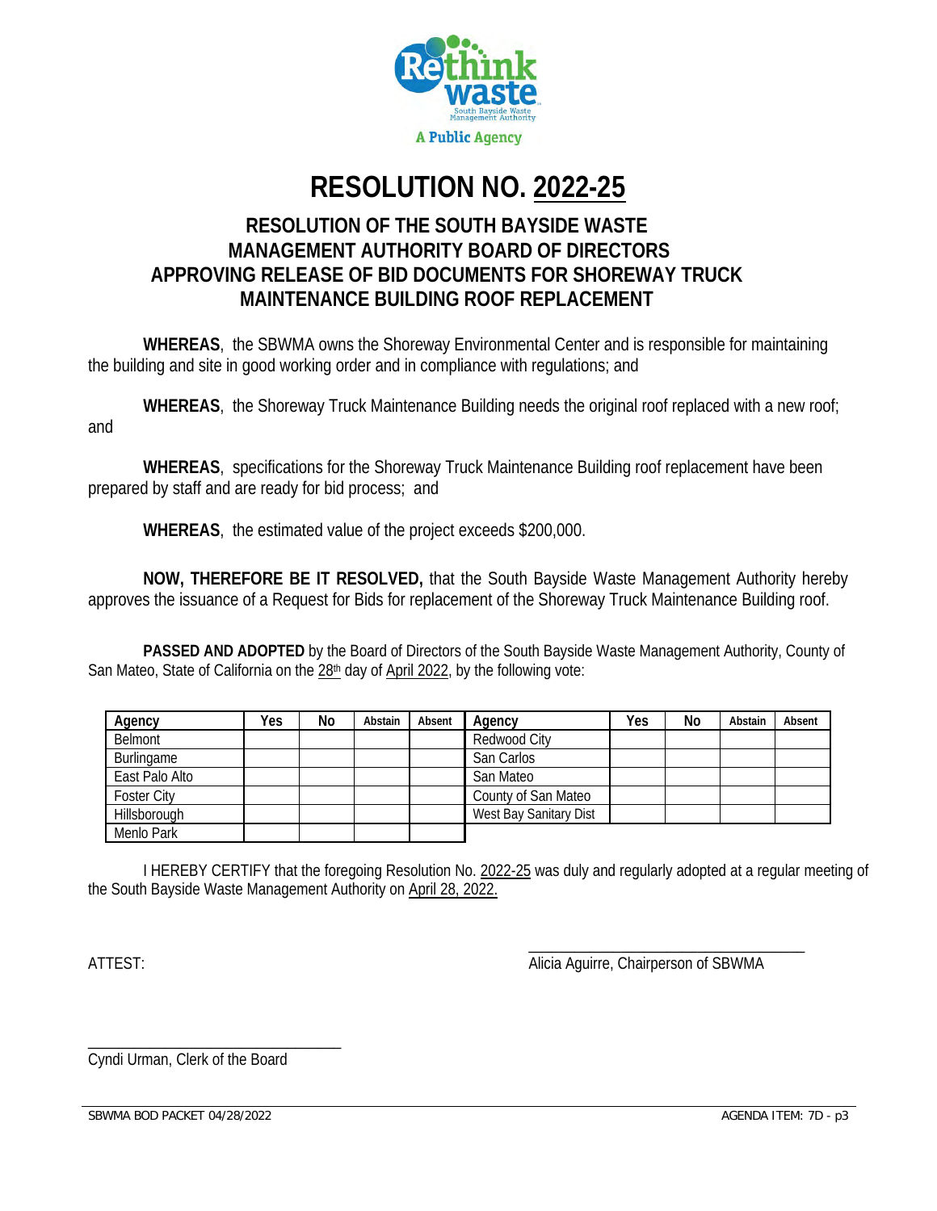# RESOLUTION NO. 2022-25

## RESOLUTION OF THE SOUTH BAYSIDE WASTE MANAGEMENT AUTHORITY BOARD OF DIRECTORS APPROVING RELEASE OF BID DOCUMENTS FOR SHOREWAY TRUCK MAINTENANCE BUILDING ROOF REPLACEMENT

**WHEREAS**, the SBWMA owns the Shoreway Environmental Center and is responsible for maintaining the building and site in good working order and in compliance with regulations; and

**WHEREAS**, the Shoreway Truck Maintenance Building needs the original roof replaced with a new roof; and

**WHEREAS**, specifications for the Shoreway Truck Maintenance Building roof replacement have been prepared by staff and are ready for bid process; and

**WHEREAS**, the estimated value of the project exceeds $200,000.

**NOW, THEREFORE BE IT RESOLVED,** that the South Bayside Waste Management Authority hereby approves the issuance of a Request for Bids for replacement of the Shoreway Truck Maintenance Building roof.

**PASSED AND ADOPTED** by the Board of Directors of the South Bayside Waste Management Authority, County of San Mateo, State of California on the 28th day of April 2022, by the following vote:

| Agency | Yes | No | Abstain | Absent | Agency | Yes | No | Abstain | Absent |
|---|---|---|---|---|---|---|---|---|---|
| Belmont | | | | | Redwood City | | | | |
| Burlingame | | | | | San Carlos | | | | |
| East Palo Alto | | | | | San Mateo | | | | |
| Foster City | | | | | County of San Mateo | | | | |
| Hillsborough | | | | | West Bay Sanitary Dist | | | | |
| Menlo Park | | | | | | | | | |

I HEREBY CERTIFY that the foregoing Resolution No. 2022-25 was duly and regularly adopted at a regular meeting of the South Bayside Waste Management Authority on April 28, 2022.

ATTEST:

\_\_\_\_\_\_\_\_\_\_\_\_\_\_\_\_\_\_\_\_\_\_\_\_\_\_\_\_\_\_\_\_
Alicia Aguirre, Chairperson of SBWMA

\_\_\_\_\_\_\_\_\_\_\_\_\_\_\_\_\_\_\_\_\_\_\_\_\_\_\_\_\_\_\_\_
Cyndi Urman, Clerk of the Board